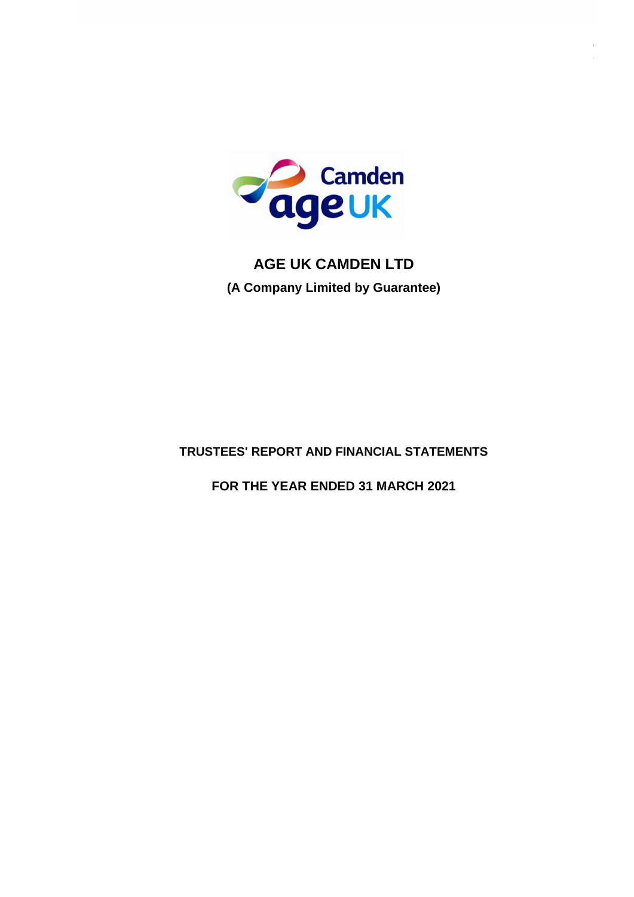# AGE UK CAMDEN LTD

**(A Company Limited by Guarantee)**

**TRUSTEES' REPORT AND FINANCIAL STATEMENTS**

**FOR THE YEAR ENDED 31 MARCH 2021**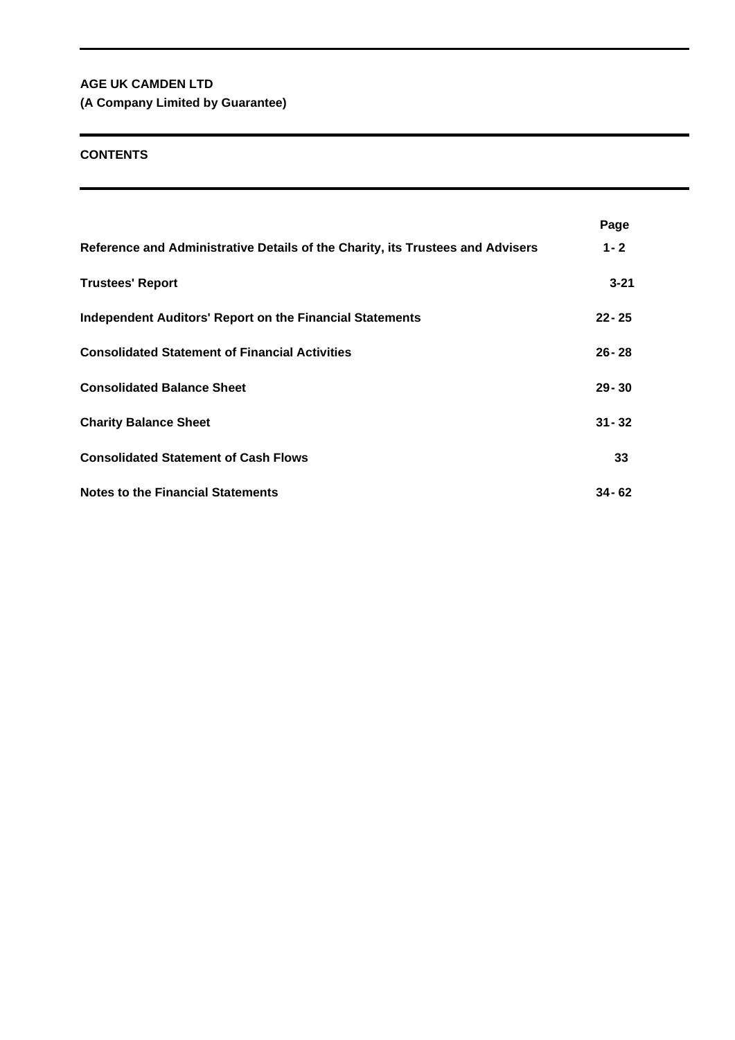**AGE UK CAMDEN LTD**
**(A Company Limited by Guarantee)**

## CONTENTS

| | Page |
|---|---|
| **Reference and Administrative Details of the Charity, its Trustees and Advisers** | **1 - 2** |
| **Trustees' Report** | **3-21** |
| **Independent Auditors' Report on the Financial Statements** | **22 - 25** |
| **Consolidated Statement of Financial Activities** | **26 - 28** |
| **Consolidated Balance Sheet** | **29 - 30** |
| **Charity Balance Sheet** | **31 - 32** |
| **Consolidated Statement of Cash Flows** | **33** |
| **Notes to the Financial Statements** | **34 - 62** |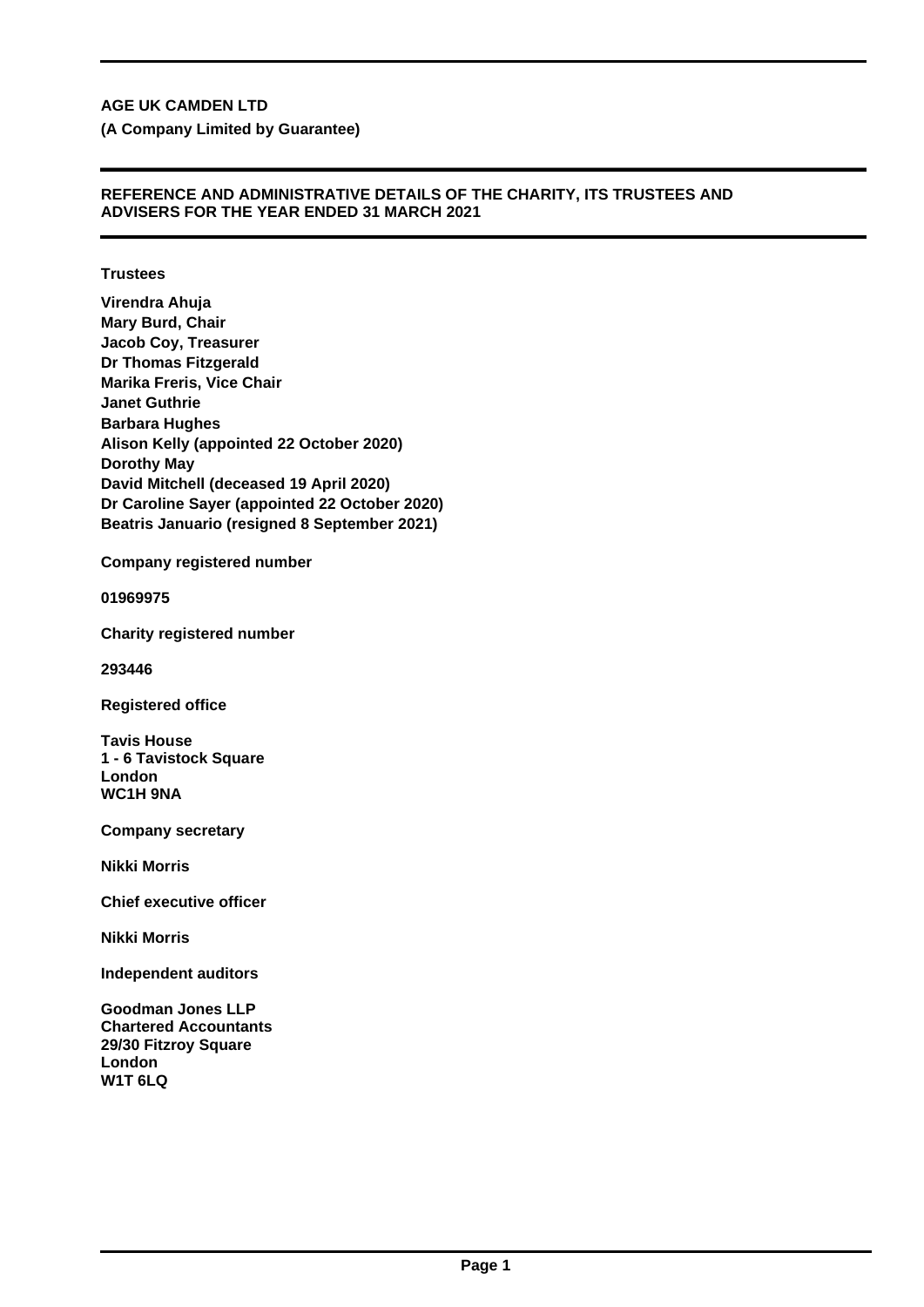**AGE UK CAMDEN LTD**

**(A Company Limited by Guarantee)**

## REFERENCE AND ADMINISTRATIVE DETAILS OF THE CHARITY, ITS TRUSTEES AND ADVISERS FOR THE YEAR ENDED 31 MARCH 2021

**Trustees**

**Virendra Ahuja**
**Mary Burd, Chair**
**Jacob Coy, Treasurer**
**Dr Thomas Fitzgerald**
**Marika Freris, Vice Chair**
**Janet Guthrie**
**Barbara Hughes**
**Alison Kelly (appointed 22 October 2020)**
**Dorothy May**
**David Mitchell (deceased 19 April 2020)**
**Dr Caroline Sayer (appointed 22 October 2020)**
**Beatris Januario (resigned 8 September 2021)**

**Company registered number**

**01969975**

**Charity registered number**

**293446**

**Registered office**

**Tavis House**
**1 - 6 Tavistock Square**
**London**
**WC1H 9NA**

**Company secretary**

**Nikki Morris**

**Chief executive officer**

**Nikki Morris**

**Independent auditors**

**Goodman Jones LLP**
**Chartered Accountants**
**29/30 Fitzroy Square**
**London**
**W1T 6LQ**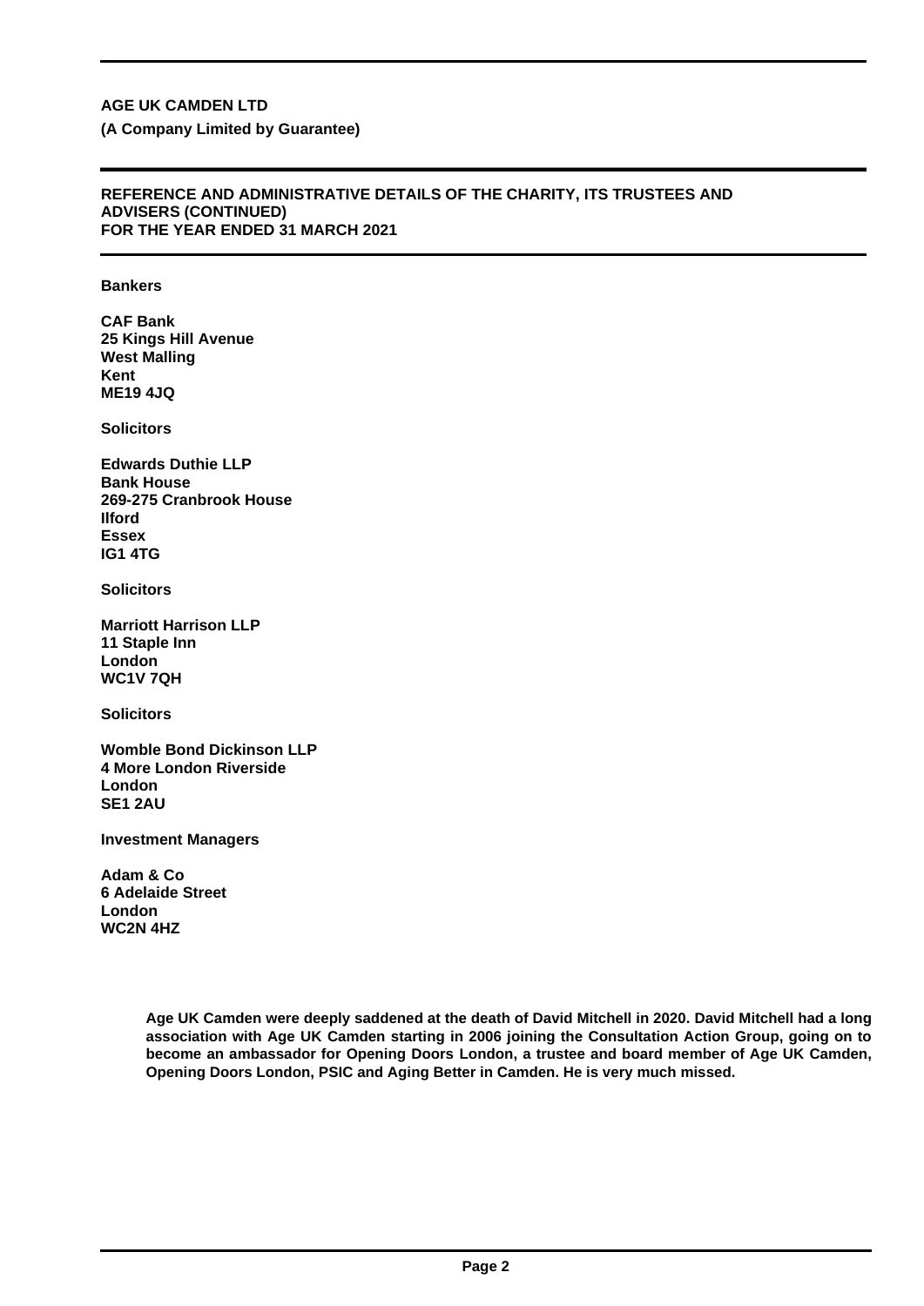**AGE UK CAMDEN LTD**

**(A Company Limited by Guarantee)**

## REFERENCE AND ADMINISTRATIVE DETAILS OF THE CHARITY, ITS TRUSTEES AND ADVISERS (CONTINUED)
## FOR THE YEAR ENDED 31 MARCH 2021

**Bankers**

**CAF Bank**
**25 Kings Hill Avenue**
**West Malling**
**Kent**
**ME19 4JQ**

**Solicitors**

**Edwards Duthie LLP**
**Bank House**
**269-275 Cranbrook House**
**Ilford**
**Essex**
**IG1 4TG**

**Solicitors**

**Marriott Harrison LLP**
**11 Staple Inn**
**London**
**WC1V 7QH**

**Solicitors**

**Womble Bond Dickinson LLP**
**4 More London Riverside**
**London**
**SE1 2AU**

**Investment Managers**

**Adam & Co**
**6 Adelaide Street**
**London**
**WC2N 4HZ**

**Age UK Camden were deeply saddened at the death of David Mitchell in 2020. David Mitchell had a long association with Age UK Camden starting in 2006 joining the Consultation Action Group, going on to become an ambassador for Opening Doors London, a trustee and board member of Age UK Camden, Opening Doors London, PSIC and Aging Better in Camden. He is very much missed.**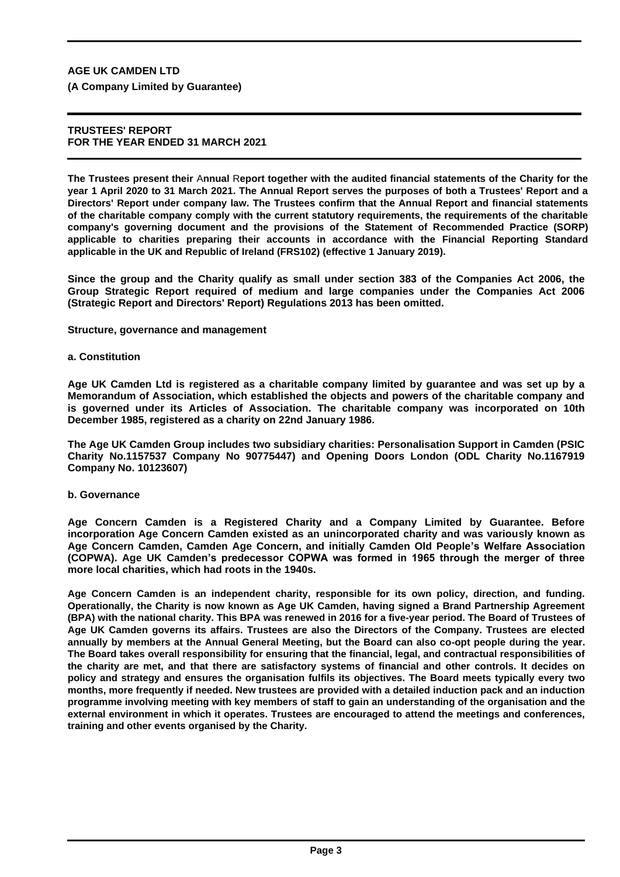**AGE UK CAMDEN LTD**

**(A Company Limited by Guarantee)**

**TRUSTEES' REPORT**
**FOR THE YEAR ENDED 31 MARCH 2021**

**The Trustees present their Annual Report together with the audited financial statements of the Charity for the year 1 April 2020 to 31 March 2021. The Annual Report serves the purposes of both a Trustees' Report and a Directors' Report under company law. The Trustees confirm that the Annual Report and financial statements of the charitable company comply with the current statutory requirements, the requirements of the charitable company's governing document and the provisions of the Statement of Recommended Practice (SORP) applicable to charities preparing their accounts in accordance with the Financial Reporting Standard applicable in the UK and Republic of Ireland (FRS102) (effective 1 January 2019).**

**Since the group and the Charity qualify as small under section 383 of the Companies Act 2006, the Group Strategic Report required of medium and large companies under the Companies Act 2006 (Strategic Report and Directors' Report) Regulations 2013 has been omitted.**

**Structure, governance and management**

**a. Constitution**

**Age UK Camden Ltd is registered as a charitable company limited by guarantee and was set up by a Memorandum of Association, which established the objects and powers of the charitable company and is governed under its Articles of Association. The charitable company was incorporated on 10th December 1985, registered as a charity on 22nd January 1986.**

**The Age UK Camden Group includes two subsidiary charities: Personalisation Support in Camden (PSIC Charity No.1157537 Company No 90775447) and Opening Doors London (ODL Charity No.1167919 Company No. 10123607)**

**b. Governance**

**Age Concern Camden is a Registered Charity and a Company Limited by Guarantee. Before incorporation Age Concern Camden existed as an unincorporated charity and was variously known as Age Concern Camden, Camden Age Concern, and initially Camden Old People's Welfare Association (COPWA). Age UK Camden's predecessor COPWA was formed in 1965 through the merger of three more local charities, which had roots in the 1940s.**

**Age Concern Camden is an independent charity, responsible for its own policy, direction, and funding. Operationally, the Charity is now known as Age UK Camden, having signed a Brand Partnership Agreement (BPA) with the national charity. This BPA was renewed in 2016 for a five-year period. The Board of Trustees of Age UK Camden governs its affairs. Trustees are also the Directors of the Company. Trustees are elected annually by members at the Annual General Meeting, but the Board can also co-opt people during the year. The Board takes overall responsibility for ensuring that the financial, legal, and contractual responsibilities of the charity are met, and that there are satisfactory systems of financial and other controls. It decides on policy and strategy and ensures the organisation fulfils its objectives. The Board meets typically every two months, more frequently if needed. New trustees are provided with a detailed induction pack and an induction programme involving meeting with key members of staff to gain an understanding of the organisation and the external environment in which it operates. Trustees are encouraged to attend the meetings and conferences, training and other events organised by the Charity.**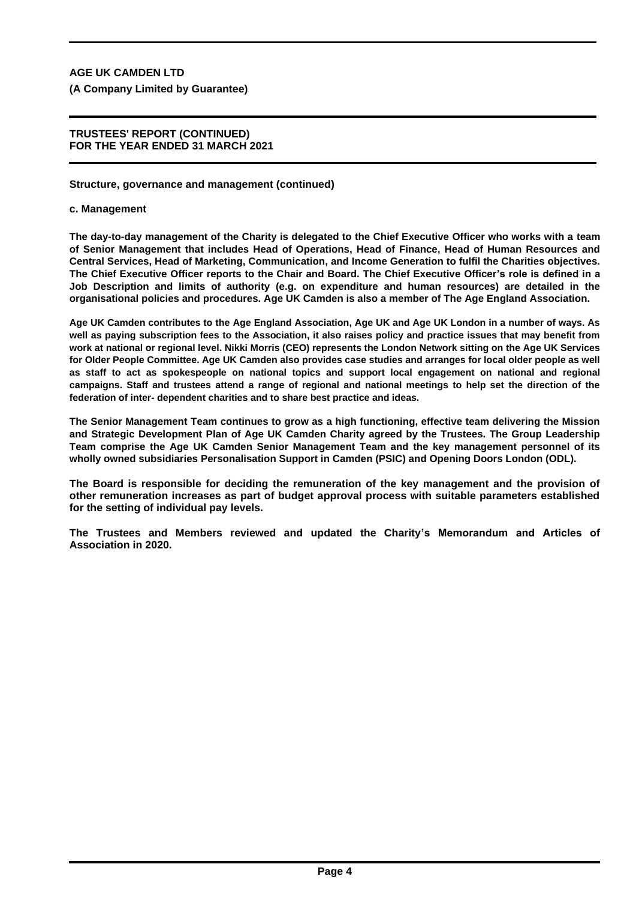**Structure, governance and management (continued)**

**c. Management**

**The day-to-day management of the Charity is delegated to the Chief Executive Officer who works with a team of Senior Management that includes Head of Operations, Head of Finance, Head of Human Resources and Central Services, Head of Marketing, Communication, and Income Generation to fulfil the Charities objectives. The Chief Executive Officer reports to the Chair and Board. The Chief Executive Officer's role is defined in a Job Description and limits of authority (e.g. on expenditure and human resources) are detailed in the organisational policies and procedures. Age UK Camden is also a member of The Age England Association.**

**Age UK Camden contributes to the Age England Association, Age UK and Age UK London in a number of ways. As well as paying subscription fees to the Association, it also raises policy and practice issues that may benefit from work at national or regional level. Nikki Morris (CEO) represents the London Network sitting on the Age UK Services for Older People Committee. Age UK Camden also provides case studies and arranges for local older people as well as staff to act as spokespeople on national topics and support local engagement on national and regional campaigns. Staff and trustees attend a range of regional and national meetings to help set the direction of the federation of inter- dependent charities and to share best practice and ideas.**

**The Senior Management Team continues to grow as a high functioning, effective team delivering the Mission and Strategic Development Plan of Age UK Camden Charity agreed by the Trustees. The Group Leadership Team comprise the Age UK Camden Senior Management Team and the key management personnel of its wholly owned subsidiaries Personalisation Support in Camden (PSIC) and Opening Doors London (ODL).**

**The Board is responsible for deciding the remuneration of the key management and the provision of other remuneration increases as part of budget approval process with suitable parameters established for the setting of individual pay levels.**

**The Trustees and Members reviewed and updated the Charity's Memorandum and Articles of Association in 2020.**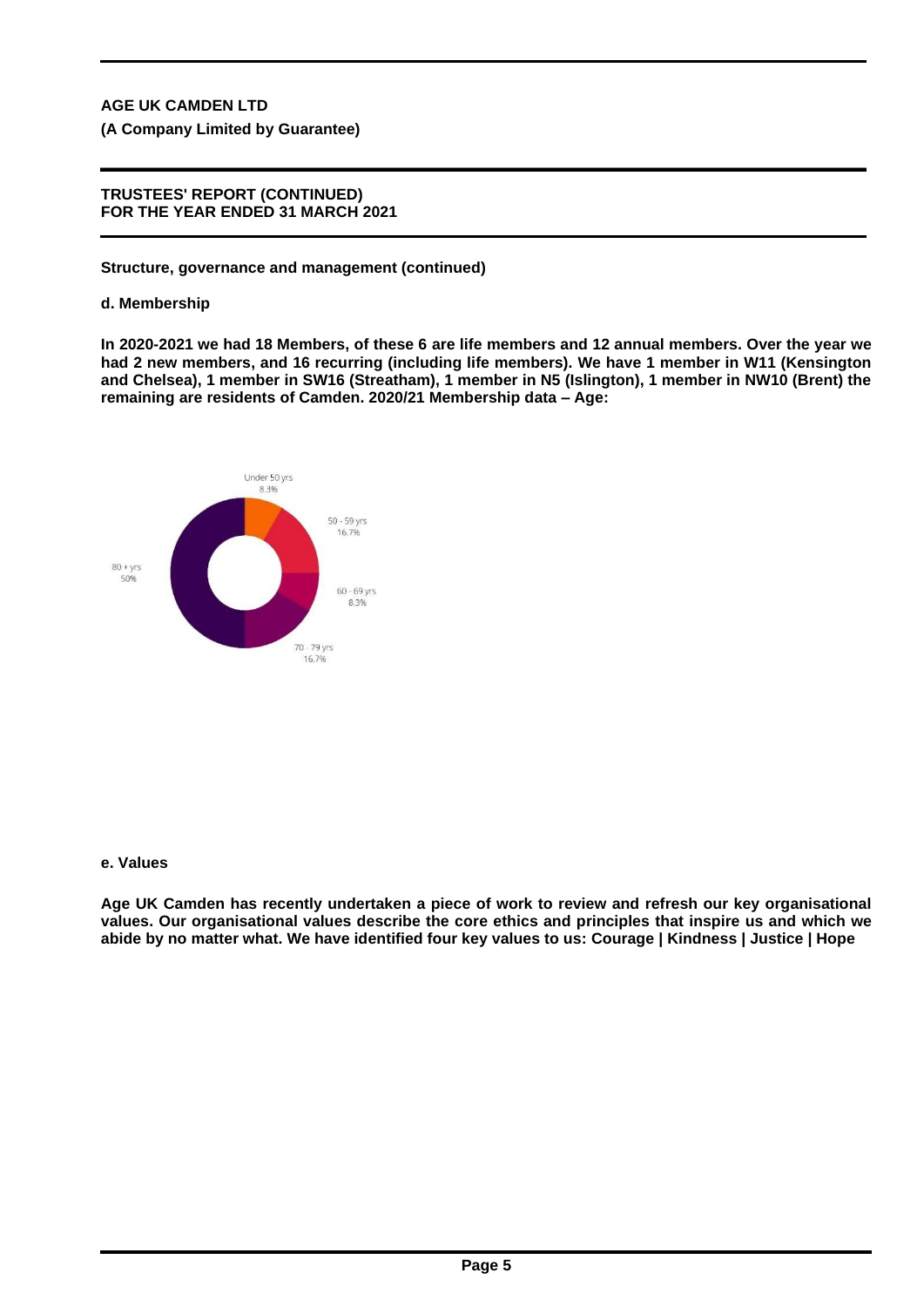**AGE UK CAMDEN LTD**

**(A Company Limited by Guarantee)**

**TRUSTEES' REPORT (CONTINUED)**
**FOR THE YEAR ENDED 31 MARCH 2021**

**Structure, governance and management (continued)**

**d. Membership**

**In 2020-2021 we had 18 Members, of these 6 are life members and 12 annual members. Over the year we had 2 new members, and 16 recurring (including life members). We have 1 member in W11 (Kensington and Chelsea), 1 member in SW16 (Streatham), 1 member in N5 (Islington), 1 member in NW10 (Brent) the remaining are residents of Camden. 2020/21 Membership data – Age:**

Under 50 yrs 8.3%

50 - 59 yrs 16.7%

60 - 69 yrs 8.3%

70 - 79 yrs 16.7%

80 + yrs 50%

**e. Values**

**Age UK Camden has recently undertaken a piece of work to review and refresh our key organisational values. Our organisational values describe the core ethics and principles that inspire us and which we abide by no matter what. We have identified four key values to us: Courage | Kindness | Justice | Hope**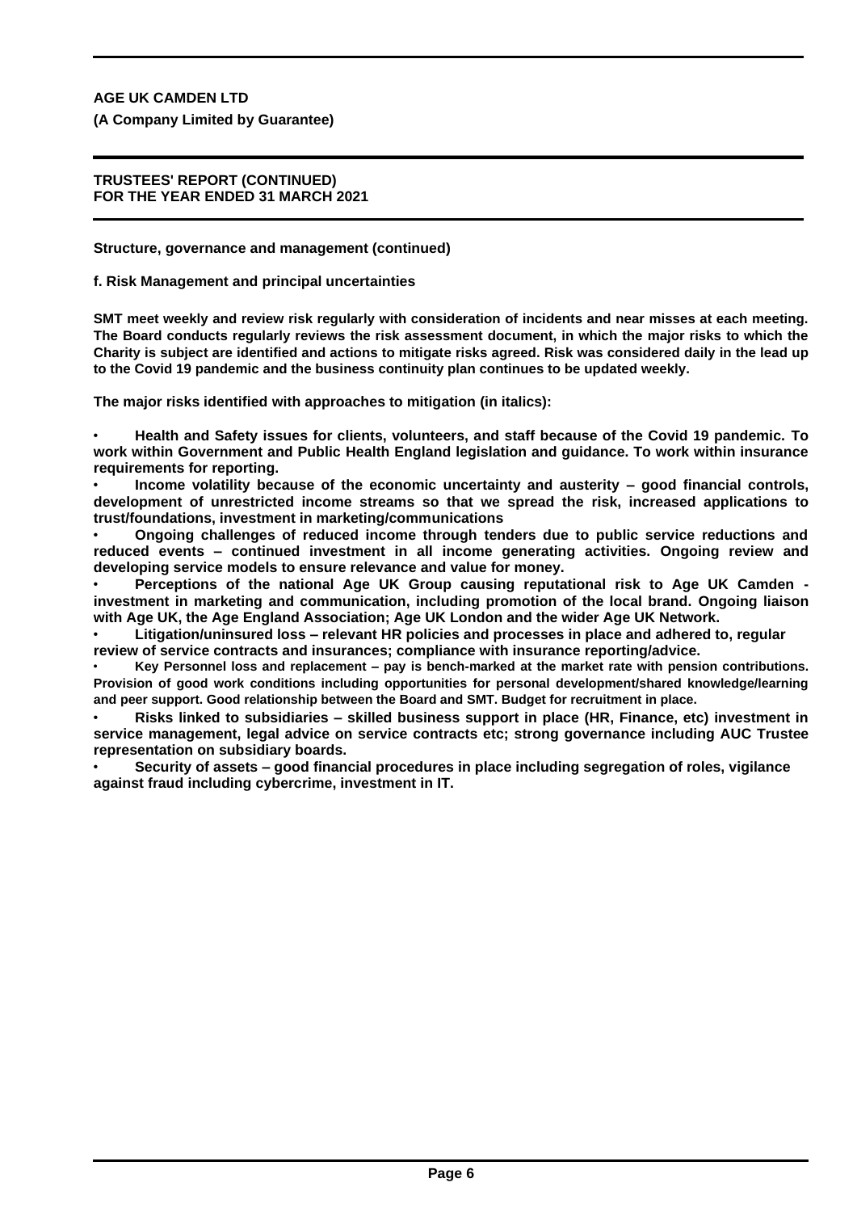**AGE UK CAMDEN LTD**

**(A Company Limited by Guarantee)**

**TRUSTEES' REPORT (CONTINUED)**
**FOR THE YEAR ENDED 31 MARCH 2021**

**Structure, governance and management (continued)**

**f. Risk Management and principal uncertainties**

**SMT meet weekly and review risk regularly with consideration of incidents and near misses at each meeting. The Board conducts regularly reviews the risk assessment document, in which the major risks to which the Charity is subject are identified and actions to mitigate risks agreed. Risk was considered daily in the lead up to the Covid 19 pandemic and the business continuity plan continues to be updated weekly.**

**The major risks identified with approaches to mitigation (in italics):**

- **Health and Safety issues for clients, volunteers, and staff because of the Covid 19 pandemic. To work within Government and Public Health England legislation and guidance. To work within insurance requirements for reporting.**
- **Income volatility because of the economic uncertainty and austerity – good financial controls, development of unrestricted income streams so that we spread the risk, increased applications to trust/foundations, investment in marketing/communications**
- **Ongoing challenges of reduced income through tenders due to public service reductions and reduced events – continued investment in all income generating activities. Ongoing review and developing service models to ensure relevance and value for money.**
- **Perceptions of the national Age UK Group causing reputational risk to Age UK Camden - investment in marketing and communication, including promotion of the local brand. Ongoing liaison with Age UK, the Age England Association; Age UK London and the wider Age UK Network.**
- **Litigation/uninsured loss – relevant HR policies and processes in place and adhered to, regular review of service contracts and insurances; compliance with insurance reporting/advice.**
- **Key Personnel loss and replacement – pay is bench-marked at the market rate with pension contributions. Provision of good work conditions including opportunities for personal development/shared knowledge/learning and peer support. Good relationship between the Board and SMT. Budget for recruitment in place.**
- **Risks linked to subsidiaries – skilled business support in place (HR, Finance, etc) investment in service management, legal advice on service contracts etc; strong governance including AUC Trustee representation on subsidiary boards.**
- **Security of assets – good financial procedures in place including segregation of roles, vigilance against fraud including cybercrime, investment in IT.**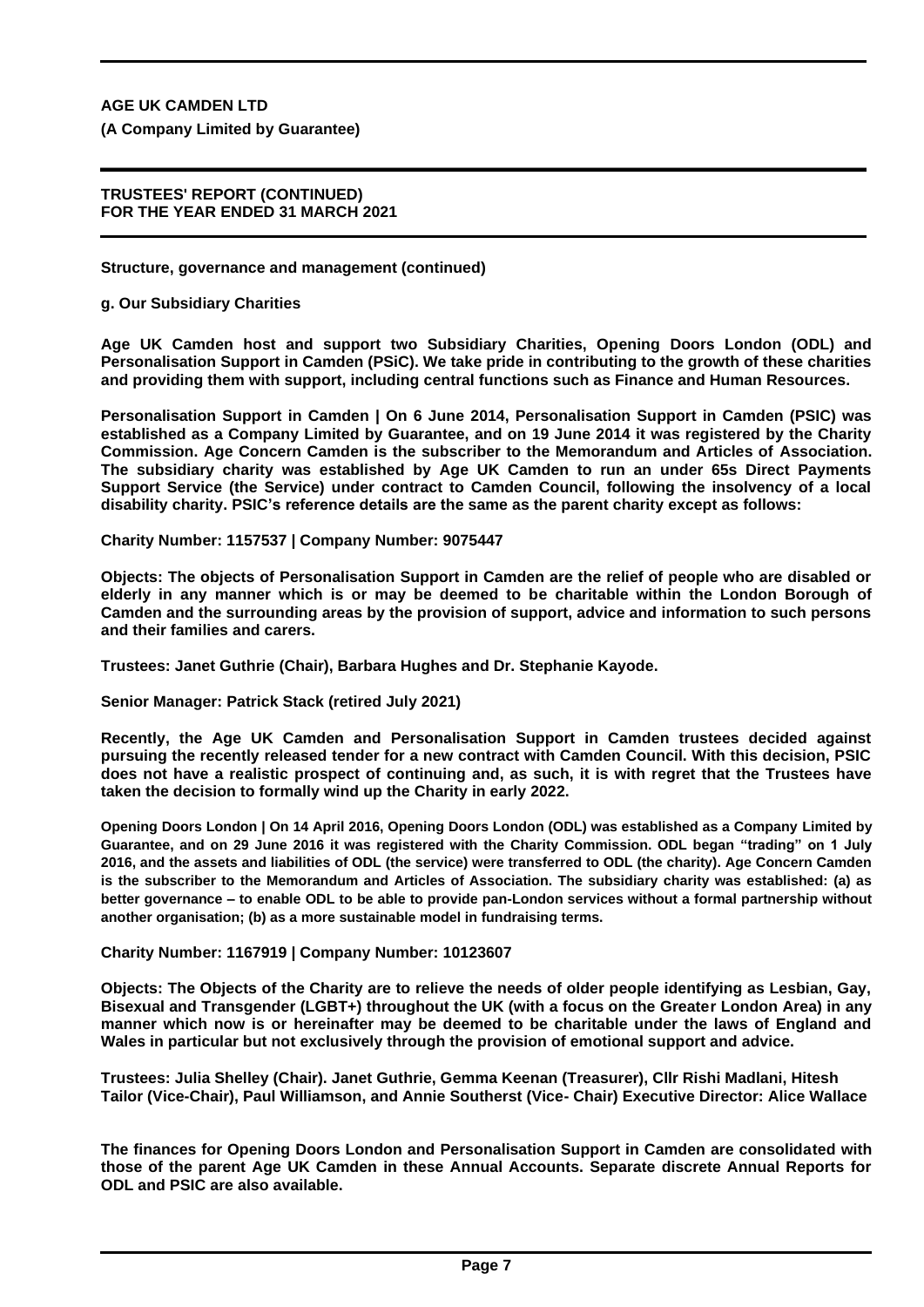**AGE UK CAMDEN LTD**

**(A Company Limited by Guarantee)**

**TRUSTEES' REPORT (CONTINUED)**
**FOR THE YEAR ENDED 31 MARCH 2021**

**Structure, governance and management (continued)**

**g. Our Subsidiary Charities**

**Age UK Camden host and support two Subsidiary Charities, Opening Doors London (ODL) and Personalisation Support in Camden (PSiC). We take pride in contributing to the growth of these charities and providing them with support, including central functions such as Finance and Human Resources.**

**Personalisation Support in Camden | On 6 June 2014, Personalisation Support in Camden (PSIC) was established as a Company Limited by Guarantee, and on 19 June 2014 it was registered by the Charity Commission. Age Concern Camden is the subscriber to the Memorandum and Articles of Association. The subsidiary charity was established by Age UK Camden to run an under 65s Direct Payments Support Service (the Service) under contract to Camden Council, following the insolvency of a local disability charity. PSIC's reference details are the same as the parent charity except as follows:**

**Charity Number: 1157537 | Company Number: 9075447**

**Objects: The objects of Personalisation Support in Camden are the relief of people who are disabled or elderly in any manner which is or may be deemed to be charitable within the London Borough of Camden and the surrounding areas by the provision of support, advice and information to such persons and their families and carers.**

**Trustees: Janet Guthrie (Chair), Barbara Hughes and Dr. Stephanie Kayode.**

**Senior Manager: Patrick Stack (retired July 2021)**

**Recently, the Age UK Camden and Personalisation Support in Camden trustees decided against pursuing the recently released tender for a new contract with Camden Council. With this decision, PSIC does not have a realistic prospect of continuing and, as such, it is with regret that the Trustees have taken the decision to formally wind up the Charity in early 2022.**

**Opening Doors London | On 14 April 2016, Opening Doors London (ODL) was established as a Company Limited by Guarantee, and on 29 June 2016 it was registered with the Charity Commission. ODL began "trading" on 1 July 2016, and the assets and liabilities of ODL (the service) were transferred to ODL (the charity). Age Concern Camden is the subscriber to the Memorandum and Articles of Association. The subsidiary charity was established: (a) as better governance – to enable ODL to be able to provide pan-London services without a formal partnership without another organisation; (b) as a more sustainable model in fundraising terms.**

**Charity Number: 1167919 | Company Number: 10123607**

**Objects: The Objects of the Charity are to relieve the needs of older people identifying as Lesbian, Gay, Bisexual and Transgender (LGBT+) throughout the UK (with a focus on the Greater London Area) in any manner which now is or hereinafter may be deemed to be charitable under the laws of England and Wales in particular but not exclusively through the provision of emotional support and advice.**

**Trustees: Julia Shelley (Chair). Janet Guthrie, Gemma Keenan (Treasurer), Cllr Rishi Madlani, Hitesh Tailor (Vice-Chair), Paul Williamson, and Annie Southerst (Vice- Chair) Executive Director: Alice Wallace**

**The finances for Opening Doors London and Personalisation Support in Camden are consolidated with those of the parent Age UK Camden in these Annual Accounts. Separate discrete Annual Reports for ODL and PSIC are also available.**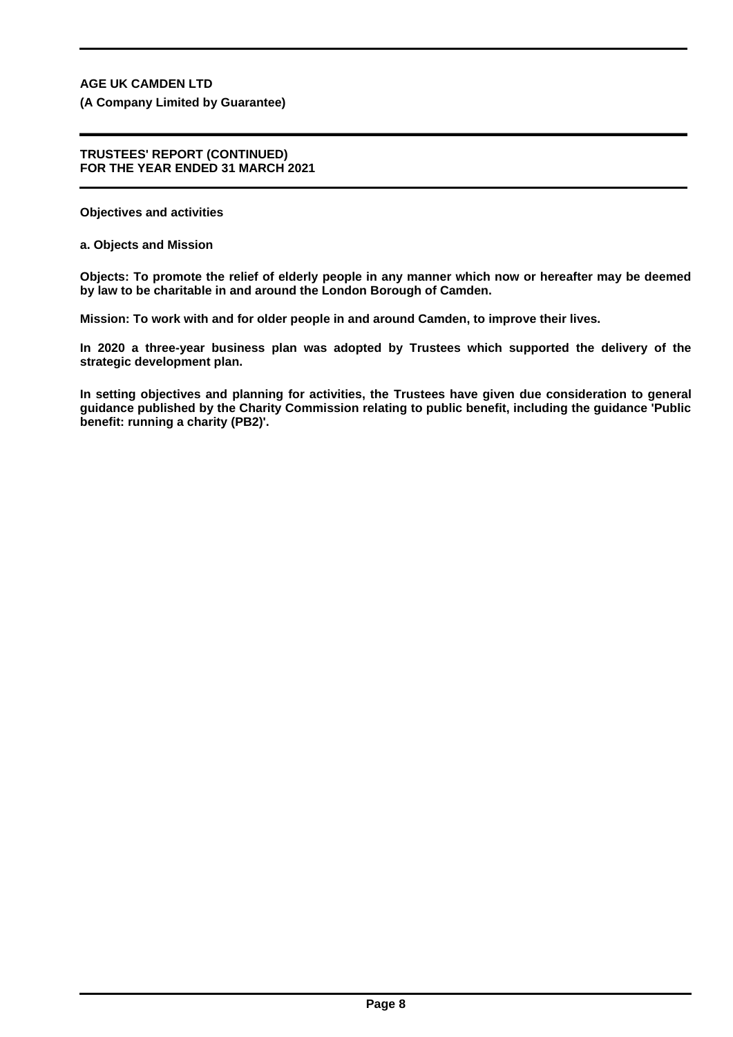**AGE UK CAMDEN LTD**
**(A Company Limited by Guarantee)**

**TRUSTEES' REPORT (CONTINUED)**
**FOR THE YEAR ENDED 31 MARCH 2021**

## Objectives and activities

### a. Objects and Mission

**Objects: To promote the relief of elderly people in any manner which now or hereafter may be deemed by law to be charitable in and around the London Borough of Camden.**

**Mission: To work with and for older people in and around Camden, to improve their lives.**

**In 2020 a three-year business plan was adopted by Trustees which supported the delivery of the strategic development plan.**

**In setting objectives and planning for activities, the Trustees have given due consideration to general guidance published by the Charity Commission relating to public benefit, including the guidance 'Public benefit: running a charity (PB2)'.**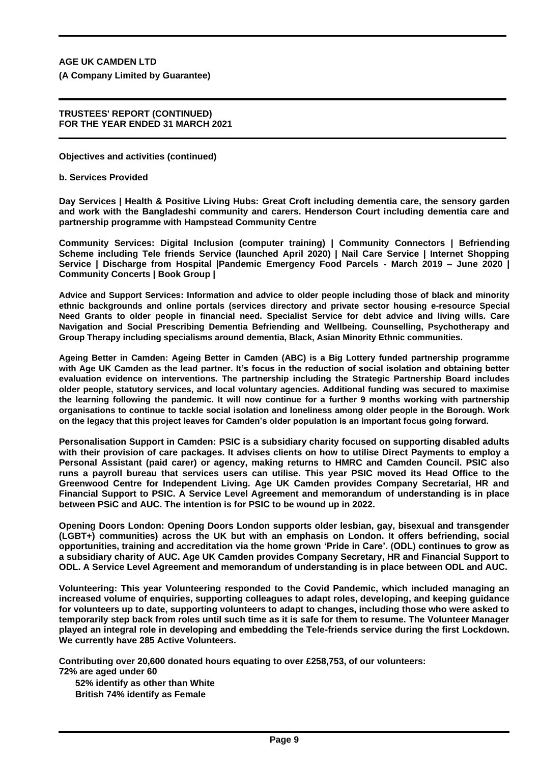**AGE UK CAMDEN LTD**

**(A Company Limited by Guarantee)**

**TRUSTEES' REPORT (CONTINUED)**
**FOR THE YEAR ENDED 31 MARCH 2021**

**Objectives and activities (continued)**

**b. Services Provided**

**Day Services | Health & Positive Living Hubs: Great Croft including dementia care, the sensory garden and work with the Bangladeshi community and carers. Henderson Court including dementia care and partnership programme with Hampstead Community Centre**

**Community Services: Digital Inclusion (computer training) | Community Connectors | Befriending Scheme including Tele friends Service (launched April 2020) | Nail Care Service | Internet Shopping Service | Discharge from Hospital |Pandemic Emergency Food Parcels - March 2019 – June 2020 | Community Concerts | Book Group |**

**Advice and Support Services: Information and advice to older people including those of black and minority ethnic backgrounds and online portals (services directory and private sector housing e-resource Special Need Grants to older people in financial need. Specialist Service for debt advice and living wills. Care Navigation and Social Prescribing Dementia Befriending and Wellbeing. Counselling, Psychotherapy and Group Therapy including specialisms around dementia, Black, Asian Minority Ethnic communities.**

**Ageing Better in Camden: Ageing Better in Camden (ABC) is a Big Lottery funded partnership programme with Age UK Camden as the lead partner. It's focus in the reduction of social isolation and obtaining better evaluation evidence on interventions. The partnership including the Strategic Partnership Board includes older people, statutory services, and local voluntary agencies. Additional funding was secured to maximise the learning following the pandemic. It will now continue for a further 9 months working with partnership organisations to continue to tackle social isolation and loneliness among older people in the Borough. Work on the legacy that this project leaves for Camden's older population is an important focus going forward.**

**Personalisation Support in Camden: PSIC is a subsidiary charity focused on supporting disabled adults with their provision of care packages. It advises clients on how to utilise Direct Payments to employ a Personal Assistant (paid carer) or agency, making returns to HMRC and Camden Council. PSIC also runs a payroll bureau that services users can utilise. This year PSIC moved its Head Office to the Greenwood Centre for Independent Living. Age UK Camden provides Company Secretarial, HR and Financial Support to PSIC. A Service Level Agreement and memorandum of understanding is in place between PSiC and AUC. The intention is for PSIC to be wound up in 2022.**

**Opening Doors London: Opening Doors London supports older lesbian, gay, bisexual and transgender (LGBT+) communities) across the UK but with an emphasis on London. It offers befriending, social opportunities, training and accreditation via the home grown 'Pride in Care'. (ODL) continues to grow as a subsidiary charity of AUC. Age UK Camden provides Company Secretary, HR and Financial Support to ODL. A Service Level Agreement and memorandum of understanding is in place between ODL and AUC.**

**Volunteering: This year Volunteering responded to the Covid Pandemic, which included managing an increased volume of enquiries, supporting colleagues to adapt roles, developing, and keeping guidance for volunteers up to date, supporting volunteers to adapt to changes, including those who were asked to temporarily step back from roles until such time as it is safe for them to resume. The Volunteer Manager played an integral role in developing and embedding the Tele-friends service during the first Lockdown. We currently have 285 Active Volunteers.**

**Contributing over 20,600 donated hours equating to over £258,753, of our volunteers:**
**72% are aged under 60**
**52% identify as other than White**
**British 74% identify as Female**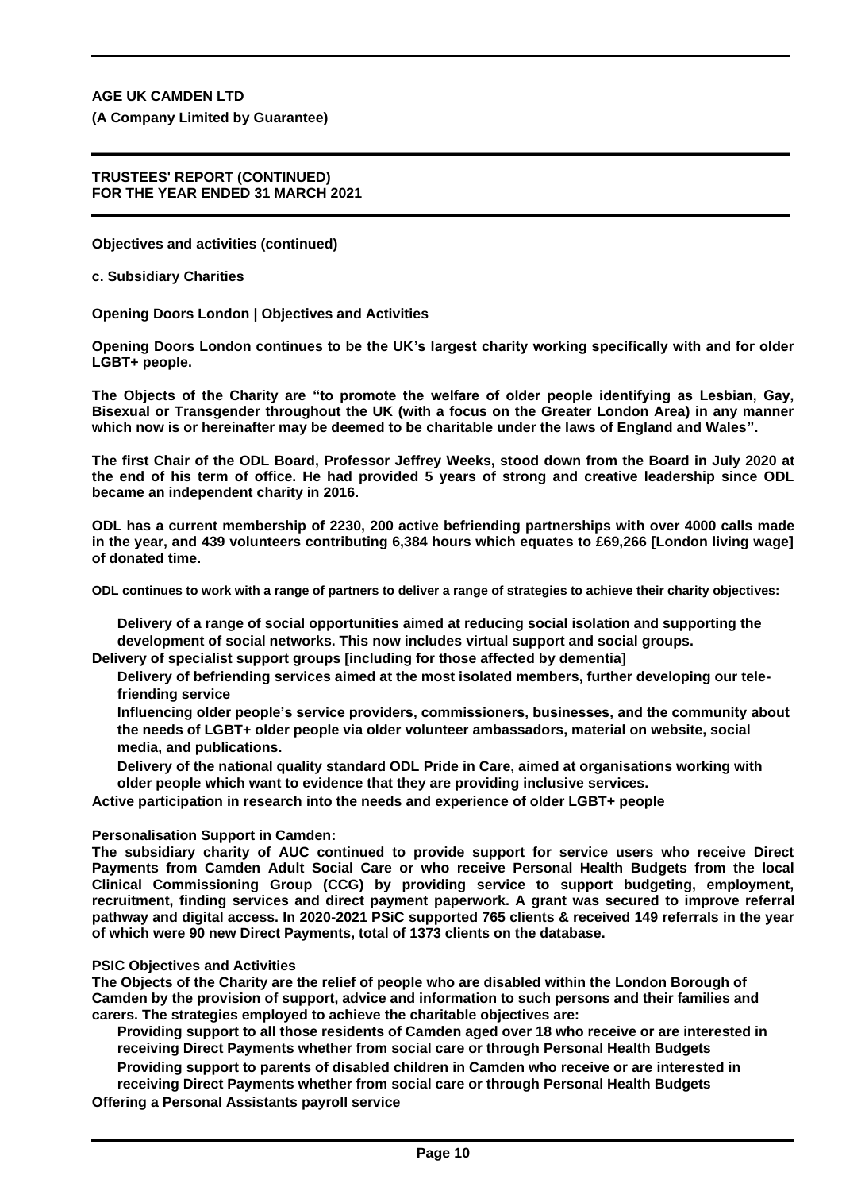**Objectives and activities (continued)**

**c. Subsidiary Charities**

**Opening Doors London | Objectives and Activities**

**Opening Doors London continues to be the UK's largest charity working specifically with and for older LGBT+ people.**

**The Objects of the Charity are "to promote the welfare of older people identifying as Lesbian, Gay, Bisexual or Transgender throughout the UK (with a focus on the Greater London Area) in any manner which now is or hereinafter may be deemed to be charitable under the laws of England and Wales".**

**The first Chair of the ODL Board, Professor Jeffrey Weeks, stood down from the Board in July 2020 at the end of his term of office. He had provided 5 years of strong and creative leadership since ODL became an independent charity in 2016.**

**ODL has a current membership of 2230, 200 active befriending partnerships with over 4000 calls made in the year, and 439 volunteers contributing 6,384 hours which equates to £69,266 [London living wage] of donated time.**

**ODL continues to work with a range of partners to deliver a range of strategies to achieve their charity objectives:**

- **Delivery of a range of social opportunities aimed at reducing social isolation and supporting the development of social networks. This now includes virtual support and social groups.**
- **Delivery of specialist support groups [including for those affected by dementia]**
- **Delivery of befriending services aimed at the most isolated members, further developing our tele-friending service**
- **Influencing older people's service providers, commissioners, businesses, and the community about the needs of LGBT+ older people via older volunteer ambassadors, material on website, social media, and publications.**
- **Delivery of the national quality standard ODL Pride in Care, aimed at organisations working with older people which want to evidence that they are providing inclusive services.**
- **Active participation in research into the needs and experience of older LGBT+ people**

**Personalisation Support in Camden:**
**The subsidiary charity of AUC continued to provide support for service users who receive Direct Payments from Camden Adult Social Care or who receive Personal Health Budgets from the local Clinical Commissioning Group (CCG) by providing service to support budgeting, employment, recruitment, finding services and direct payment paperwork. A grant was secured to improve referral pathway and digital access. In 2020-2021 PSiC supported 765 clients & received 149 referrals in the year of which were 90 new Direct Payments, total of 1373 clients on the database.**

**PSIC Objectives and Activities**
**The Objects of the Charity are the relief of people who are disabled within the London Borough of Camden by the provision of support, advice and information to such persons and their families and carers. The strategies employed to achieve the charitable objectives are:**

- **Providing support to all those residents of Camden aged over 18 who receive or are interested in receiving Direct Payments whether from social care or through Personal Health Budgets**
- **Providing support to parents of disabled children in Camden who receive or are interested in receiving Direct Payments whether from social care or through Personal Health Budgets**
- **Offering a Personal Assistants payroll service**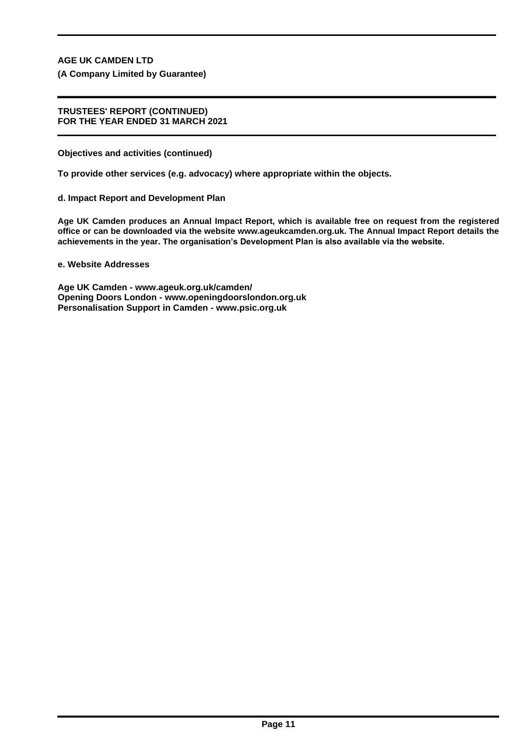**AGE UK CAMDEN LTD**

**(A Company Limited by Guarantee)**

**TRUSTEES' REPORT (CONTINUED)**
**FOR THE YEAR ENDED 31 MARCH 2021**

**Objectives and activities (continued)**

**To provide other services (e.g. advocacy) where appropriate within the objects.**

**d. Impact Report and Development Plan**

**Age UK Camden produces an Annual Impact Report, which is available free on request from the registered office or can be downloaded via the website www.ageukcamden.org.uk. The Annual Impact Report details the achievements in the year. The organisation's Development Plan is also available via the website.**

**e. Website Addresses**

**Age UK Camden - www.ageuk.org.uk/camden/**
**Opening Doors London - www.openingdoorslondon.org.uk**
**Personalisation Support in Camden - www.psic.org.uk**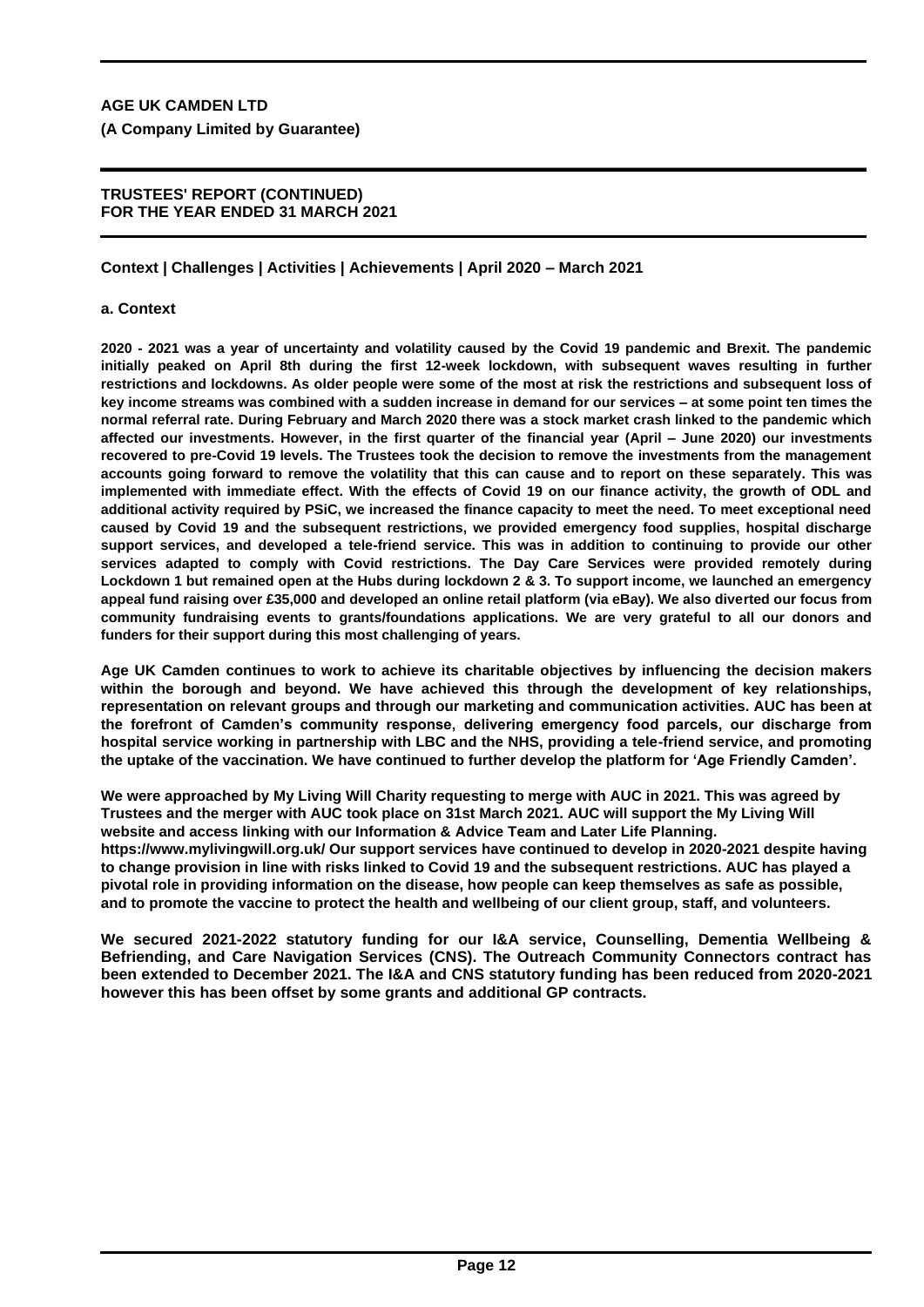**AGE UK CAMDEN LTD**

**(A Company Limited by Guarantee)**

**TRUSTEES' REPORT (CONTINUED)**
**FOR THE YEAR ENDED 31 MARCH 2021**

## Context | Challenges | Activities | Achievements | April 2020 – March 2021

### a. Context

**2020 - 2021 was a year of uncertainty and volatility caused by the Covid 19 pandemic and Brexit. The pandemic initially peaked on April 8th during the first 12-week lockdown, with subsequent waves resulting in further restrictions and lockdowns. As older people were some of the most at risk the restrictions and subsequent loss of key income streams was combined with a sudden increase in demand for our services – at some point ten times the normal referral rate. During February and March 2020 there was a stock market crash linked to the pandemic which affected our investments. However, in the first quarter of the financial year (April – June 2020) our investments recovered to pre-Covid 19 levels. The Trustees took the decision to remove the investments from the management accounts going forward to remove the volatility that this can cause and to report on these separately. This was implemented with immediate effect. With the effects of Covid 19 on our finance activity, the growth of ODL and additional activity required by PSiC, we increased the finance capacity to meet the need. To meet exceptional need caused by Covid 19 and the subsequent restrictions, we provided emergency food supplies, hospital discharge support services, and developed a tele-friend service. This was in addition to continuing to provide our other services adapted to comply with Covid restrictions. The Day Care Services were provided remotely during Lockdown 1 but remained open at the Hubs during lockdown 2 & 3. To support income, we launched an emergency appeal fund raising over £35,000 and developed an online retail platform (via eBay). We also diverted our focus from community fundraising events to grants/foundations applications. We are very grateful to all our donors and funders for their support during this most challenging of years.**

**Age UK Camden continues to work to achieve its charitable objectives by influencing the decision makers within the borough and beyond. We have achieved this through the development of key relationships, representation on relevant groups and through our marketing and communication activities. AUC has been at the forefront of Camden's community response, delivering emergency food parcels, our discharge from hospital service working in partnership with LBC and the NHS, providing a tele-friend service, and promoting the uptake of the vaccination. We have continued to further develop the platform for 'Age Friendly Camden'.**

**We were approached by My Living Will Charity requesting to merge with AUC in 2021. This was agreed by Trustees and the merger with AUC took place on 31st March 2021. AUC will support the My Living Will website and access linking with our Information & Advice Team and Later Life Planning. https://www.mylivingwill.org.uk/ Our support services have continued to develop in 2020-2021 despite having to change provision in line with risks linked to Covid 19 and the subsequent restrictions. AUC has played a pivotal role in providing information on the disease, how people can keep themselves as safe as possible, and to promote the vaccine to protect the health and wellbeing of our client group, staff, and volunteers.**

**We secured 2021-2022 statutory funding for our I&A service, Counselling, Dementia Wellbeing & Befriending, and Care Navigation Services (CNS). The Outreach Community Connectors contract has been extended to December 2021. The I&A and CNS statutory funding has been reduced from 2020-2021 however this has been offset by some grants and additional GP contracts.**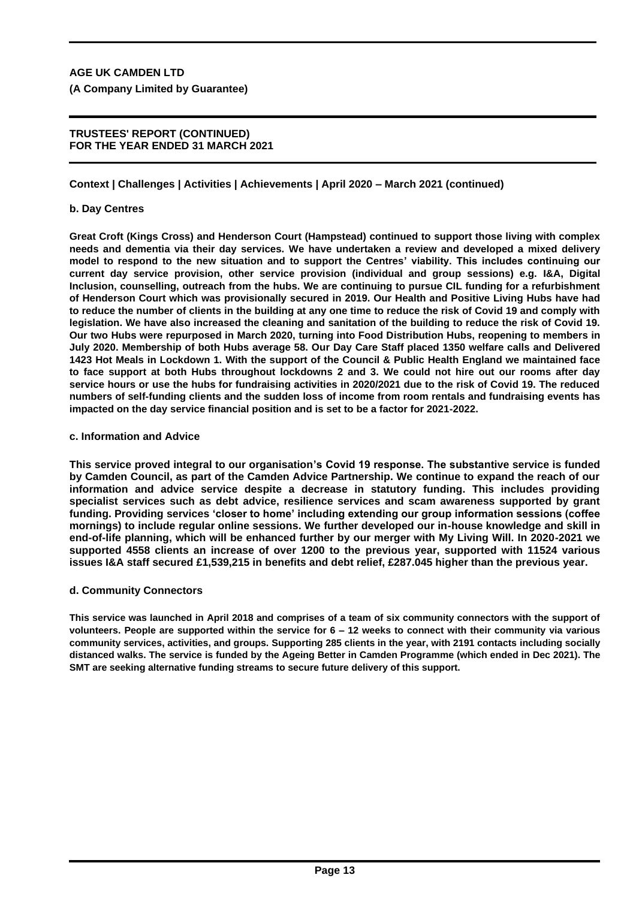**Context | Challenges | Activities | Achievements | April 2020 – March 2021 (continued)**

**b. Day Centres**

**Great Croft (Kings Cross) and Henderson Court (Hampstead) continued to support those living with complex needs and dementia via their day services. We have undertaken a review and developed a mixed delivery model to respond to the new situation and to support the Centres' viability. This includes continuing our current day service provision, other service provision (individual and group sessions) e.g. I&A, Digital Inclusion, counselling, outreach from the hubs. We are continuing to pursue CIL funding for a refurbishment of Henderson Court which was provisionally secured in 2019. Our Health and Positive Living Hubs have had to reduce the number of clients in the building at any one time to reduce the risk of Covid 19 and comply with legislation. We have also increased the cleaning and sanitation of the building to reduce the risk of Covid 19. Our two Hubs were repurposed in March 2020, turning into Food Distribution Hubs, reopening to members in July 2020. Membership of both Hubs average 58. Our Day Care Staff placed 1350 welfare calls and Delivered 1423 Hot Meals in Lockdown 1. With the support of the Council & Public Health England we maintained face to face support at both Hubs throughout lockdowns 2 and 3. We could not hire out our rooms after day service hours or use the hubs for fundraising activities in 2020/2021 due to the risk of Covid 19. The reduced numbers of self-funding clients and the sudden loss of income from room rentals and fundraising events has impacted on the day service financial position and is set to be a factor for 2021-2022.**

**c. Information and Advice**

**This service proved integral to our organisation's Covid 19 response. The substantive service is funded by Camden Council, as part of the Camden Advice Partnership. We continue to expand the reach of our information and advice service despite a decrease in statutory funding. This includes providing specialist services such as debt advice, resilience services and scam awareness supported by grant funding. Providing services 'closer to home' including extending our group information sessions (coffee mornings) to include regular online sessions. We further developed our in-house knowledge and skill in end-of-life planning, which will be enhanced further by our merger with My Living Will. In 2020-2021 we supported 4558 clients an increase of over 1200 to the previous year, supported with 11524 various issues I&A staff secured £1,539,215 in benefits and debt relief, £287.045 higher than the previous year.**

**d. Community Connectors**

**This service was launched in April 2018 and comprises of a team of six community connectors with the support of volunteers. People are supported within the service for 6 – 12 weeks to connect with their community via various community services, activities, and groups. Supporting 285 clients in the year, with 2191 contacts including socially distanced walks. The service is funded by the Ageing Better in Camden Programme (which ended in Dec 2021). The SMT are seeking alternative funding streams to secure future delivery of this support.**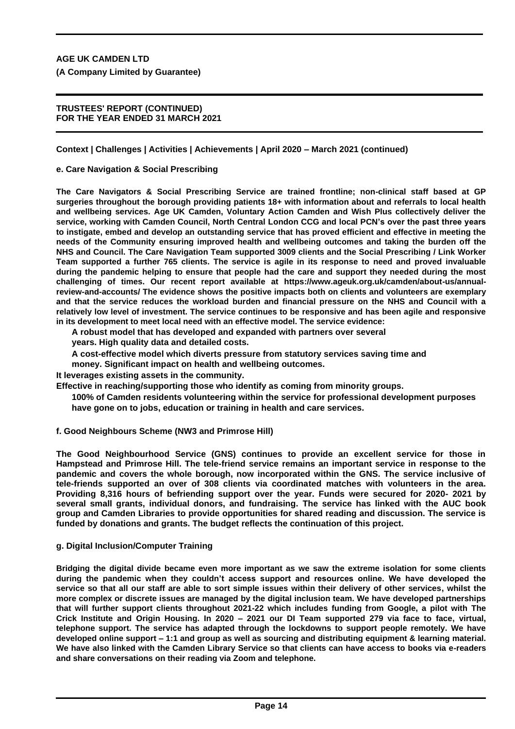**AGE UK CAMDEN LTD**
**(A Company Limited by Guarantee)**

**TRUSTEES' REPORT (CONTINUED)**
**FOR THE YEAR ENDED 31 MARCH 2021**

**Context | Challenges | Activities | Achievements | April 2020 – March 2021 (continued)**

**e. Care Navigation & Social Prescribing**

**The Care Navigators & Social Prescribing Service are trained frontline; non-clinical staff based at GP surgeries throughout the borough providing patients 18+ with information about and referrals to local health and wellbeing services. Age UK Camden, Voluntary Action Camden and Wish Plus collectively deliver the service, working with Camden Council, North Central London CCG and local PCN's over the past three years to instigate, embed and develop an outstanding service that has proved efficient and effective in meeting the needs of the Community ensuring improved health and wellbeing outcomes and taking the burden off the NHS and Council. The Care Navigation Team supported 3009 clients and the Social Prescribing / Link Worker Team supported a further 765 clients. The service is agile in its response to need and proved invaluable during the pandemic helping to ensure that people had the care and support they needed during the most challenging of times. Our recent report available at https://www.ageuk.org.uk/camden/about-us/annual-review-and-accounts/ The evidence shows the positive impacts both on clients and volunteers are exemplary and that the service reduces the workload burden and financial pressure on the NHS and Council with a relatively low level of investment. The service continues to be responsive and has been agile and responsive in its development to meet local need with an effective model. The service evidence:**

**A robust model that has developed and expanded with partners over several years. High quality data and detailed costs.**

**A cost-effective model which diverts pressure from statutory services saving time and money. Significant impact on health and wellbeing outcomes.**

**It leverages existing assets in the community.**

**Effective in reaching/supporting those who identify as coming from minority groups.**

**100% of Camden residents volunteering within the service for professional development purposes have gone on to jobs, education or training in health and care services.**

**f. Good Neighbours Scheme (NW3 and Primrose Hill)**

**The Good Neighbourhood Service (GNS) continues to provide an excellent service for those in Hampstead and Primrose Hill. The tele-friend service remains an important service in response to the pandemic and covers the whole borough, now incorporated within the GNS. The service inclusive of tele-friends supported an over of 308 clients via coordinated matches with volunteers in the area. Providing 8,316 hours of befriending support over the year. Funds were secured for 2020- 2021 by several small grants, individual donors, and fundraising. The service has linked with the AUC book group and Camden Libraries to provide opportunities for shared reading and discussion. The service is funded by donations and grants. The budget reflects the continuation of this project.**

**g. Digital Inclusion/Computer Training**

**Bridging the digital divide became even more important as we saw the extreme isolation for some clients during the pandemic when they couldn't access support and resources online. We have developed the service so that all our staff are able to sort simple issues within their delivery of other services, whilst the more complex or discrete issues are managed by the digital inclusion team. We have developed partnerships that will further support clients throughout 2021-22 which includes funding from Google, a pilot with The Crick Institute and Origin Housing. In 2020 – 2021 our DI Team supported 279 via face to face, virtual, telephone support. The service has adapted through the lockdowns to support people remotely. We have developed online support – 1:1 and group as well as sourcing and distributing equipment & learning material. We have also linked with the Camden Library Service so that clients can have access to books via e-readers and share conversations on their reading via Zoom and telephone.**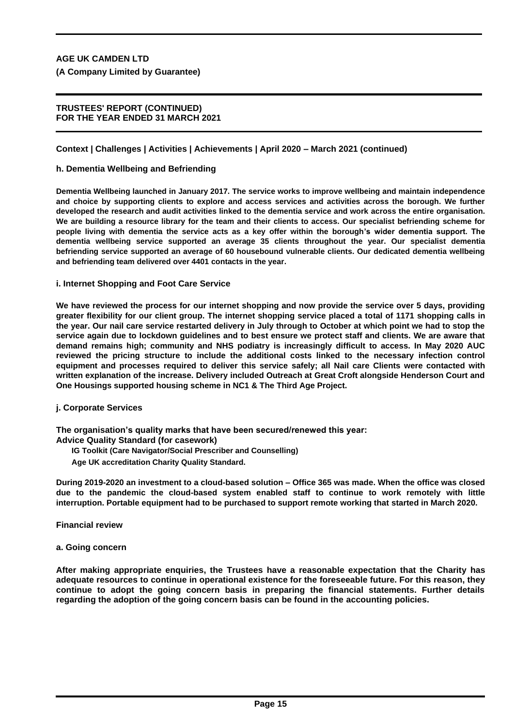**AGE UK CAMDEN LTD**

**(A Company Limited by Guarantee)**

**TRUSTEES' REPORT (CONTINUED)**
**FOR THE YEAR ENDED 31 MARCH 2021**

### Context | Challenges | Activities | Achievements | April 2020 – March 2021 (continued)

#### h. Dementia Wellbeing and Befriending

**Dementia Wellbeing launched in January 2017. The service works to improve wellbeing and maintain independence and choice by supporting clients to explore and access services and activities across the borough. We further developed the research and audit activities linked to the dementia service and work across the entire organisation. We are building a resource library for the team and their clients to access. Our specialist befriending scheme for people living with dementia the service acts as a key offer within the borough's wider dementia support. The dementia wellbeing service supported an average 35 clients throughout the year. Our specialist dementia befriending service supported an average of 60 housebound vulnerable clients. Our dedicated dementia wellbeing and befriending team delivered over 4401 contacts in the year.**

#### i. Internet Shopping and Foot Care Service

**We have reviewed the process for our internet shopping and now provide the service over 5 days, providing greater flexibility for our client group. The internet shopping service placed a total of 1171 shopping calls in the year. Our nail care service restarted delivery in July through to October at which point we had to stop the service again due to lockdown guidelines and to best ensure we protect staff and clients. We are aware that demand remains high; community and NHS podiatry is increasingly difficult to access. In May 2020 AUC reviewed the pricing structure to include the additional costs linked to the necessary infection control equipment and processes required to deliver this service safely; all Nail care Clients were contacted with written explanation of the increase. Delivery included Outreach at Great Croft alongside Henderson Court and One Housings supported housing scheme in NC1 & The Third Age Project.**

#### j. Corporate Services

**The organisation's quality marks that have been secured/renewed this year:**
**Advice Quality Standard (for casework)**

**IG Toolkit (Care Navigator/Social Prescriber and Counselling)**

**Age UK accreditation Charity Quality Standard.**

**During 2019-2020 an investment to a cloud-based solution – Office 365 was made. When the office was closed due to the pandemic the cloud-based system enabled staff to continue to work remotely with little interruption. Portable equipment had to be purchased to support remote working that started in March 2020.**

### Financial review

#### a. Going concern

**After making appropriate enquiries, the Trustees have a reasonable expectation that the Charity has adequate resources to continue in operational existence for the foreseeable future. For this reason, they continue to adopt the going concern basis in preparing the financial statements. Further details regarding the adoption of the going concern basis can be found in the accounting policies.**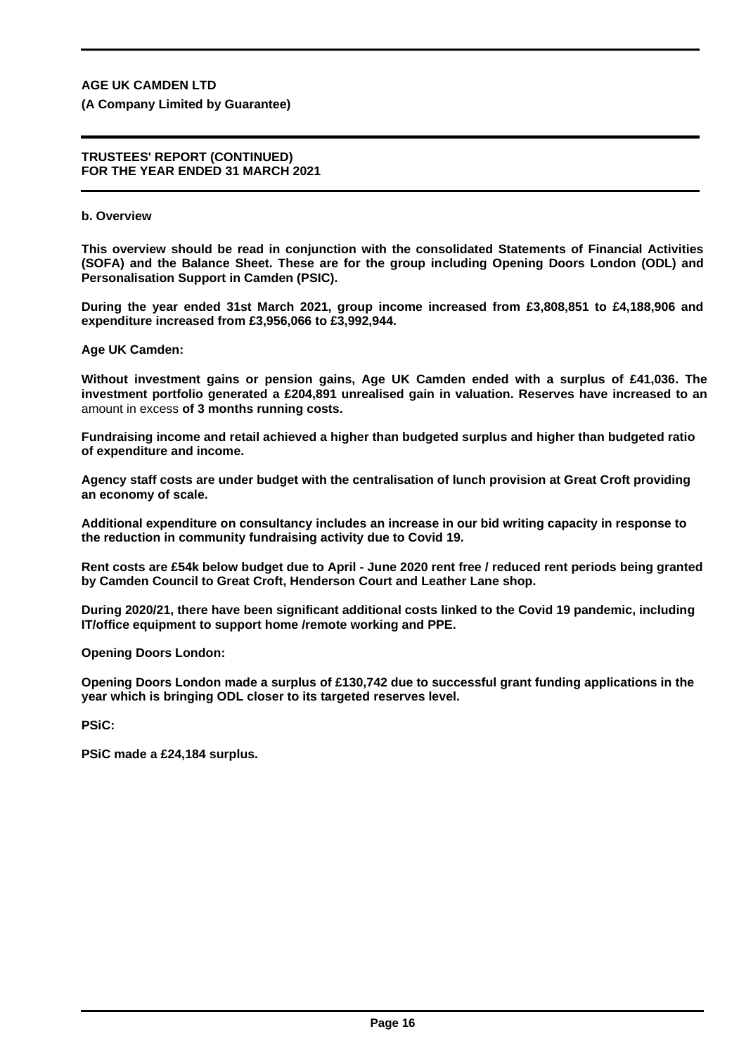**AGE UK CAMDEN LTD**

**(A Company Limited by Guarantee)**

**TRUSTEES' REPORT (CONTINUED)**
**FOR THE YEAR ENDED 31 MARCH 2021**

**b. Overview**

**This overview should be read in conjunction with the consolidated Statements of Financial Activities (SOFA) and the Balance Sheet. These are for the group including Opening Doors London (ODL) and Personalisation Support in Camden (PSIC).**

**During the year ended 31st March 2021, group income increased from £3,808,851 to £4,188,906 and expenditure increased from £3,956,066 to £3,992,944.**

**Age UK Camden:**

**Without investment gains or pension gains, Age UK Camden ended with a surplus of £41,036. The investment portfolio generated a £204,891 unrealised gain in valuation. Reserves have increased to an** amount in excess **of 3 months running costs.**

**Fundraising income and retail achieved a higher than budgeted surplus and higher than budgeted ratio of expenditure and income.**

**Agency staff costs are under budget with the centralisation of lunch provision at Great Croft providing an economy of scale.**

**Additional expenditure on consultancy includes an increase in our bid writing capacity in response to the reduction in community fundraising activity due to Covid 19.**

**Rent costs are £54k below budget due to April - June 2020 rent free / reduced rent periods being granted by Camden Council to Great Croft, Henderson Court and Leather Lane shop.**

**During 2020/21, there have been significant additional costs linked to the Covid 19 pandemic, including IT/office equipment to support home /remote working and PPE.**

**Opening Doors London:**

**Opening Doors London made a surplus of £130,742 due to successful grant funding applications in the year which is bringing ODL closer to its targeted reserves level.**

**PSiC:**

**PSiC made a £24,184 surplus.**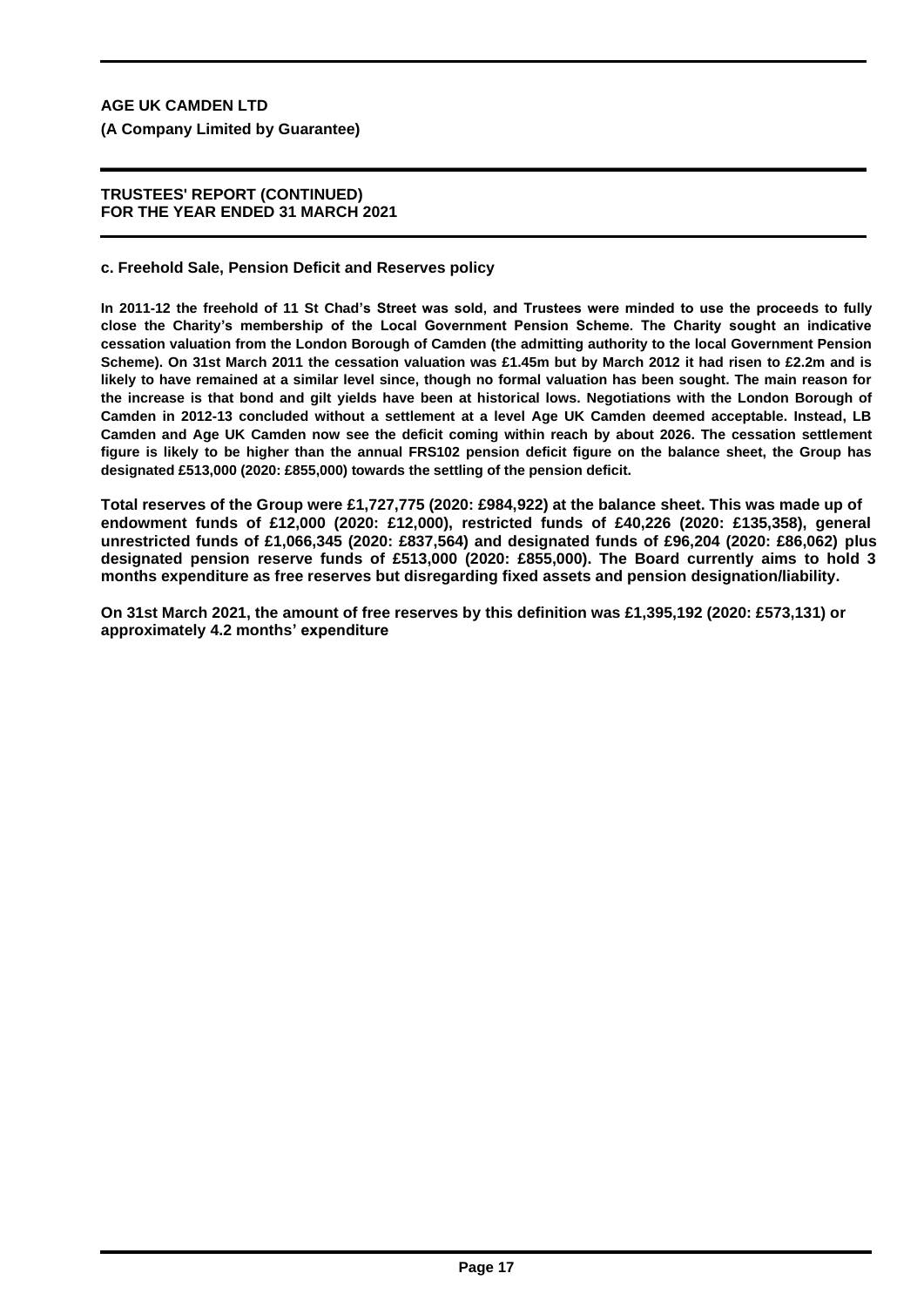**AGE UK CAMDEN LTD**

**(A Company Limited by Guarantee)**

**TRUSTEES' REPORT (CONTINUED)**
**FOR THE YEAR ENDED 31 MARCH 2021**

**c. Freehold Sale, Pension Deficit and Reserves policy**

**In 2011-12 the freehold of 11 St Chad's Street was sold, and Trustees were minded to use the proceeds to fully close the Charity's membership of the Local Government Pension Scheme. The Charity sought an indicative cessation valuation from the London Borough of Camden (the admitting authority to the local Government Pension Scheme). On 31st March 2011 the cessation valuation was £1.45m but by March 2012 it had risen to £2.2m and is likely to have remained at a similar level since, though no formal valuation has been sought. The main reason for the increase is that bond and gilt yields have been at historical lows. Negotiations with the London Borough of Camden in 2012-13 concluded without a settlement at a level Age UK Camden deemed acceptable. Instead, LB Camden and Age UK Camden now see the deficit coming within reach by about 2026. The cessation settlement figure is likely to be higher than the annual FRS102 pension deficit figure on the balance sheet, the Group has designated £513,000 (2020: £855,000) towards the settling of the pension deficit.**

**Total reserves of the Group were £1,727,775 (2020: £984,922) at the balance sheet. This was made up of endowment funds of £12,000 (2020: £12,000), restricted funds of £40,226 (2020: £135,358), general unrestricted funds of £1,066,345 (2020: £837,564) and designated funds of £96,204 (2020: £86,062) plus designated pension reserve funds of £513,000 (2020: £855,000). The Board currently aims to hold 3 months expenditure as free reserves but disregarding fixed assets and pension designation/liability.**

**On 31st March 2021, the amount of free reserves by this definition was £1,395,192 (2020: £573,131) or approximately 4.2 months' expenditure**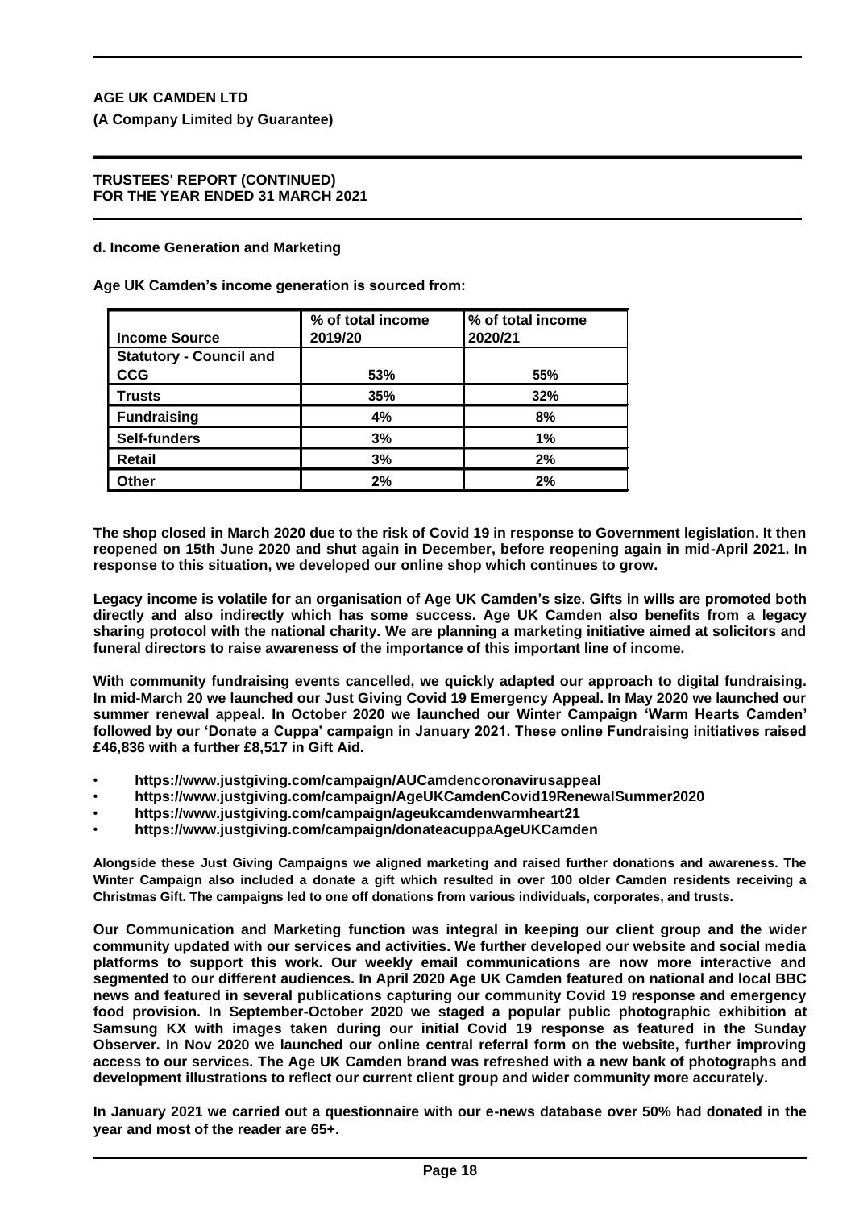**AGE UK CAMDEN LTD**

**(A Company Limited by Guarantee)**

**TRUSTEES' REPORT (CONTINUED)**
**FOR THE YEAR ENDED 31 MARCH 2021**

#### d. Income Generation and Marketing

**Age UK Camden's income generation is sourced from:**

| Income Source | % of total income 2019/20 | % of total income 2020/21 |
|---|---|---|
| Statutory - Council and CCG | 53% | 55% |
| Trusts | 35% | 32% |
| Fundraising | 4% | 8% |
| Self-funders | 3% | 1% |
| Retail | 3% | 2% |
| Other | 2% | 2% |

**The shop closed in March 2020 due to the risk of Covid 19 in response to Government legislation. It then reopened on 15th June 2020 and shut again in December, before reopening again in mid-April 2021. In response to this situation, we developed our online shop which continues to grow.**

**Legacy income is volatile for an organisation of Age UK Camden's size. Gifts in wills are promoted both directly and also indirectly which has some success. Age UK Camden also benefits from a legacy sharing protocol with the national charity. We are planning a marketing initiative aimed at solicitors and funeral directors to raise awareness of the importance of this important line of income.**

**With community fundraising events cancelled, we quickly adapted our approach to digital fundraising. In mid-March 20 we launched our Just Giving Covid 19 Emergency Appeal. In May 2020 we launched our summer renewal appeal. In October 2020 we launched our Winter Campaign 'Warm Hearts Camden' followed by our 'Donate a Cuppa' campaign in January 2021. These online Fundraising initiatives raised £46,836 with a further £8,517 in Gift Aid.**

- **https://www.justgiving.com/campaign/AUCamdencoronavirusappeal**
- **https://www.justgiving.com/campaign/AgeUKCamdenCovid19RenewalSummer2020**
- **https://www.justgiving.com/campaign/ageukcamdenwarmheart21**
- **https://www.justgiving.com/campaign/donateacuppaAgeUKCamden**

**Alongside these Just Giving Campaigns we aligned marketing and raised further donations and awareness. The Winter Campaign also included a donate a gift which resulted in over 100 older Camden residents receiving a Christmas Gift. The campaigns led to one off donations from various individuals, corporates, and trusts.**

**Our Communication and Marketing function was integral in keeping our client group and the wider community updated with our services and activities. We further developed our website and social media platforms to support this work. Our weekly email communications are now more interactive and segmented to our different audiences. In April 2020 Age UK Camden featured on national and local BBC news and featured in several publications capturing our community Covid 19 response and emergency food provision. In September-October 2020 we staged a popular public photographic exhibition at Samsung KX with images taken during our initial Covid 19 response as featured in the Sunday Observer. In Nov 2020 we launched our online central referral form on the website, further improving access to our services. The Age UK Camden brand was refreshed with a new bank of photographs and development illustrations to reflect our current client group and wider community more accurately.**

**In January 2021 we carried out a questionnaire with our e-news database over 50% had donated in the year and most of the reader are 65+.**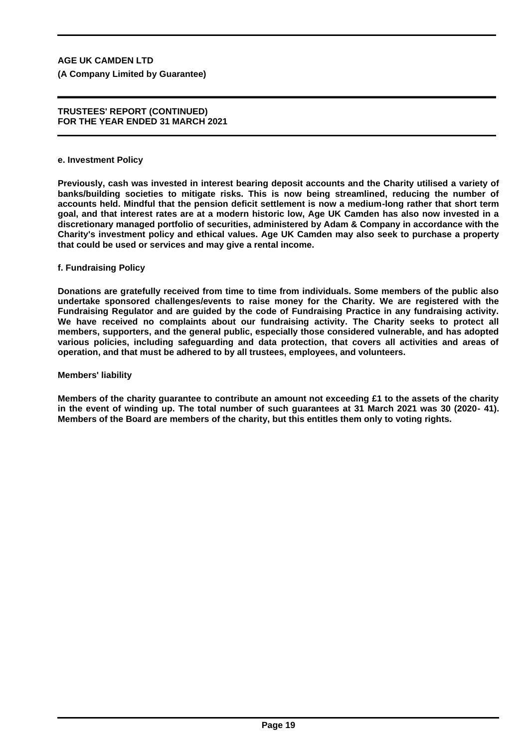**AGE UK CAMDEN LTD**

**(A Company Limited by Guarantee)**

**TRUSTEES' REPORT (CONTINUED)**
**FOR THE YEAR ENDED 31 MARCH 2021**

**e. Investment Policy**

**Previously, cash was invested in interest bearing deposit accounts and the Charity utilised a variety of banks/building societies to mitigate risks. This is now being streamlined, reducing the number of accounts held. Mindful that the pension deficit settlement is now a medium-long rather that short term goal, and that interest rates are at a modern historic low, Age UK Camden has also now invested in a discretionary managed portfolio of securities, administered by Adam & Company in accordance with the Charity's investment policy and ethical values. Age UK Camden may also seek to purchase a property that could be used or services and may give a rental income.**

**f. Fundraising Policy**

**Donations are gratefully received from time to time from individuals. Some members of the public also undertake sponsored challenges/events to raise money for the Charity. We are registered with the Fundraising Regulator and are guided by the code of Fundraising Practice in any fundraising activity. We have received no complaints about our fundraising activity. The Charity seeks to protect all members, supporters, and the general public, especially those considered vulnerable, and has adopted various policies, including safeguarding and data protection, that covers all activities and areas of operation, and that must be adhered to by all trustees, employees, and volunteers.**

**Members' liability**

**Members of the charity guarantee to contribute an amount not exceeding £1 to the assets of the charity in the event of winding up. The total number of such guarantees at 31 March 2021 was 30 (2020- 41). Members of the Board are members of the charity, but this entitles them only to voting rights.**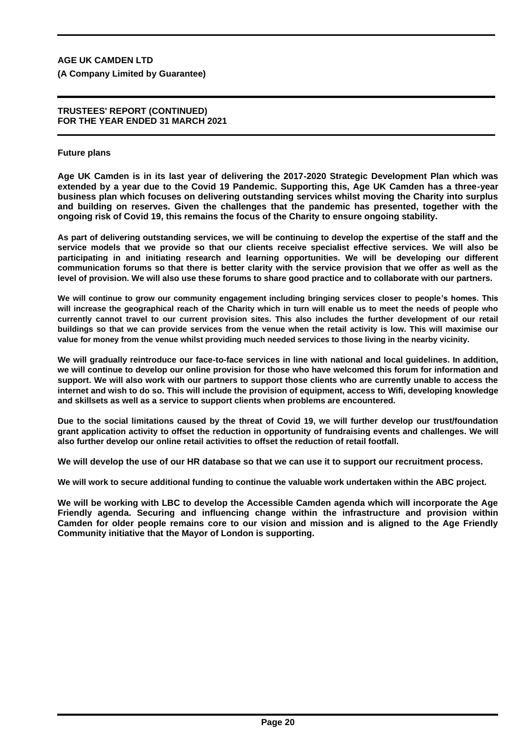**Future plans**

**Age UK Camden is in its last year of delivering the 2017-2020 Strategic Development Plan which was extended by a year due to the Covid 19 Pandemic. Supporting this, Age UK Camden has a three-year business plan which focuses on delivering outstanding services whilst moving the Charity into surplus and building on reserves. Given the challenges that the pandemic has presented, together with the ongoing risk of Covid 19, this remains the focus of the Charity to ensure ongoing stability.**

**As part of delivering outstanding services, we will be continuing to develop the expertise of the staff and the service models that we provide so that our clients receive specialist effective services. We will also be participating in and initiating research and learning opportunities. We will be developing our different communication forums so that there is better clarity with the service provision that we offer as well as the level of provision. We will also use these forums to share good practice and to collaborate with our partners.**

**We will continue to grow our community engagement including bringing services closer to people's homes. This will increase the geographical reach of the Charity which in turn will enable us to meet the needs of people who currently cannot travel to our current provision sites. This also includes the further development of our retail buildings so that we can provide services from the venue when the retail activity is low. This will maximise our value for money from the venue whilst providing much needed services to those living in the nearby vicinity.**

**We will gradually reintroduce our face-to-face services in line with national and local guidelines. In addition, we will continue to develop our online provision for those who have welcomed this forum for information and support. We will also work with our partners to support those clients who are currently unable to access the internet and wish to do so. This will include the provision of equipment, access to Wifi, developing knowledge and skillsets as well as a service to support clients when problems are encountered.**

**Due to the social limitations caused by the threat of Covid 19, we will further develop our trust/foundation grant application activity to offset the reduction in opportunity of fundraising events and challenges. We will also further develop our online retail activities to offset the reduction of retail footfall.**

**We will develop the use of our HR database so that we can use it to support our recruitment process.**

**We will work to secure additional funding to continue the valuable work undertaken within the ABC project.**

**We will be working with LBC to develop the Accessible Camden agenda which will incorporate the Age Friendly agenda. Securing and influencing change within the infrastructure and provision within Camden for older people remains core to our vision and mission and is aligned to the Age Friendly Community initiative that the Mayor of London is supporting.**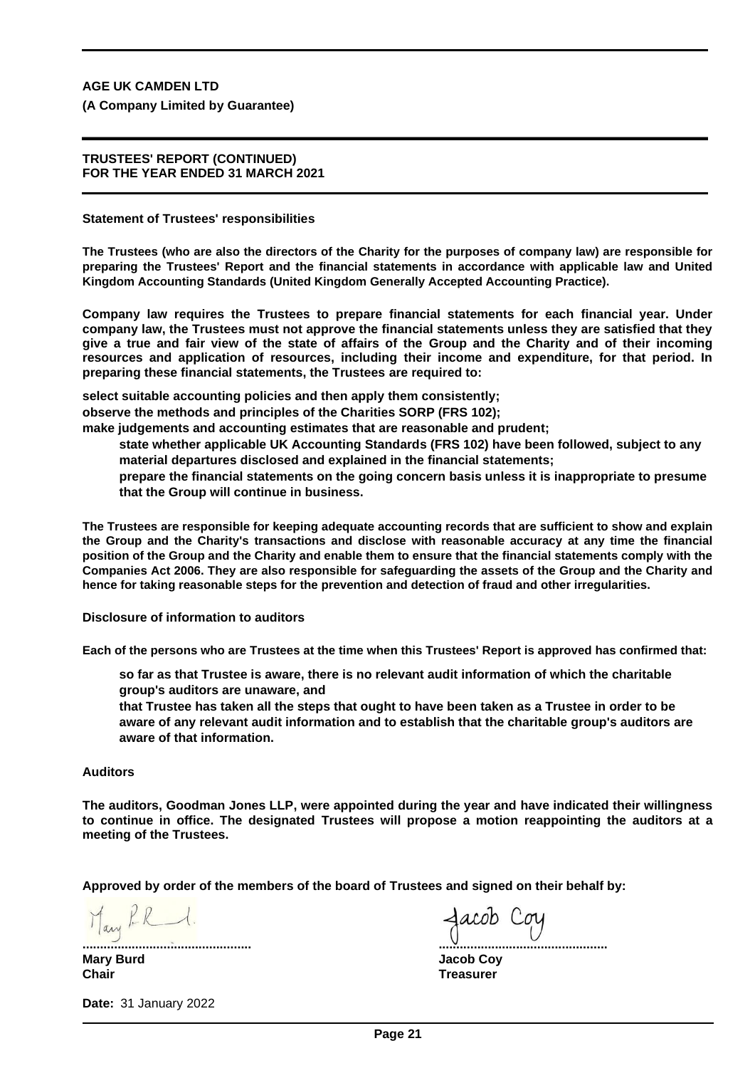**AGE UK CAMDEN LTD**

**(A Company Limited by Guarantee)**

**TRUSTEES' REPORT (CONTINUED)**
**FOR THE YEAR ENDED 31 MARCH 2021**

**Statement of Trustees' responsibilities**

**The Trustees (who are also the directors of the Charity for the purposes of company law) are responsible for preparing the Trustees' Report and the financial statements in accordance with applicable law and United Kingdom Accounting Standards (United Kingdom Generally Accepted Accounting Practice).**

**Company law requires the Trustees to prepare financial statements for each financial year. Under company law, the Trustees must not approve the financial statements unless they are satisfied that they give a true and fair view of the state of affairs of the Group and the Charity and of their incoming resources and application of resources, including their income and expenditure, for that period. In preparing these financial statements, the Trustees are required to:**

**select suitable accounting policies and then apply them consistently;**
**observe the methods and principles of the Charities SORP (FRS 102);**
**make judgements and accounting estimates that are reasonable and prudent;**

**state whether applicable UK Accounting Standards (FRS 102) have been followed, subject to any material departures disclosed and explained in the financial statements;**

**prepare the financial statements on the going concern basis unless it is inappropriate to presume that the Group will continue in business.**

**The Trustees are responsible for keeping adequate accounting records that are sufficient to show and explain the Group and the Charity's transactions and disclose with reasonable accuracy at any time the financial position of the Group and the Charity and enable them to ensure that the financial statements comply with the Companies Act 2006. They are also responsible for safeguarding the assets of the Group and the Charity and hence for taking reasonable steps for the prevention and detection of fraud and other irregularities.**

**Disclosure of information to auditors**

**Each of the persons who are Trustees at the time when this Trustees' Report is approved has confirmed that:**

**so far as that Trustee is aware, there is no relevant audit information of which the charitable group's auditors are unaware, and**

**that Trustee has taken all the steps that ought to have been taken as a Trustee in order to be aware of any relevant audit information and to establish that the charitable group's auditors are aware of that information.**

**Auditors**

**The auditors, Goodman Jones LLP, were appointed during the year and have indicated their willingness to continue in office. The designated Trustees will propose a motion reappointing the auditors at a meeting of the Trustees.**

**Approved by order of the members of the board of Trustees and signed on their behalf by:**

| ................................................ | ................................................ |
|---|---|
| **Mary Burd** | **Jacob Coy** |
| **Chair** | **Treasurer** |

**Date:** 31 January 2022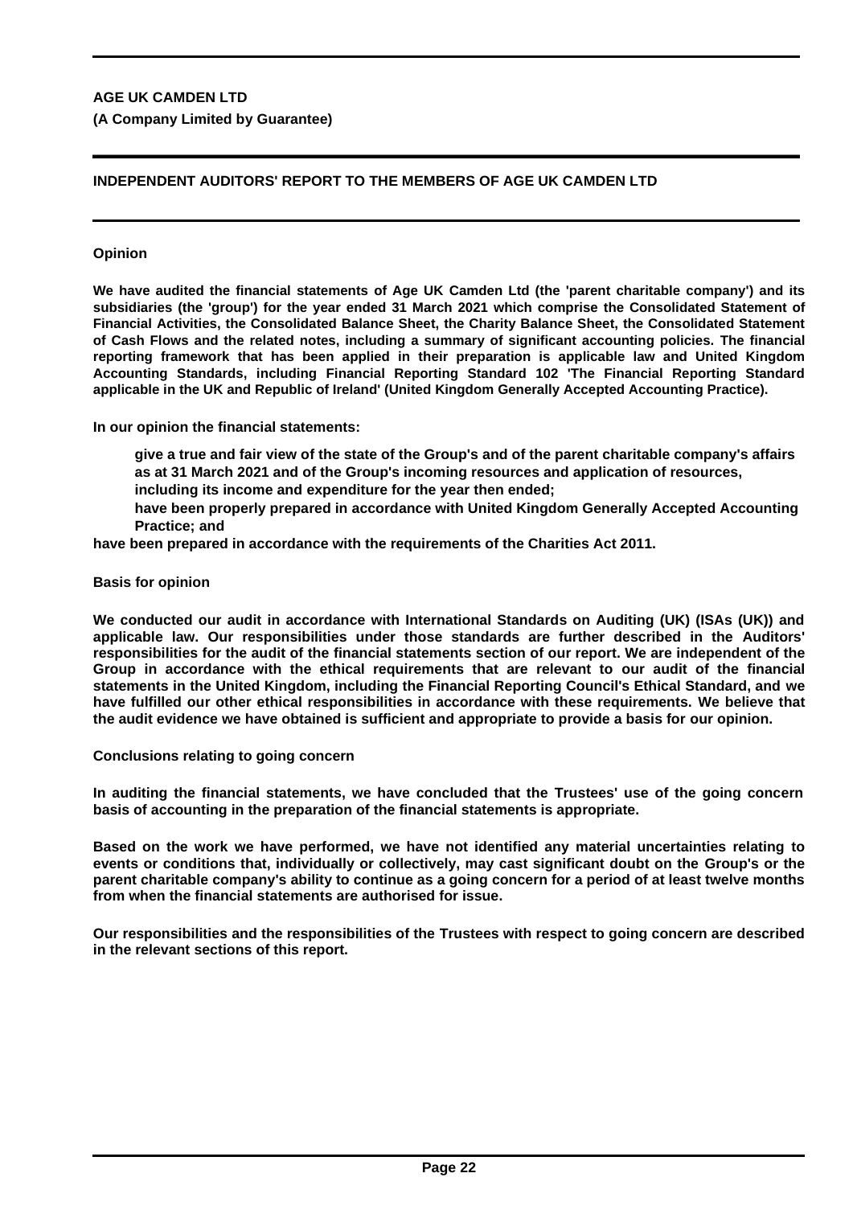**AGE UK CAMDEN LTD**

**(A Company Limited by Guarantee)**

## INDEPENDENT AUDITORS' REPORT TO THE MEMBERS OF AGE UK CAMDEN LTD

### Opinion

**We have audited the financial statements of Age UK Camden Ltd (the 'parent charitable company') and its subsidiaries (the 'group') for the year ended 31 March 2021 which comprise the Consolidated Statement of Financial Activities, the Consolidated Balance Sheet, the Charity Balance Sheet, the Consolidated Statement of Cash Flows and the related notes, including a summary of significant accounting policies. The financial reporting framework that has been applied in their preparation is applicable law and United Kingdom Accounting Standards, including Financial Reporting Standard 102 'The Financial Reporting Standard applicable in the UK and Republic of Ireland' (United Kingdom Generally Accepted Accounting Practice).**

**In our opinion the financial statements:**

- **give a true and fair view of the state of the Group's and of the parent charitable company's affairs as at 31 March 2021 and of the Group's incoming resources and application of resources, including its income and expenditure for the year then ended;**
- **have been properly prepared in accordance with United Kingdom Generally Accepted Accounting Practice; and**
- **have been prepared in accordance with the requirements of the Charities Act 2011.**

### Basis for opinion

**We conducted our audit in accordance with International Standards on Auditing (UK) (ISAs (UK)) and applicable law. Our responsibilities under those standards are further described in the Auditors' responsibilities for the audit of the financial statements section of our report. We are independent of the Group in accordance with the ethical requirements that are relevant to our audit of the financial statements in the United Kingdom, including the Financial Reporting Council's Ethical Standard, and we have fulfilled our other ethical responsibilities in accordance with these requirements. We believe that the audit evidence we have obtained is sufficient and appropriate to provide a basis for our opinion.**

### Conclusions relating to going concern

**In auditing the financial statements, we have concluded that the Trustees' use of the going concern basis of accounting in the preparation of the financial statements is appropriate.**

**Based on the work we have performed, we have not identified any material uncertainties relating to events or conditions that, individually or collectively, may cast significant doubt on the Group's or the parent charitable company's ability to continue as a going concern for a period of at least twelve months from when the financial statements are authorised for issue.**

**Our responsibilities and the responsibilities of the Trustees with respect to going concern are described in the relevant sections of this report.**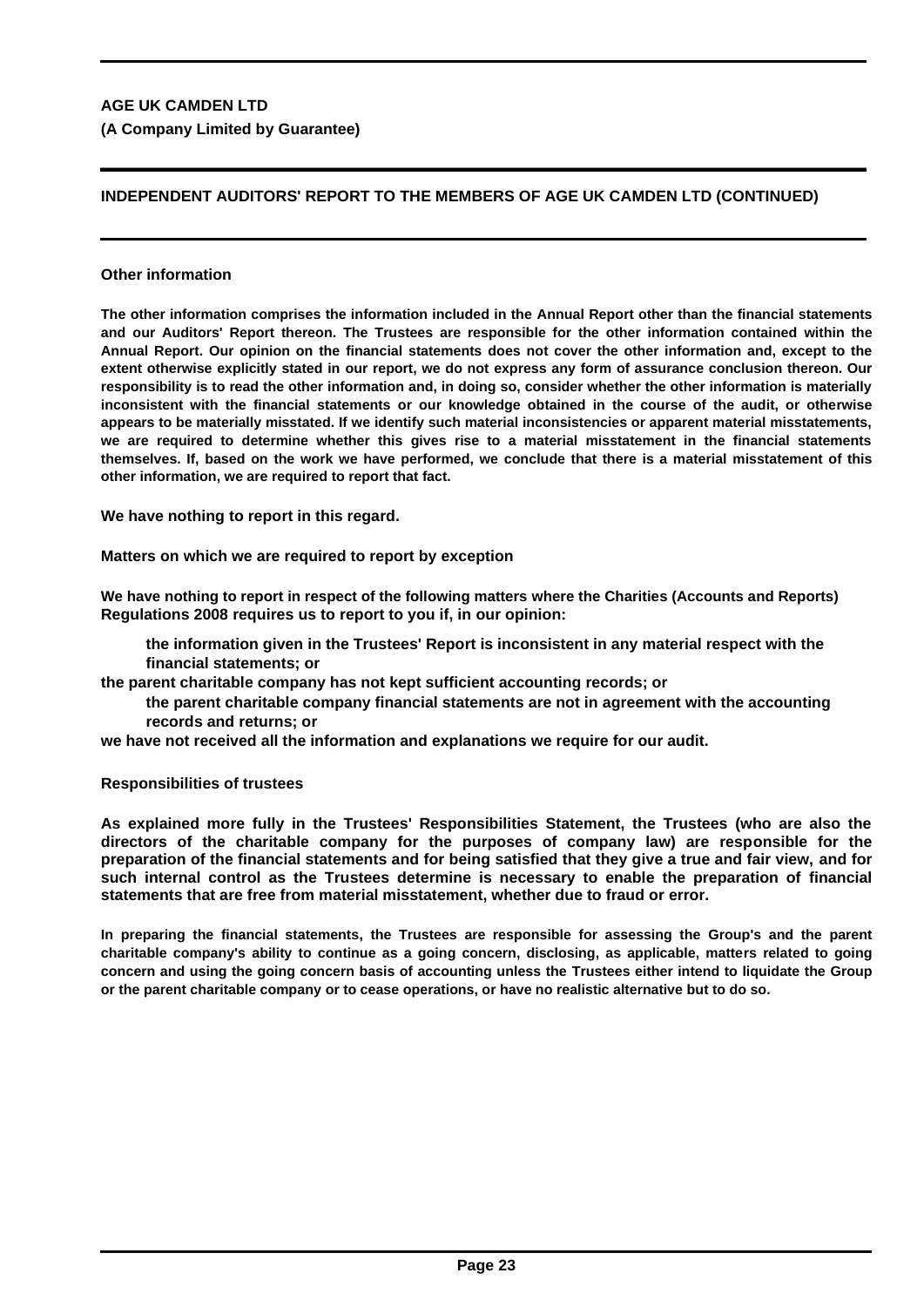**AGE UK CAMDEN LTD**

**(A Company Limited by Guarantee)**

## INDEPENDENT AUDITORS' REPORT TO THE MEMBERS OF AGE UK CAMDEN LTD (CONTINUED)

### Other information

The other information comprises the information included in the Annual Report other than the financial statements and our Auditors' Report thereon. The Trustees are responsible for the other information contained within the Annual Report. Our opinion on the financial statements does not cover the other information and, except to the extent otherwise explicitly stated in our report, we do not express any form of assurance conclusion thereon. Our responsibility is to read the other information and, in doing so, consider whether the other information is materially inconsistent with the financial statements or our knowledge obtained in the course of the audit, or otherwise appears to be materially misstated. If we identify such material inconsistencies or apparent material misstatements, we are required to determine whether this gives rise to a material misstatement in the financial statements themselves. If, based on the work we have performed, we conclude that there is a material misstatement of this other information, we are required to report that fact.

We have nothing to report in this regard.

### Matters on which we are required to report by exception

We have nothing to report in respect of the following matters where the Charities (Accounts and Reports) Regulations 2008 requires us to report to you if, in our opinion:

- the information given in the Trustees' Report is inconsistent in any material respect with the financial statements; or
- the parent charitable company has not kept sufficient accounting records; or
- the parent charitable company financial statements are not in agreement with the accounting records and returns; or
- we have not received all the information and explanations we require for our audit.

### Responsibilities of trustees

As explained more fully in the Trustees' Responsibilities Statement, the Trustees (who are also the directors of the charitable company for the purposes of company law) are responsible for the preparation of the financial statements and for being satisfied that they give a true and fair view, and for such internal control as the Trustees determine is necessary to enable the preparation of financial statements that are free from material misstatement, whether due to fraud or error.

In preparing the financial statements, the Trustees are responsible for assessing the Group's and the parent charitable company's ability to continue as a going concern, disclosing, as applicable, matters related to going concern and using the going concern basis of accounting unless the Trustees either intend to liquidate the Group or the parent charitable company or to cease operations, or have no realistic alternative but to do so.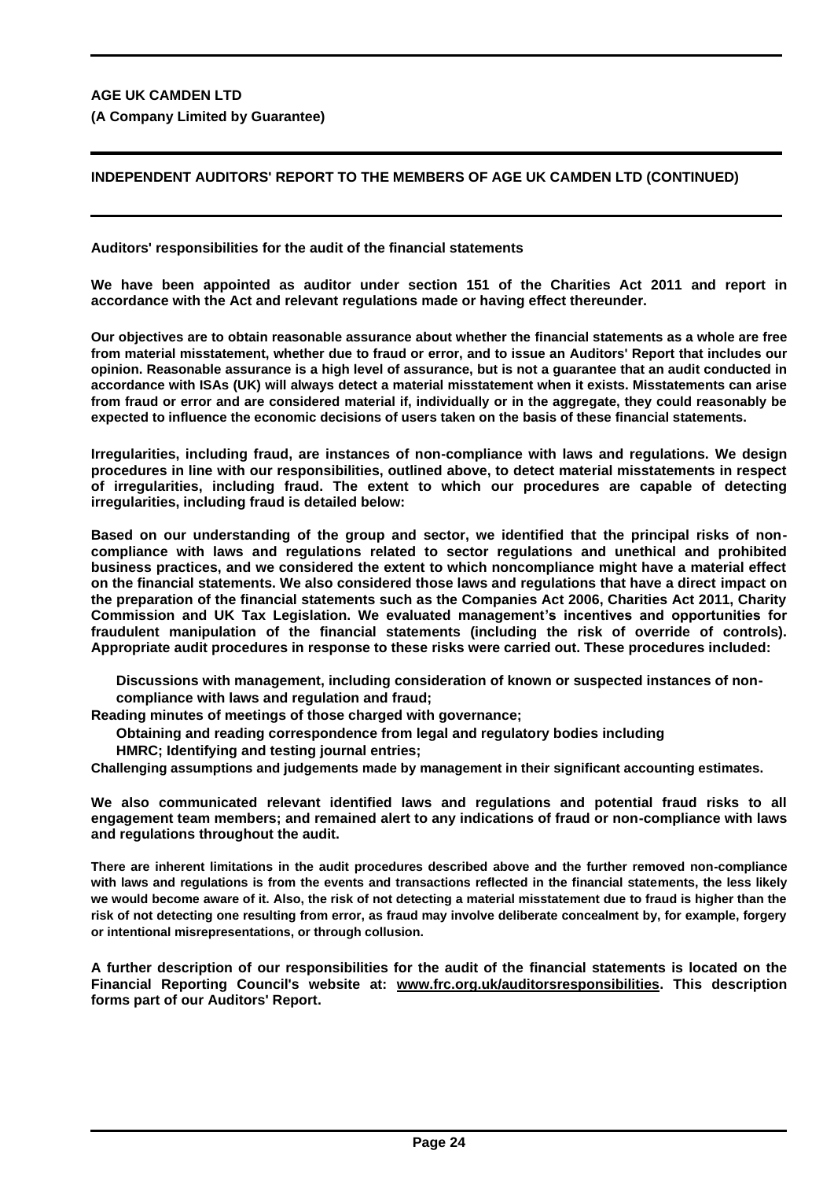**AGE UK CAMDEN LTD**

**(A Company Limited by Guarantee)**

## INDEPENDENT AUDITORS' REPORT TO THE MEMBERS OF AGE UK CAMDEN LTD (CONTINUED)

### Auditors' responsibilities for the audit of the financial statements

We have been appointed as auditor under section 151 of the Charities Act 2011 and report in accordance with the Act and relevant regulations made or having effect thereunder.

Our objectives are to obtain reasonable assurance about whether the financial statements as a whole are free from material misstatement, whether due to fraud or error, and to issue an Auditors' Report that includes our opinion. Reasonable assurance is a high level of assurance, but is not a guarantee that an audit conducted in accordance with ISAs (UK) will always detect a material misstatement when it exists. Misstatements can arise from fraud or error and are considered material if, individually or in the aggregate, they could reasonably be expected to influence the economic decisions of users taken on the basis of these financial statements.

Irregularities, including fraud, are instances of non-compliance with laws and regulations. We design procedures in line with our responsibilities, outlined above, to detect material misstatements in respect of irregularities, including fraud. The extent to which our procedures are capable of detecting irregularities, including fraud is detailed below:

Based on our understanding of the group and sector, we identified that the principal risks of non-compliance with laws and regulations related to sector regulations and unethical and prohibited business practices, and we considered the extent to which noncompliance might have a material effect on the financial statements. We also considered those laws and regulations that have a direct impact on the preparation of the financial statements such as the Companies Act 2006, Charities Act 2011, Charity Commission and UK Tax Legislation. We evaluated management's incentives and opportunities for fraudulent manipulation of the financial statements (including the risk of override of controls). Appropriate audit procedures in response to these risks were carried out. These procedures included:

Discussions with management, including consideration of known or suspected instances of non-compliance with laws and regulation and fraud;
Reading minutes of meetings of those charged with governance;
Obtaining and reading correspondence from legal and regulatory bodies including HMRC; Identifying and testing journal entries;
Challenging assumptions and judgements made by management in their significant accounting estimates.

We also communicated relevant identified laws and regulations and potential fraud risks to all engagement team members; and remained alert to any indications of fraud or non-compliance with laws and regulations throughout the audit.

There are inherent limitations in the audit procedures described above and the further removed non-compliance with laws and regulations is from the events and transactions reflected in the financial statements, the less likely we would become aware of it. Also, the risk of not detecting a material misstatement due to fraud is higher than the risk of not detecting one resulting from error, as fraud may involve deliberate concealment by, for example, forgery or intentional misrepresentations, or through collusion.

A further description of our responsibilities for the audit of the financial statements is located on the Financial Reporting Council's website at: www.frc.org.uk/auditorsresponsibilities. This description forms part of our Auditors' Report.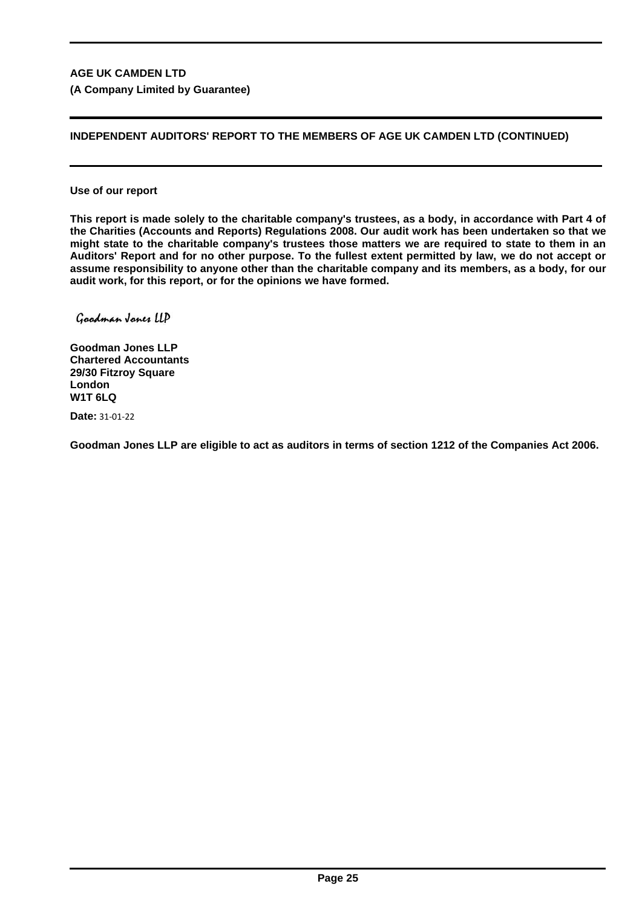**AGE UK CAMDEN LTD**

**(A Company Limited by Guarantee)**

**INDEPENDENT AUDITORS' REPORT TO THE MEMBERS OF AGE UK CAMDEN LTD (CONTINUED)**

**Use of our report**

**This report is made solely to the charitable company's trustees, as a body, in accordance with Part 4 of the Charities (Accounts and Reports) Regulations 2008. Our audit work has been undertaken so that we might state to the charitable company's trustees those matters we are required to state to them in an Auditors' Report and for no other purpose. To the fullest extent permitted by law, we do not accept or assume responsibility to anyone other than the charitable company and its members, as a body, for our audit work, for this report, or for the opinions we have formed.**

*Goodman Jones LLP*

**Goodman Jones LLP**
**Chartered Accountants**
**29/30 Fitzroy Square**
**London**
**W1T 6LQ**

**Date:** 31-01-22

**Goodman Jones LLP are eligible to act as auditors in terms of section 1212 of the Companies Act 2006.**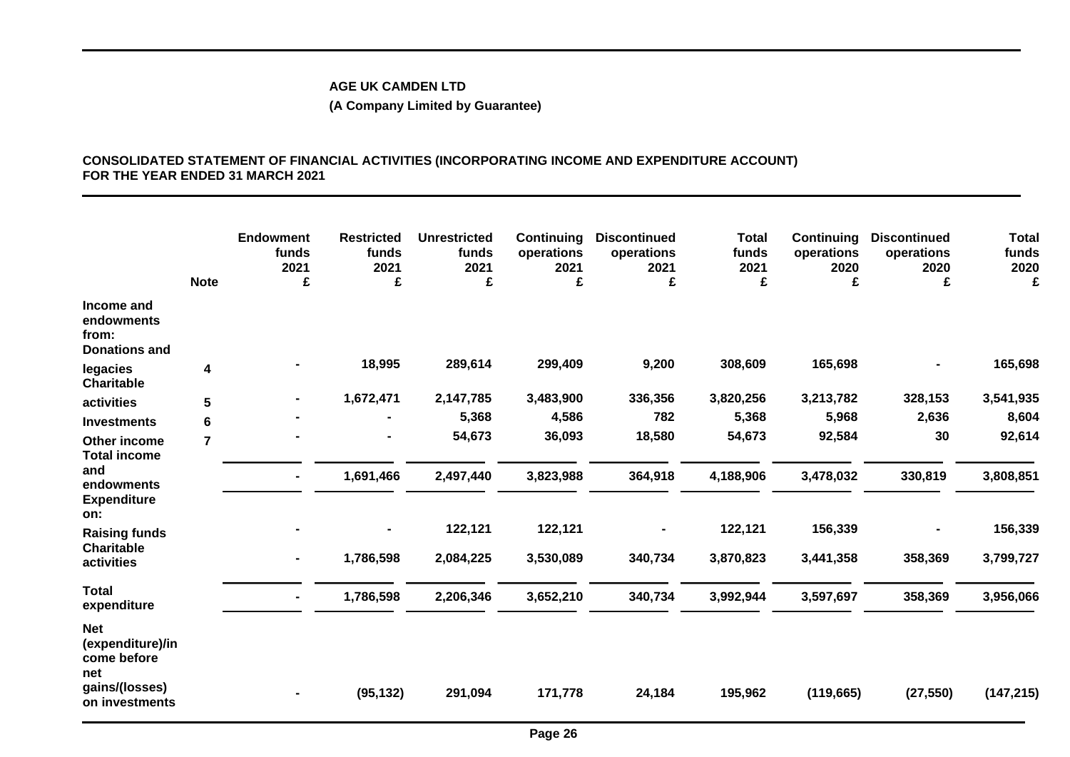**AGE UK CAMDEN LTD**

**(A Company Limited by Guarantee)**

**CONSOLIDATED STATEMENT OF FINANCIAL ACTIVITIES (INCORPORATING INCOME AND EXPENDITURE ACCOUNT) FOR THE YEAR ENDED 31 MARCH 2021**

| | Note | Endowment funds 2021 £ | Restricted funds 2021 £ | Unrestricted funds 2021 £ | Continuing operations 2021 £ | Discontinued operations 2021 £ | Total funds 2021 £ | Continuing operations 2020 £ | Discontinued operations 2020 £ | Total funds 2020 £ |
|---|---|---|---|---|---|---|---|---|---|---|
| **Income and endowments from:** | | | | | | | | | | |
| **Donations and legacies** | 4 | - | 18,995 | 289,614 | 299,409 | 9,200 | 308,609 | 165,698 | - | 165,698 |
| **Charitable activities** | 5 | - | 1,672,471 | 2,147,785 | 3,483,900 | 336,356 | 3,820,256 | 3,213,782 | 328,153 | 3,541,935 |
| **Investments** | 6 | - | - | 5,368 | 4,586 | 782 | 5,368 | 5,968 | 2,636 | 8,604 |
| **Other income** | 7 | - | - | 54,673 | 36,093 | 18,580 | 54,673 | 92,584 | 30 | 92,614 |
| **Total income and endowments** | | - | 1,691,466 | 2,497,440 | 3,823,988 | 364,918 | 4,188,906 | 3,478,032 | 330,819 | 3,808,851 |
| **Expenditure on:** | | | | | | | | | | |
| **Raising funds** | | - | - | 122,121 | 122,121 | - | 122,121 | 156,339 | - | 156,339 |
| **Charitable activities** | | - | 1,786,598 | 2,084,225 | 3,530,089 | 340,734 | 3,870,823 | 3,441,358 | 358,369 | 3,799,727 |
| **Total expenditure** | | - | 1,786,598 | 2,206,346 | 3,652,210 | 340,734 | 3,992,944 | 3,597,697 | 358,369 | 3,956,066 |
| **Net (expenditure)/income before net gains/(losses) on investments** | | - | (95,132) | 291,094 | 171,778 | 24,184 | 195,962 | (119,665) | (27,550) | (147,215) |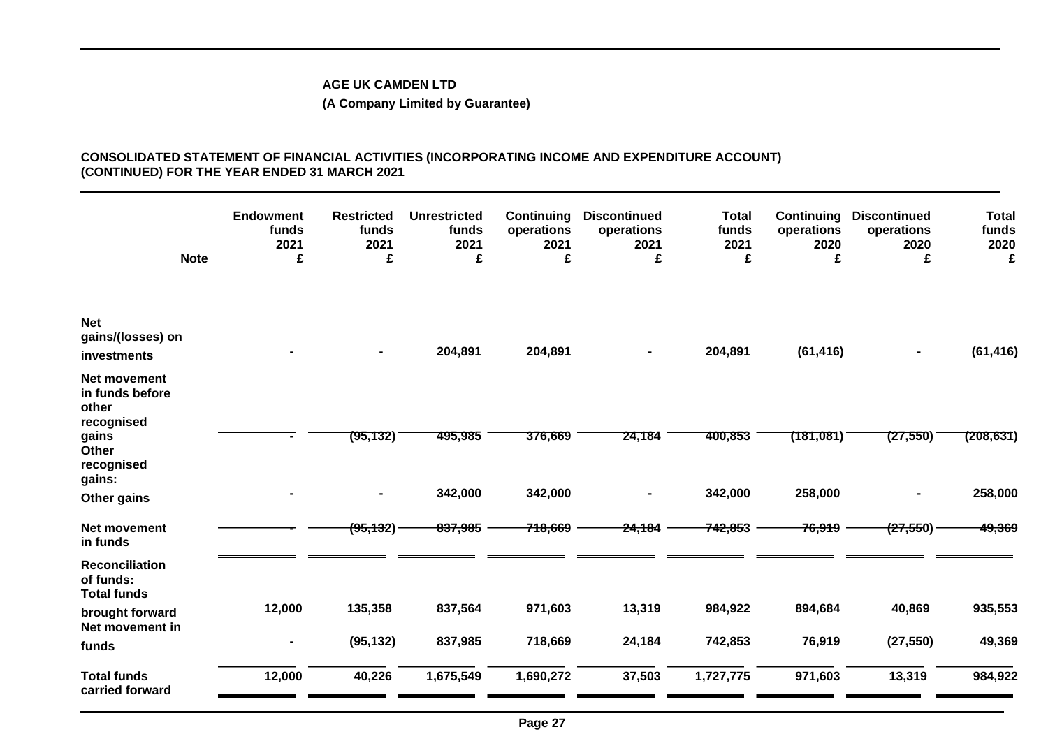**AGE UK CAMDEN LTD**

**(A Company Limited by Guarantee)**

**CONSOLIDATED STATEMENT OF FINANCIAL ACTIVITIES (INCORPORATING INCOME AND EXPENDITURE ACCOUNT) (CONTINUED) FOR THE YEAR ENDED 31 MARCH 2021**

| Note | Endowment funds 2021 £ | Restricted funds 2021 £ | Unrestricted funds 2021 £ | Continuing operations 2021 £ | Discontinued operations 2021 £ | Total funds 2021 £ | Continuing operations 2020 £ | Discontinued operations 2020 £ | Total funds 2020 £ |
|---|---|---|---|---|---|---|---|---|---|
| **Net gains/(losses) on investments** | - | - | 204,891 | 204,891 | - | 204,891 | (61,416) | - | (61,416) |
| **Net movement in funds before other recognised gains** | - | (95,132) | 495,985 | 376,669 | 24,184 | 400,853 | (181,081) | (27,550) | (208,631) |
| **Other recognised gains:** | | | | | | | | | |
| **Other gains** | - | - | 342,000 | 342,000 | - | 342,000 | 258,000 | - | 258,000 |
| **Net movement in funds** | - | (95,132) | 837,985 | 718,669 | 24,184 | 742,853 | 76,919 | (27,550) | 49,369 |
| **Reconciliation of funds:** | | | | | | | | | |
| **Total funds brought forward** | 12,000 | 135,358 | 837,564 | 971,603 | 13,319 | 984,922 | 894,684 | 40,869 | 935,553 |
| **Net movement in funds** | - | (95,132) | 837,985 | 718,669 | 24,184 | 742,853 | 76,919 | (27,550) | 49,369 |
| **Total funds carried forward** | 12,000 | 40,226 | 1,675,549 | 1,690,272 | 37,503 | 1,727,775 | 971,603 | 13,319 | 984,922 |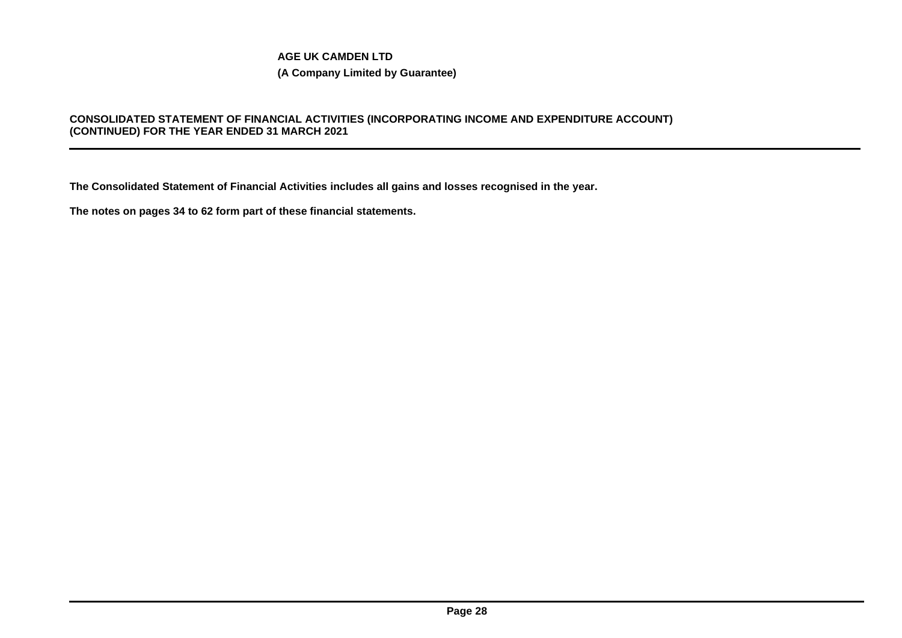**AGE UK CAMDEN LTD**

**(A Company Limited by Guarantee)**

**CONSOLIDATED STATEMENT OF FINANCIAL ACTIVITIES (INCORPORATING INCOME AND EXPENDITURE ACCOUNT) (CONTINUED) FOR THE YEAR ENDED 31 MARCH 2021**

**The Consolidated Statement of Financial Activities includes all gains and losses recognised in the year.**

**The notes on pages 34 to 62 form part of these financial statements.**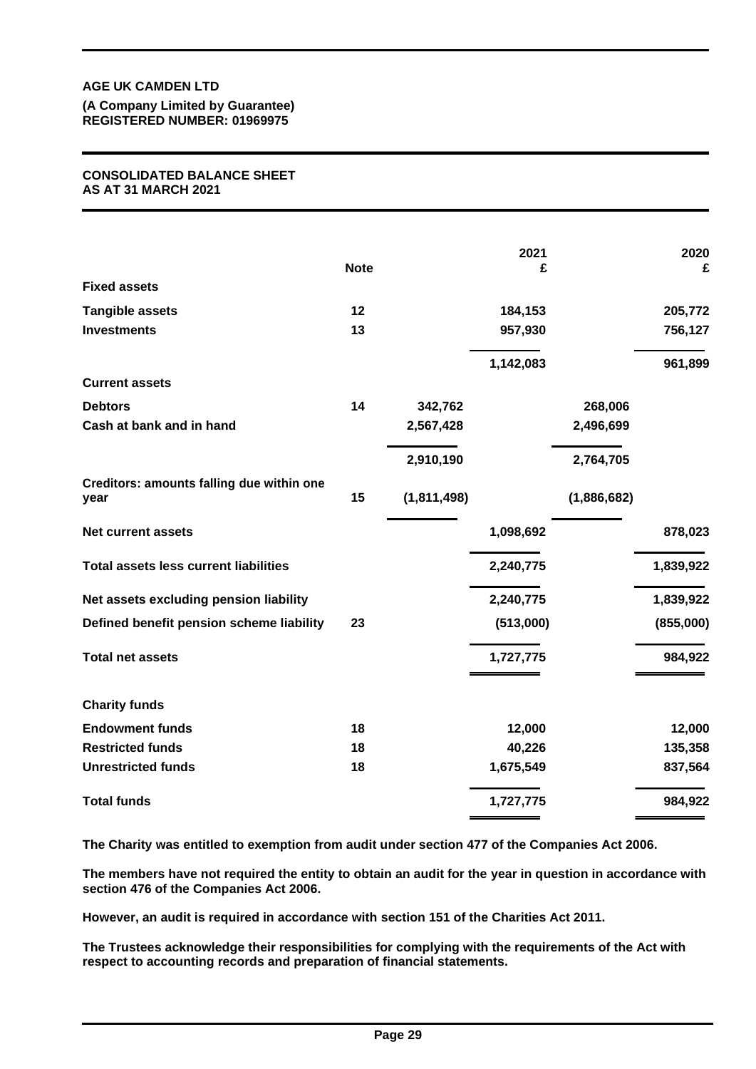**AGE UK CAMDEN LTD**
**(A Company Limited by Guarantee)**
**REGISTERED NUMBER: 01969975**

# CONSOLIDATED BALANCE SHEET
## AS AT 31 MARCH 2021

| | Note | | 2021 £ | | 2020 £ |
|---|---|---|---|---|---|
| **Fixed assets** | | | | | |
| Tangible assets | 12 | | 184,153 | | 205,772 |
| Investments | 13 | | 957,930 | | 756,127 |
| | | | 1,142,083 | | 961,899 |
| **Current assets** | | | | | |
| Debtors | 14 | 342,762 | | 268,006 | |
| Cash at bank and in hand | | 2,567,428 | | 2,496,699 | |
| | | 2,910,190 | | 2,764,705 | |
| Creditors: amounts falling due within one year | 15 | (1,811,498) | | (1,886,682) | |
| **Net current assets** | | | 1,098,692 | | 878,023 |
| **Total assets less current liabilities** | | | 2,240,775 | | 1,839,922 |
| **Net assets excluding pension liability** | | | 2,240,775 | | 1,839,922 |
| Defined benefit pension scheme liability | 23 | | (513,000) | | (855,000) |
| **Total net assets** | | | 1,727,775 | | 984,922 |
| **Charity funds** | | | | | |
| Endowment funds | 18 | | 12,000 | | 12,000 |
| Restricted funds | 18 | | 40,226 | | 135,358 |
| Unrestricted funds | 18 | | 1,675,549 | | 837,564 |
| **Total funds** | | | 1,727,775 | | 984,922 |

**The Charity was entitled to exemption from audit under section 477 of the Companies Act 2006.**

**The members have not required the entity to obtain an audit for the year in question in accordance with section 476 of the Companies Act 2006.**

**However, an audit is required in accordance with section 151 of the Charities Act 2011.**

**The Trustees acknowledge their responsibilities for complying with the requirements of the Act with respect to accounting records and preparation of financial statements.**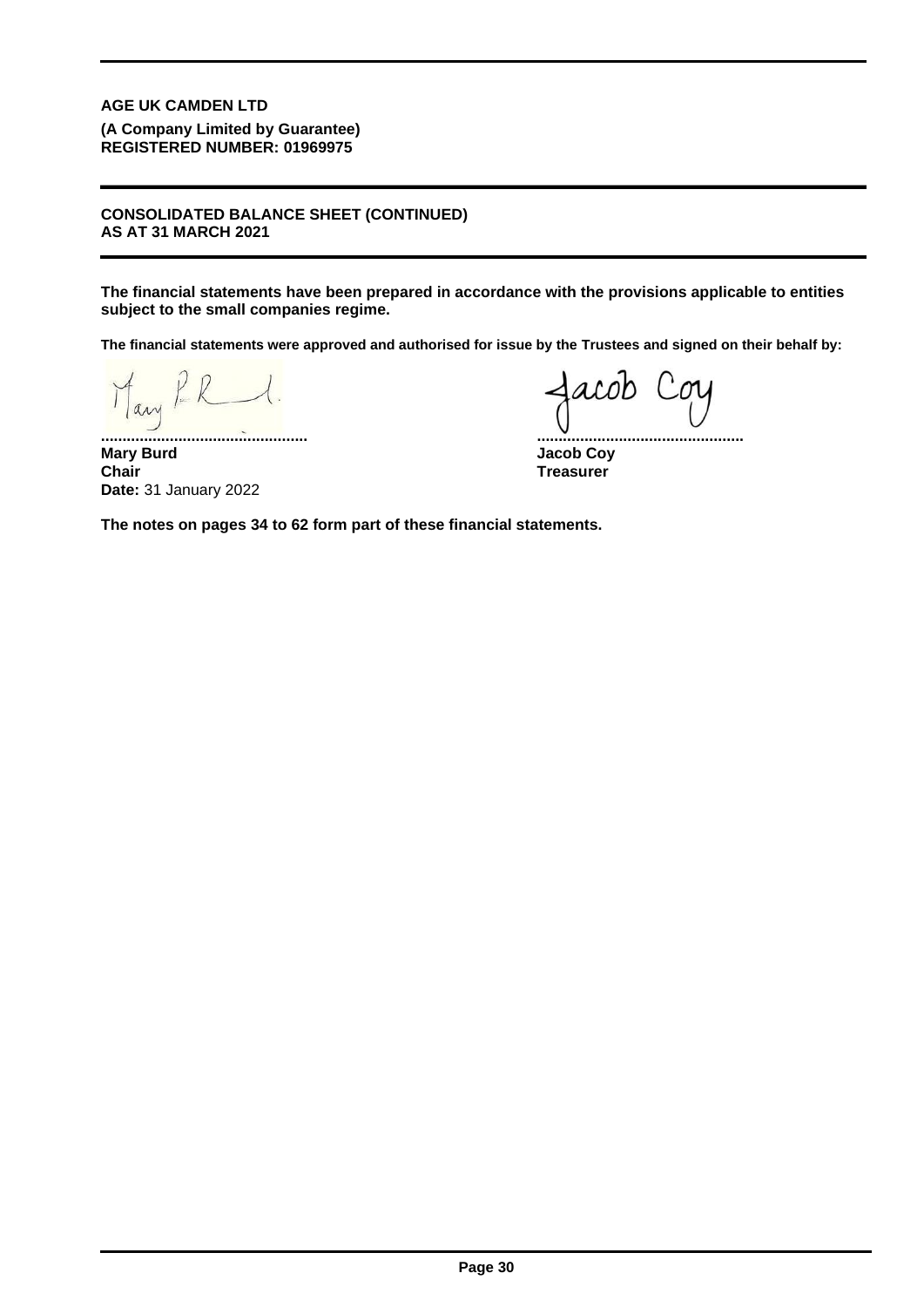**AGE UK CAMDEN LTD**

**(A Company Limited by Guarantee)**
**REGISTERED NUMBER: 01969975**

**CONSOLIDATED BALANCE SHEET (CONTINUED)**
**AS AT 31 MARCH 2021**

**The financial statements have been prepared in accordance with the provisions applicable to entities subject to the small companies regime.**

**The financial statements were approved and authorised for issue by the Trustees and signed on their behalf by:**

| ................................................ | ................................................ |
|---|---|
| **Mary Burd** | **Jacob Coy** |
| **Chair** | **Treasurer** |
| **Date:** 31 January 2022 | |

**The notes on pages 34 to 62 form part of these financial statements.**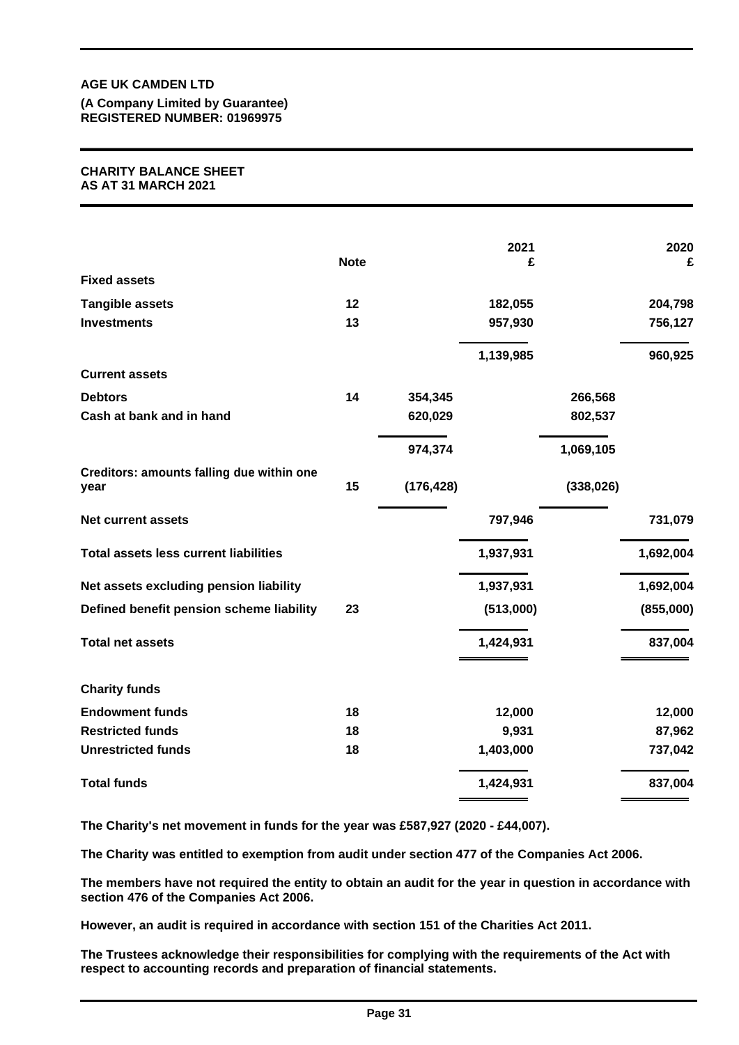**AGE UK CAMDEN LTD**
**(A Company Limited by Guarantee)**
**REGISTERED NUMBER: 01969975**

# CHARITY BALANCE SHEET
## AS AT 31 MARCH 2021

| | Note | | 2021 £ | | 2020 £ |
|---|---|---|---|---|---|
| **Fixed assets** | | | | | |
| **Tangible assets** | 12 | | 182,055 | | 204,798 |
| **Investments** | 13 | | 957,930 | | 756,127 |
| | | | 1,139,985 | | 960,925 |
| **Current assets** | | | | | |
| **Debtors** | 14 | 354,345 | | 266,568 | |
| **Cash at bank and in hand** | | 620,029 | | 802,537 | |
| | | 974,374 | | 1,069,105 | |
| **Creditors: amounts falling due within one year** | 15 | (176,428) | | (338,026) | |
| **Net current assets** | | | 797,946 | | 731,079 |
| **Total assets less current liabilities** | | | 1,937,931 | | 1,692,004 |
| **Net assets excluding pension liability** | | | 1,937,931 | | 1,692,004 |
| **Defined benefit pension scheme liability** | 23 | | (513,000) | | (855,000) |
| **Total net assets** | | | 1,424,931 | | 837,004 |
| **Charity funds** | | | | | |
| **Endowment funds** | 18 | | 12,000 | | 12,000 |
| **Restricted funds** | 18 | | 9,931 | | 87,962 |
| **Unrestricted funds** | 18 | | 1,403,000 | | 737,042 |
| **Total funds** | | | 1,424,931 | | 837,004 |

**The Charity's net movement in funds for the year was £587,927 (2020 - £44,007).**

**The Charity was entitled to exemption from audit under section 477 of the Companies Act 2006.**

**The members have not required the entity to obtain an audit for the year in question in accordance with section 476 of the Companies Act 2006.**

**However, an audit is required in accordance with section 151 of the Charities Act 2011.**

**The Trustees acknowledge their responsibilities for complying with the requirements of the Act with respect to accounting records and preparation of financial statements.**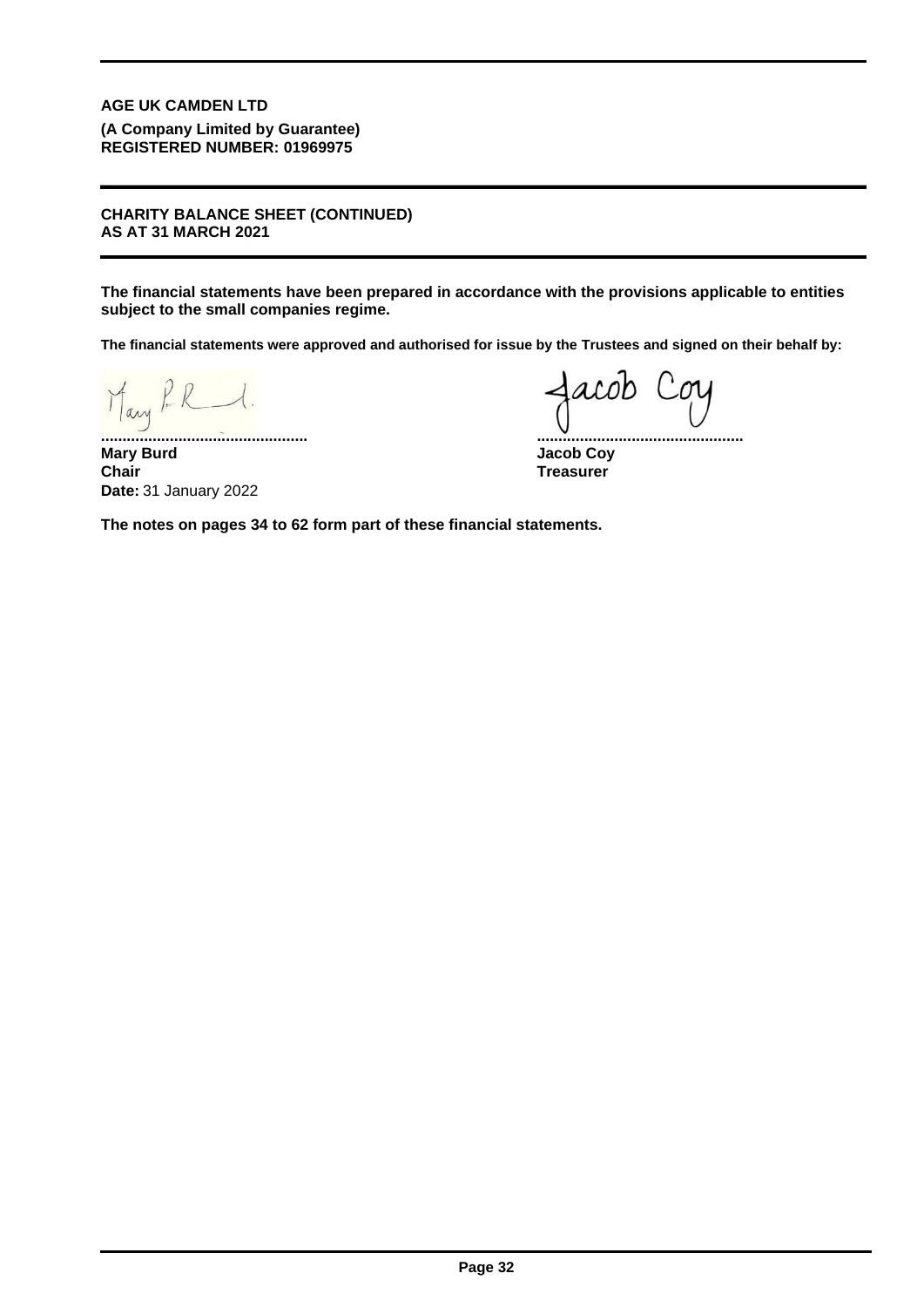**AGE UK CAMDEN LTD**

**(A Company Limited by Guarantee)**
**REGISTERED NUMBER: 01969975**

**CHARITY BALANCE SHEET (CONTINUED)**
**AS AT 31 MARCH 2021**

**The financial statements have been prepared in accordance with the provisions applicable to entities subject to the small companies regime.**

**The financial statements were approved and authorised for issue by the Trustees and signed on their behalf by:**

| | |
|---|---|
| ................................................ | ................................................ |
| **Mary Burd** | **Jacob Coy** |
| **Chair** | **Treasurer** |
| **Date:** 31 January 2022 | |

**The notes on pages 34 to 62 form part of these financial statements.**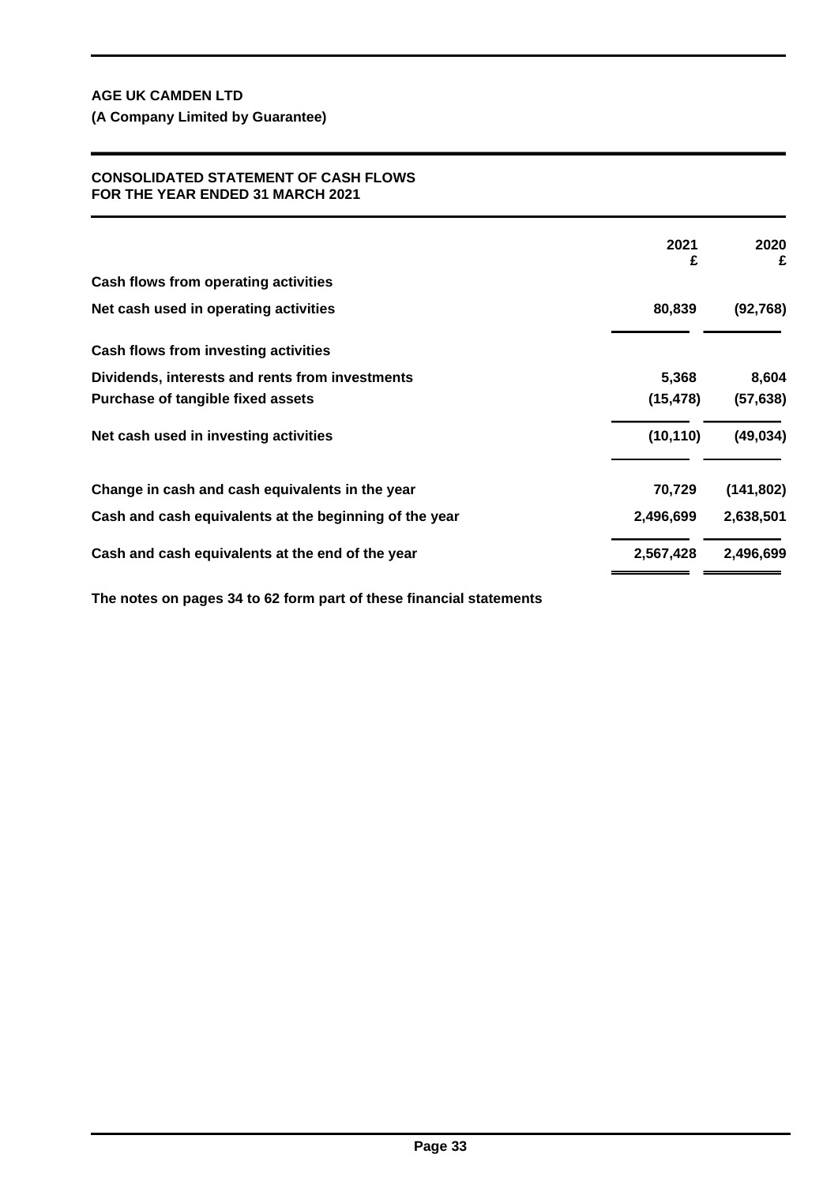**AGE UK CAMDEN LTD**

**(A Company Limited by Guarantee)**

## CONSOLIDATED STATEMENT OF CASH FLOWS FOR THE YEAR ENDED 31 MARCH 2021

| | 2021 £ | 2020 £ |
|---|---|---|
| **Cash flows from operating activities** | | |
| **Net cash used in operating activities** | **80,839** | **(92,768)** |
| **Cash flows from investing activities** | | |
| **Dividends, interests and rents from investments** | **5,368** | **8,604** |
| **Purchase of tangible fixed assets** | **(15,478)** | **(57,638)** |
| **Net cash used in investing activities** | **(10,110)** | **(49,034)** |
| **Change in cash and cash equivalents in the year** | **70,729** | **(141,802)** |
| **Cash and cash equivalents at the beginning of the year** | **2,496,699** | **2,638,501** |
| **Cash and cash equivalents at the end of the year** | **2,567,428** | **2,496,699** |

**The notes on pages 34 to 62 form part of these financial statements**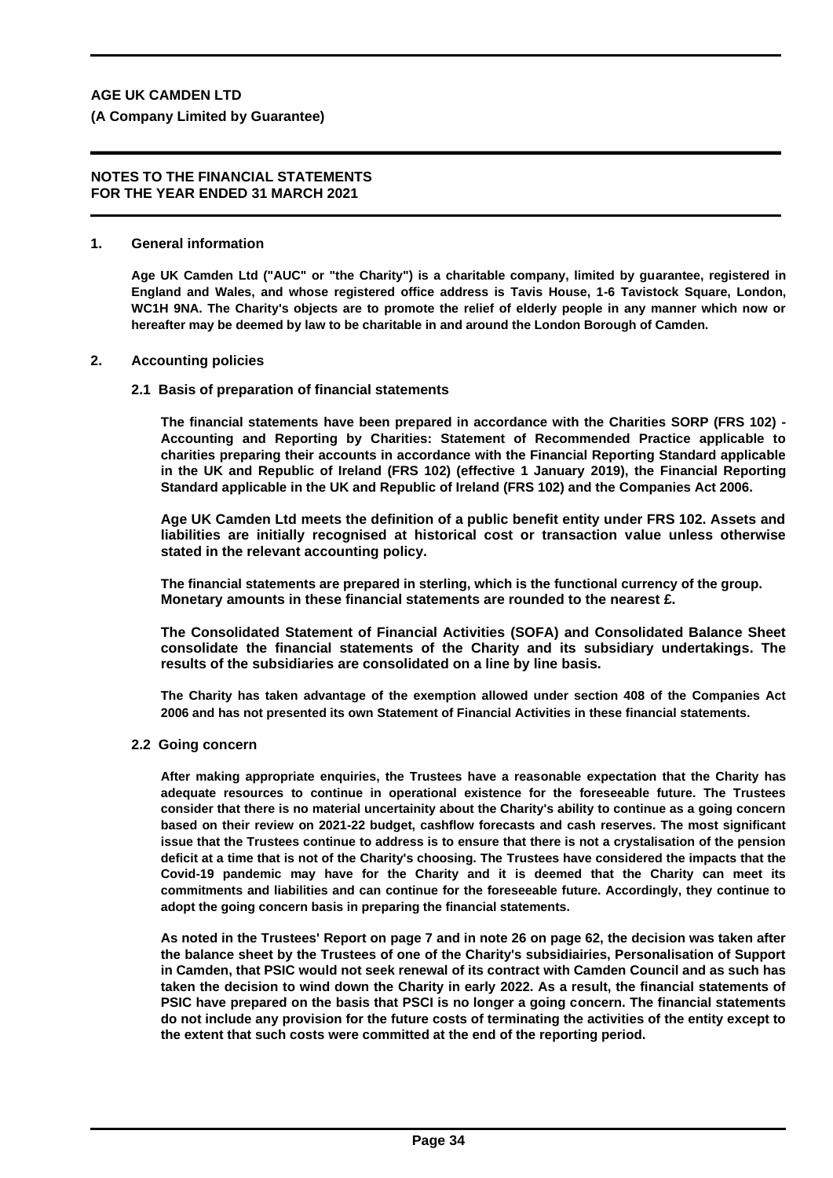**AGE UK CAMDEN LTD**

**(A Company Limited by Guarantee)**

**NOTES TO THE FINANCIAL STATEMENTS**
**FOR THE YEAR ENDED 31 MARCH 2021**

## 1. General information

Age UK Camden Ltd ("AUC" or "the Charity") is a charitable company, limited by guarantee, registered in England and Wales, and whose registered office address is Tavis House, 1-6 Tavistock Square, London, WC1H 9NA. The Charity's objects are to promote the relief of elderly people in any manner which now or hereafter may be deemed by law to be charitable in and around the London Borough of Camden.

## 2. Accounting policies

### 2.1 Basis of preparation of financial statements

The financial statements have been prepared in accordance with the Charities SORP (FRS 102) - Accounting and Reporting by Charities: Statement of Recommended Practice applicable to charities preparing their accounts in accordance with the Financial Reporting Standard applicable in the UK and Republic of Ireland (FRS 102) (effective 1 January 2019), the Financial Reporting Standard applicable in the UK and Republic of Ireland (FRS 102) and the Companies Act 2006.

Age UK Camden Ltd meets the definition of a public benefit entity under FRS 102. Assets and liabilities are initially recognised at historical cost or transaction value unless otherwise stated in the relevant accounting policy.

The financial statements are prepared in sterling, which is the functional currency of the group. Monetary amounts in these financial statements are rounded to the nearest £.

The Consolidated Statement of Financial Activities (SOFA) and Consolidated Balance Sheet consolidate the financial statements of the Charity and its subsidiary undertakings. The results of the subsidiaries are consolidated on a line by line basis.

The Charity has taken advantage of the exemption allowed under section 408 of the Companies Act 2006 and has not presented its own Statement of Financial Activities in these financial statements.

### 2.2 Going concern

After making appropriate enquiries, the Trustees have a reasonable expectation that the Charity has adequate resources to continue in operational existence for the foreseeable future. The Trustees consider that there is no material uncertainity about the Charity's ability to continue as a going concern based on their review on 2021-22 budget, cashflow forecasts and cash reserves. The most significant issue that the Trustees continue to address is to ensure that there is not a crystalisation of the pension deficit at a time that is not of the Charity's choosing. The Trustees have considered the impacts that the Covid-19 pandemic may have for the Charity and it is deemed that the Charity can meet its commitments and liabilities and can continue for the foreseeable future. Accordingly, they continue to adopt the going concern basis in preparing the financial statements.

As noted in the Trustees' Report on page 7 and in note 26 on page 62, the decision was taken after the balance sheet by the Trustees of one of the Charity's subsidiairies, Personalisation of Support in Camden, that PSIC would not seek renewal of its contract with Camden Council and as such has taken the decision to wind down the Charity in early 2022. As a result, the financial statements of PSIC have prepared on the basis that PSCI is no longer a going concern. The financial statements do not include any provision for the future costs of terminating the activities of the entity except to the extent that such costs were committed at the end of the reporting period.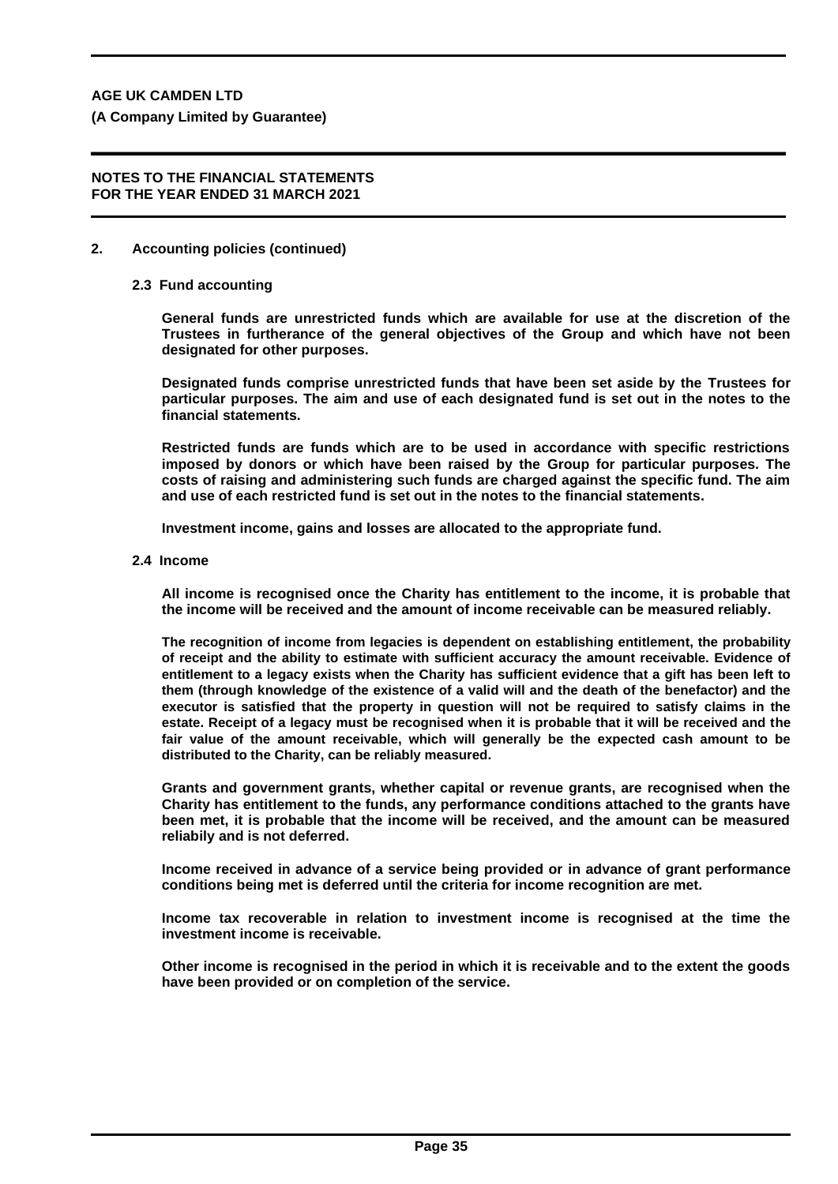## 2. Accounting policies (continued)

### 2.3 Fund accounting

**General funds are unrestricted funds which are available for use at the discretion of the Trustees in furtherance of the general objectives of the Group and which have not been designated for other purposes.**

**Designated funds comprise unrestricted funds that have been set aside by the Trustees for particular purposes. The aim and use of each designated fund is set out in the notes to the financial statements.**

**Restricted funds are funds which are to be used in accordance with specific restrictions imposed by donors or which have been raised by the Group for particular purposes. The costs of raising and administering such funds are charged against the specific fund. The aim and use of each restricted fund is set out in the notes to the financial statements.**

**Investment income, gains and losses are allocated to the appropriate fund.**

### 2.4 Income

**All income is recognised once the Charity has entitlement to the income, it is probable that the income will be received and the amount of income receivable can be measured reliably.**

**The recognition of income from legacies is dependent on establishing entitlement, the probability of receipt and the ability to estimate with sufficient accuracy the amount receivable. Evidence of entitlement to a legacy exists when the Charity has sufficient evidence that a gift has been left to them (through knowledge of the existence of a valid will and the death of the benefactor) and the executor is satisfied that the property in question will not be required to satisfy claims in the estate. Receipt of a legacy must be recognised when it is probable that it will be received and the fair value of the amount receivable, which will generally be the expected cash amount to be distributed to the Charity, can be reliably measured.**

**Grants and government grants, whether capital or revenue grants, are recognised when the Charity has entitlement to the funds, any performance conditions attached to the grants have been met, it is probable that the income will be received, and the amount can be measured reliabily and is not deferred.**

**Income received in advance of a service being provided or in advance of grant performance conditions being met is deferred until the criteria for income recognition are met.**

**Income tax recoverable in relation to investment income is recognised at the time the investment income is receivable.**

**Other income is recognised in the period in which it is receivable and to the extent the goods have been provided or on completion of the service.**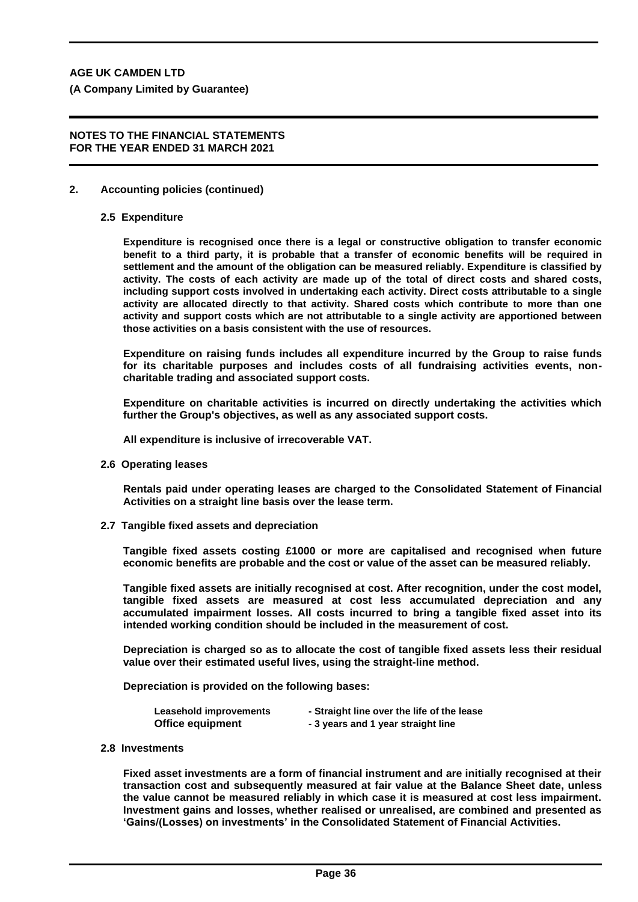## 2. Accounting policies (continued)

### 2.5 Expenditure

**Expenditure is recognised once there is a legal or constructive obligation to transfer economic benefit to a third party, it is probable that a transfer of economic benefits will be required in settlement and the amount of the obligation can be measured reliably. Expenditure is classified by activity. The costs of each activity are made up of the total of direct costs and shared costs, including support costs involved in undertaking each activity. Direct costs attributable to a single activity are allocated directly to that activity. Shared costs which contribute to more than one activity and support costs which are not attributable to a single activity are apportioned between those activities on a basis consistent with the use of resources.**

**Expenditure on raising funds includes all expenditure incurred by the Group to raise funds for its charitable purposes and includes costs of all fundraising activities events, non-charitable trading and associated support costs.**

**Expenditure on charitable activities is incurred on directly undertaking the activities which further the Group's objectives, as well as any associated support costs.**

**All expenditure is inclusive of irrecoverable VAT.**

### 2.6 Operating leases

**Rentals paid under operating leases are charged to the Consolidated Statement of Financial Activities on a straight line basis over the lease term.**

### 2.7 Tangible fixed assets and depreciation

**Tangible fixed assets costing £1000 or more are capitalised and recognised when future economic benefits are probable and the cost or value of the asset can be measured reliably.**

**Tangible fixed assets are initially recognised at cost. After recognition, under the cost model, tangible fixed assets are measured at cost less accumulated depreciation and any accumulated impairment losses. All costs incurred to bring a tangible fixed asset into its intended working condition should be included in the measurement of cost.**

**Depreciation is charged so as to allocate the cost of tangible fixed assets less their residual value over their estimated useful lives, using the straight-line method.**

**Depreciation is provided on the following bases:**

| | |
|---|---|
| **Leasehold improvements** | **- Straight line over the life of the lease** |
| **Office equipment** | **- 3 years and 1 year straight line** |

### 2.8 Investments

**Fixed asset investments are a form of financial instrument and are initially recognised at their transaction cost and subsequently measured at fair value at the Balance Sheet date, unless the value cannot be measured reliably in which case it is measured at cost less impairment. Investment gains and losses, whether realised or unrealised, are combined and presented as 'Gains/(Losses) on investments' in the Consolidated Statement of Financial Activities.**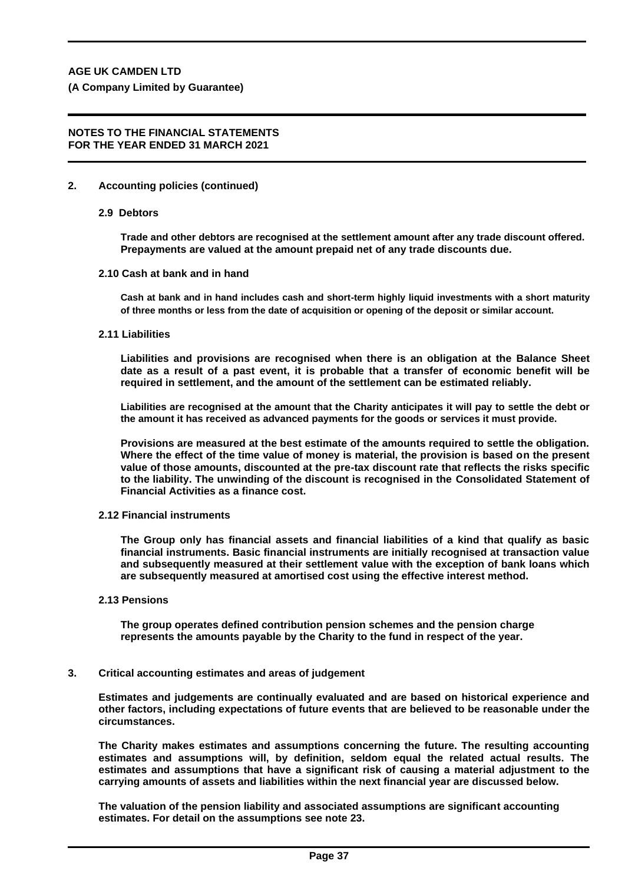## 2. Accounting policies (continued)

### 2.9 Debtors

**Trade and other debtors are recognised at the settlement amount after any trade discount offered. Prepayments are valued at the amount prepaid net of any trade discounts due.**

### 2.10 Cash at bank and in hand

**Cash at bank and in hand includes cash and short-term highly liquid investments with a short maturity of three months or less from the date of acquisition or opening of the deposit or similar account.**

### 2.11 Liabilities

**Liabilities and provisions are recognised when there is an obligation at the Balance Sheet date as a result of a past event, it is probable that a transfer of economic benefit will be required in settlement, and the amount of the settlement can be estimated reliably.**

**Liabilities are recognised at the amount that the Charity anticipates it will pay to settle the debt or the amount it has received as advanced payments for the goods or services it must provide.**

**Provisions are measured at the best estimate of the amounts required to settle the obligation. Where the effect of the time value of money is material, the provision is based on the present value of those amounts, discounted at the pre-tax discount rate that reflects the risks specific to the liability. The unwinding of the discount is recognised in the Consolidated Statement of Financial Activities as a finance cost.**

### 2.12 Financial instruments

**The Group only has financial assets and financial liabilities of a kind that qualify as basic financial instruments. Basic financial instruments are initially recognised at transaction value and subsequently measured at their settlement value with the exception of bank loans which are subsequently measured at amortised cost using the effective interest method.**

### 2.13 Pensions

**The group operates defined contribution pension schemes and the pension charge represents the amounts payable by the Charity to the fund in respect of the year.**

## 3. Critical accounting estimates and areas of judgement

**Estimates and judgements are continually evaluated and are based on historical experience and other factors, including expectations of future events that are believed to be reasonable under the circumstances.**

**The Charity makes estimates and assumptions concerning the future. The resulting accounting estimates and assumptions will, by definition, seldom equal the related actual results. The estimates and assumptions that have a significant risk of causing a material adjustment to the carrying amounts of assets and liabilities within the next financial year are discussed below.**

**The valuation of the pension liability and associated assumptions are significant accounting estimates. For detail on the assumptions see note 23.**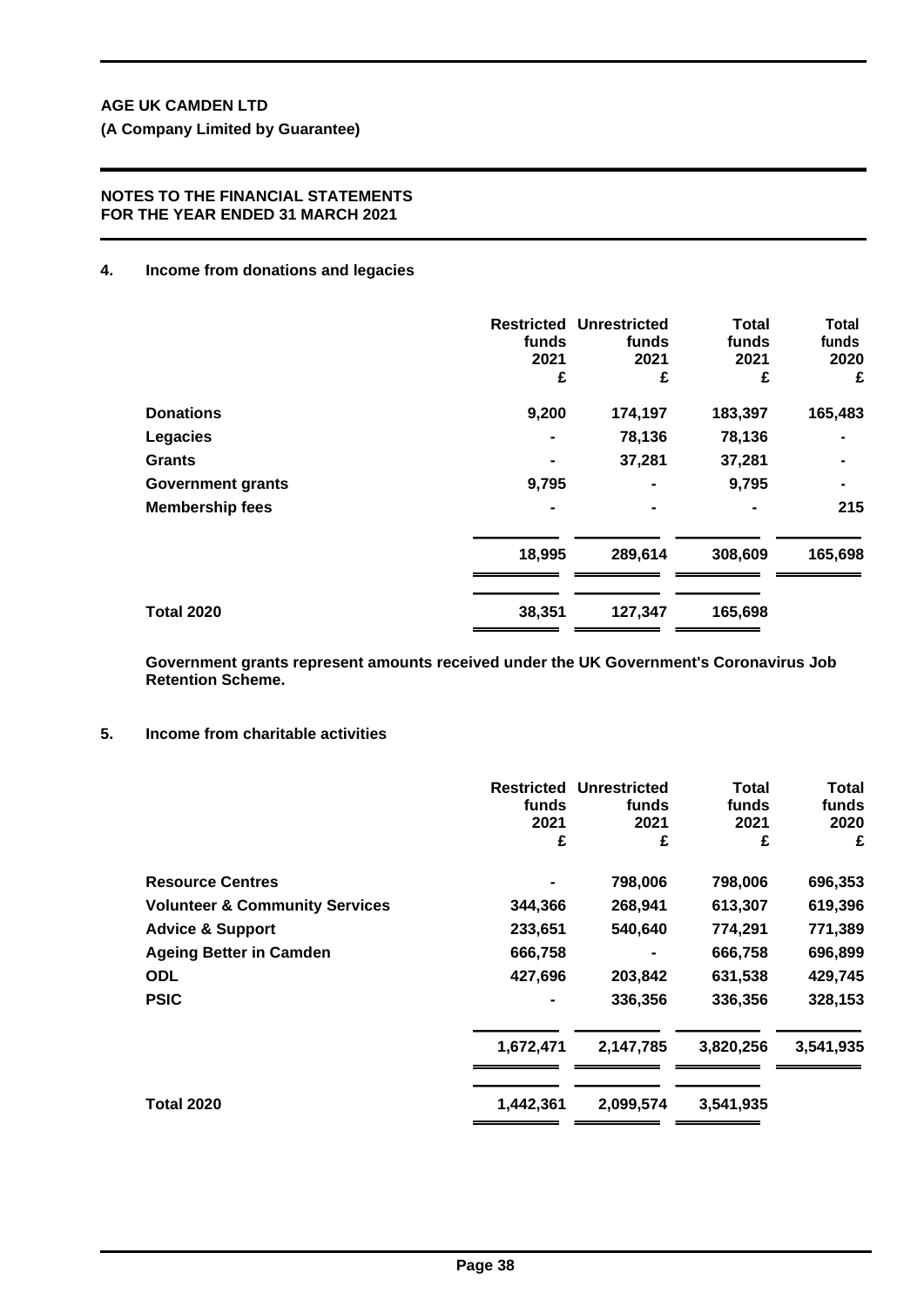**AGE UK CAMDEN LTD**

**(A Company Limited by Guarantee)**

**NOTES TO THE FINANCIAL STATEMENTS FOR THE YEAR ENDED 31 MARCH 2021**

## 4. Income from donations and legacies

| | Restricted funds 2021 £ | Unrestricted funds 2021 £ | Total funds 2021 £ | Total funds 2020 £ |
|---|---|---|---|---|
| **Donations** | 9,200 | 174,197 | 183,397 | 165,483 |
| **Legacies** | - | 78,136 | 78,136 | - |
| **Grants** | - | 37,281 | 37,281 | - |
| **Government grants** | 9,795 | - | 9,795 | - |
| **Membership fees** | - | - | - | 215 |
| | 18,995 | 289,614 | 308,609 | 165,698 |
| **Total 2020** | 38,351 | 127,347 | 165,698 | |

**Government grants represent amounts received under the UK Government's Coronavirus Job Retention Scheme.**

## 5. Income from charitable activities

| | Restricted funds 2021 £ | Unrestricted funds 2021 £ | Total funds 2021 £ | Total funds 2020 £ |
|---|---|---|---|---|
| **Resource Centres** | - | 798,006 | 798,006 | 696,353 |
| **Volunteer & Community Services** | 344,366 | 268,941 | 613,307 | 619,396 |
| **Advice & Support** | 233,651 | 540,640 | 774,291 | 771,389 |
| **Ageing Better in Camden** | 666,758 | - | 666,758 | 696,899 |
| **ODL** | 427,696 | 203,842 | 631,538 | 429,745 |
| **PSIC** | - | 336,356 | 336,356 | 328,153 |
| | 1,672,471 | 2,147,785 | 3,820,256 | 3,541,935 |
| **Total 2020** | 1,442,361 | 2,099,574 | 3,541,935 | |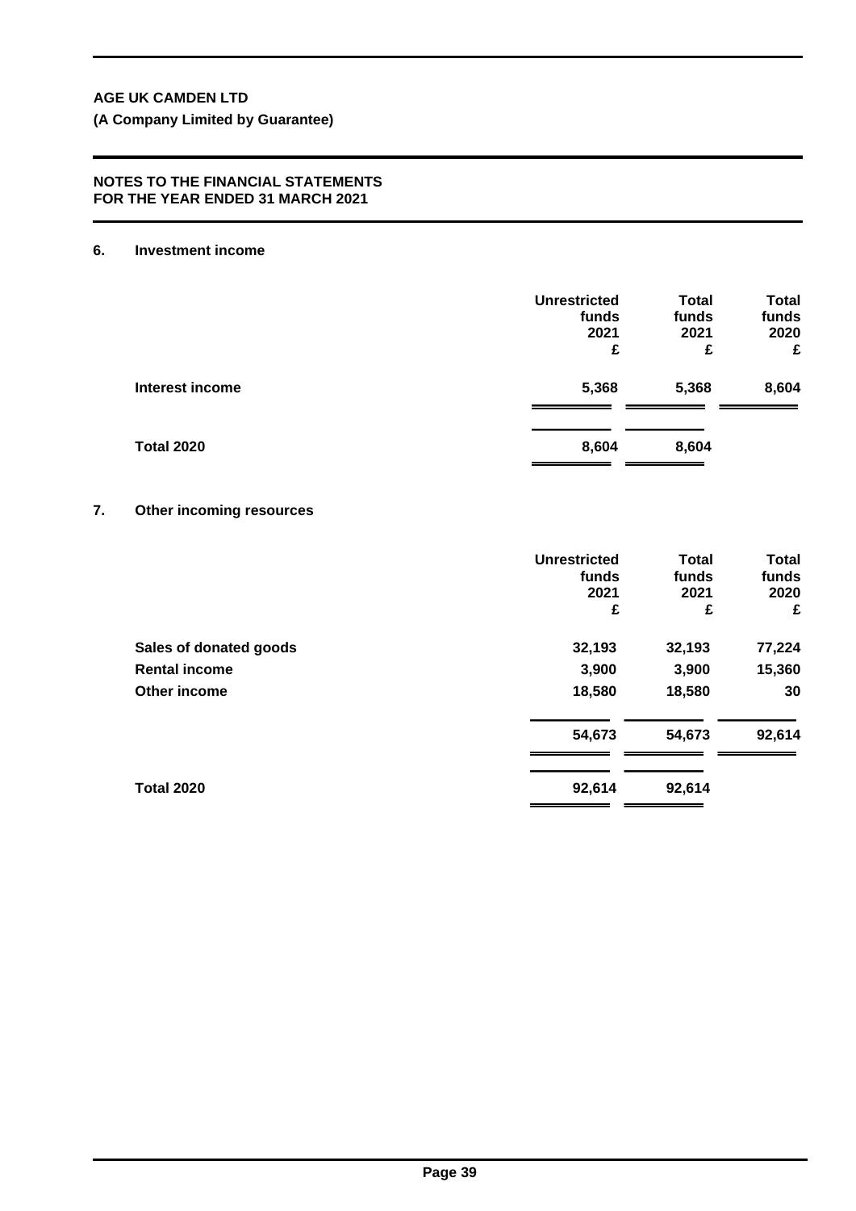AGE UK CAMDEN LTD

(A Company Limited by Guarantee)

NOTES TO THE FINANCIAL STATEMENTS
FOR THE YEAR ENDED 31 MARCH 2021

## 6. Investment income

| | Unrestricted funds 2021 £ | Total funds 2021 £ | Total funds 2020 £ |
|---|---|---|---|
| Interest income | 5,368 | 5,368 | 8,604 |
| Total 2020 | 8,604 | 8,604 | |

## 7. Other incoming resources

| | Unrestricted funds 2021 £ | Total funds 2021 £ | Total funds 2020 £ |
|---|---|---|---|
| Sales of donated goods | 32,193 | 32,193 | 77,224 |
| Rental income | 3,900 | 3,900 | 15,360 |
| Other income | 18,580 | 18,580 | 30 |
| | 54,673 | 54,673 | 92,614 |
| Total 2020 | 92,614 | 92,614 | |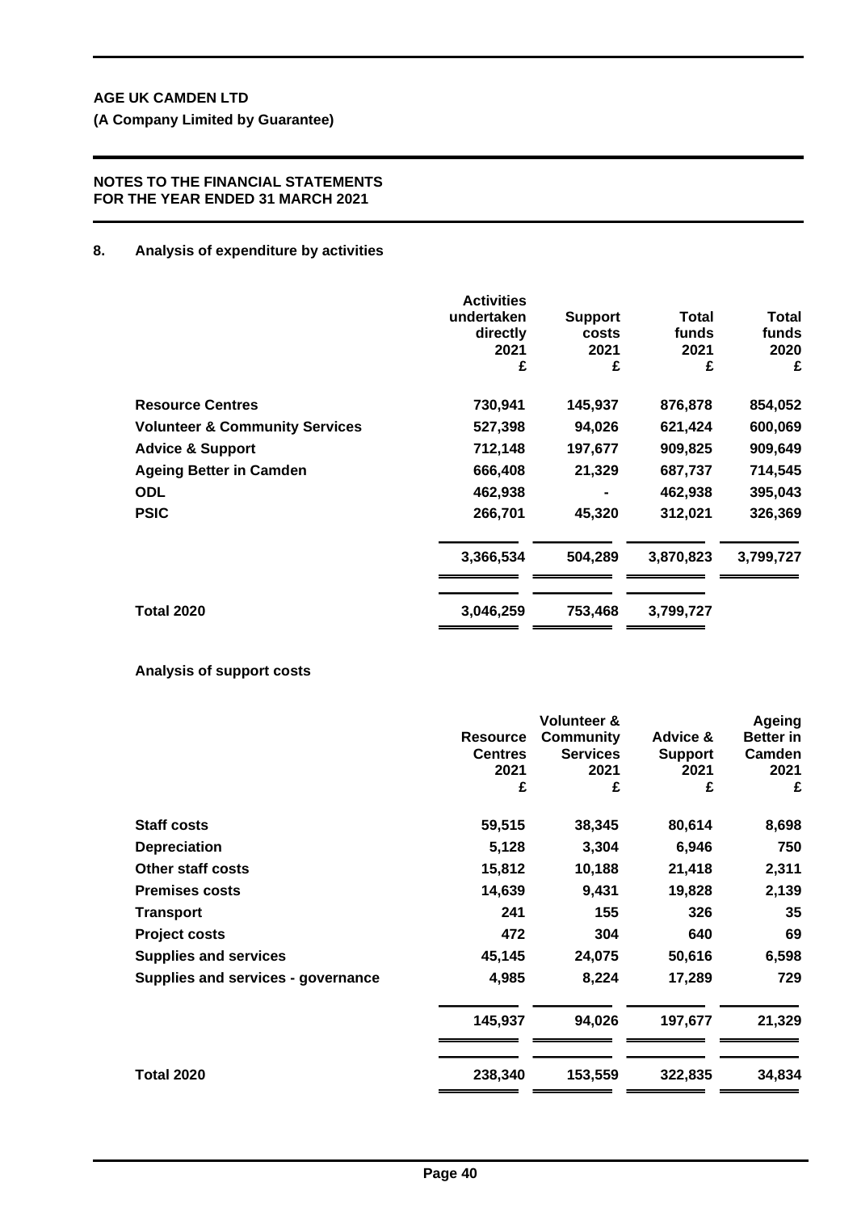**AGE UK CAMDEN LTD**

**(A Company Limited by Guarantee)**

**NOTES TO THE FINANCIAL STATEMENTS FOR THE YEAR ENDED 31 MARCH 2021**

## 8. Analysis of expenditure by activities

| | Activities undertaken directly 2021 £ | Support costs 2021 £ | Total funds 2021 £ | Total funds 2020 £ |
|---|---|---|---|---|
| **Resource Centres** | 730,941 | 145,937 | 876,878 | 854,052 |
| **Volunteer & Community Services** | 527,398 | 94,026 | 621,424 | 600,069 |
| **Advice & Support** | 712,148 | 197,677 | 909,825 | 909,649 |
| **Ageing Better in Camden** | 666,408 | 21,329 | 687,737 | 714,545 |
| **ODL** | 462,938 | - | 462,938 | 395,043 |
| **PSIC** | 266,701 | 45,320 | 312,021 | 326,369 |
| | 3,366,534 | 504,289 | 3,870,823 | 3,799,727 |
| **Total 2020** | 3,046,259 | 753,468 | 3,799,727 | |

### Analysis of support costs

| | Resource Centres 2021 £ | Volunteer & Community Services 2021 £ | Advice & Support 2021 £ | Ageing Better in Camden 2021 £ |
|---|---|---|---|---|
| **Staff costs** | 59,515 | 38,345 | 80,614 | 8,698 |
| **Depreciation** | 5,128 | 3,304 | 6,946 | 750 |
| **Other staff costs** | 15,812 | 10,188 | 21,418 | 2,311 |
| **Premises costs** | 14,639 | 9,431 | 19,828 | 2,139 |
| **Transport** | 241 | 155 | 326 | 35 |
| **Project costs** | 472 | 304 | 640 | 69 |
| **Supplies and services** | 45,145 | 24,075 | 50,616 | 6,598 |
| **Supplies and services - governance** | 4,985 | 8,224 | 17,289 | 729 |
| | 145,937 | 94,026 | 197,677 | 21,329 |
| **Total 2020** | 238,340 | 153,559 | 322,835 | 34,834 |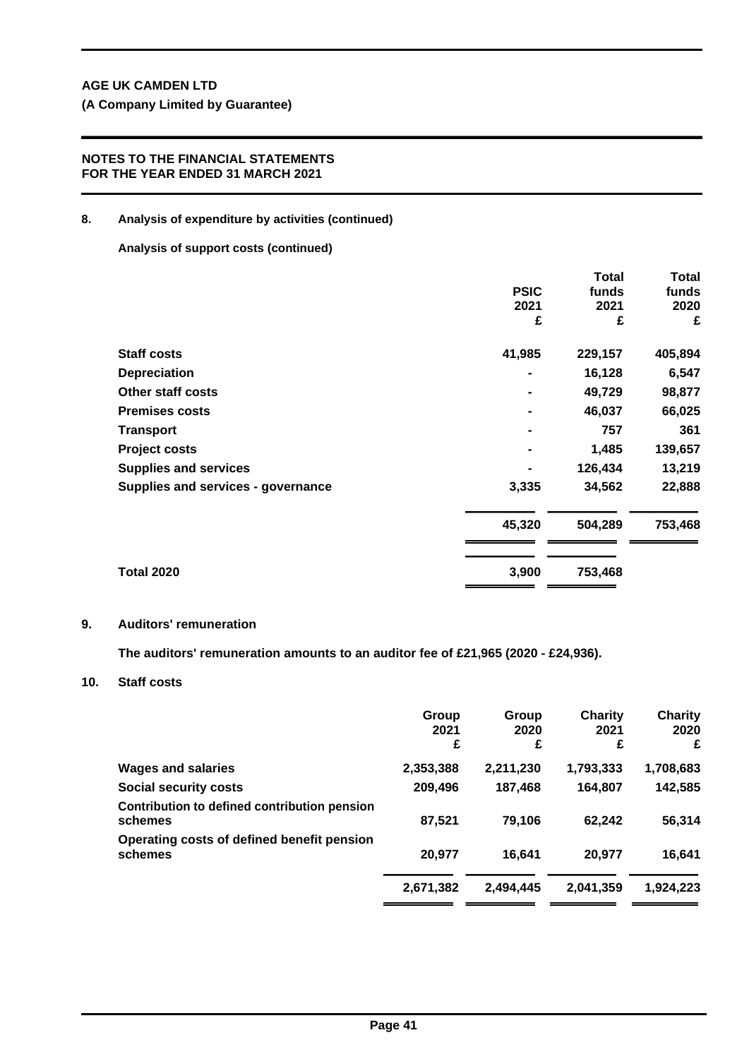**AGE UK CAMDEN LTD**

**(A Company Limited by Guarantee)**

**NOTES TO THE FINANCIAL STATEMENTS FOR THE YEAR ENDED 31 MARCH 2021**

## 8. Analysis of expenditure by activities (continued)

**Analysis of support costs (continued)**

| | PSIC 2021 £ | Total funds 2021 £ | Total funds 2020 £ |
|---|---|---|---|
| **Staff costs** | 41,985 | 229,157 | 405,894 |
| **Depreciation** | - | 16,128 | 6,547 |
| **Other staff costs** | - | 49,729 | 98,877 |
| **Premises costs** | - | 46,037 | 66,025 |
| **Transport** | - | 757 | 361 |
| **Project costs** | - | 1,485 | 139,657 |
| **Supplies and services** | - | 126,434 | 13,219 |
| **Supplies and services - governance** | 3,335 | 34,562 | 22,888 |
| | **45,320** | **504,289** | **753,468** |
| **Total 2020** | **3,900** | **753,468** | |

## 9. Auditors' remuneration

The auditors' remuneration amounts to an auditor fee of £21,965 (2020 - £24,936).

## 10. Staff costs

| | Group 2021 £ | Group 2020 £ | Charity 2021 £ | Charity 2020 £ |
|---|---|---|---|---|
| **Wages and salaries** | 2,353,388 | 2,211,230 | 1,793,333 | 1,708,683 |
| **Social security costs** | 209,496 | 187,468 | 164,807 | 142,585 |
| **Contribution to defined contribution pension schemes** | 87,521 | 79,106 | 62,242 | 56,314 |
| **Operating costs of defined benefit pension schemes** | 20,977 | 16,641 | 20,977 | 16,641 |
| | **2,671,382** | **2,494,445** | **2,041,359** | **1,924,223** |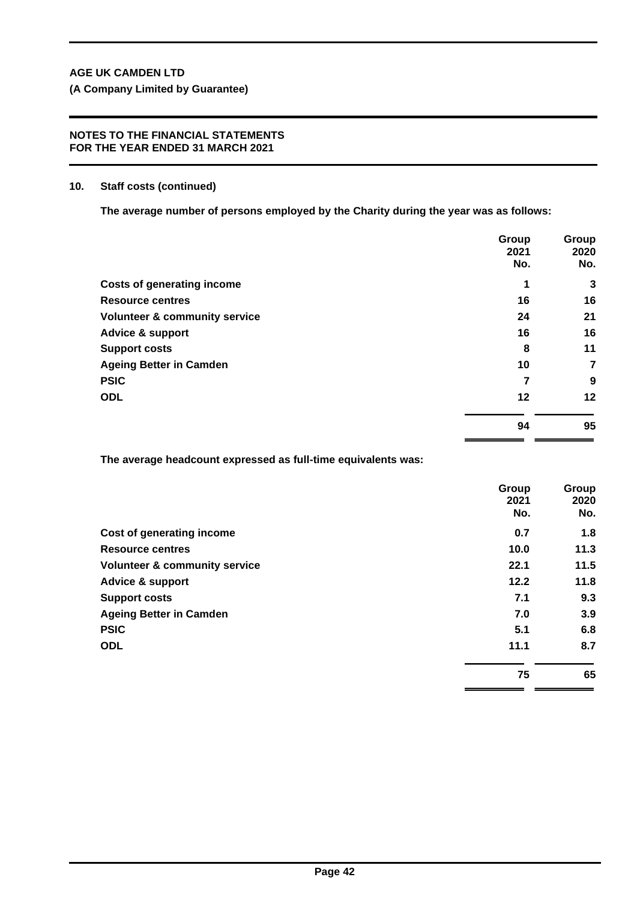**AGE UK CAMDEN LTD**

**(A Company Limited by Guarantee)**

**NOTES TO THE FINANCIAL STATEMENTS FOR THE YEAR ENDED 31 MARCH 2021**

## 10. Staff costs (continued)

**The average number of persons employed by the Charity during the year was as follows:**

| | Group 2021 No. | Group 2020 No. |
|---|---|---|
| **Costs of generating income** | 1 | 3 |
| **Resource centres** | 16 | 16 |
| **Volunteer & community service** | 24 | 21 |
| **Advice & support** | 16 | 16 |
| **Support costs** | 8 | 11 |
| **Ageing Better in Camden** | 10 | 7 |
| **PSIC** | 7 | 9 |
| **ODL** | 12 | 12 |
| | 94 | 95 |

**The average headcount expressed as full-time equivalents was:**

| | Group 2021 No. | Group 2020 No. |
|---|---|---|
| **Cost of generating income** | 0.7 | 1.8 |
| **Resource centres** | 10.0 | 11.3 |
| **Volunteer & community service** | 22.1 | 11.5 |
| **Advice & support** | 12.2 | 11.8 |
| **Support costs** | 7.1 | 9.3 |
| **Ageing Better in Camden** | 7.0 | 3.9 |
| **PSIC** | 5.1 | 6.8 |
| **ODL** | 11.1 | 8.7 |
| | 75 | 65 |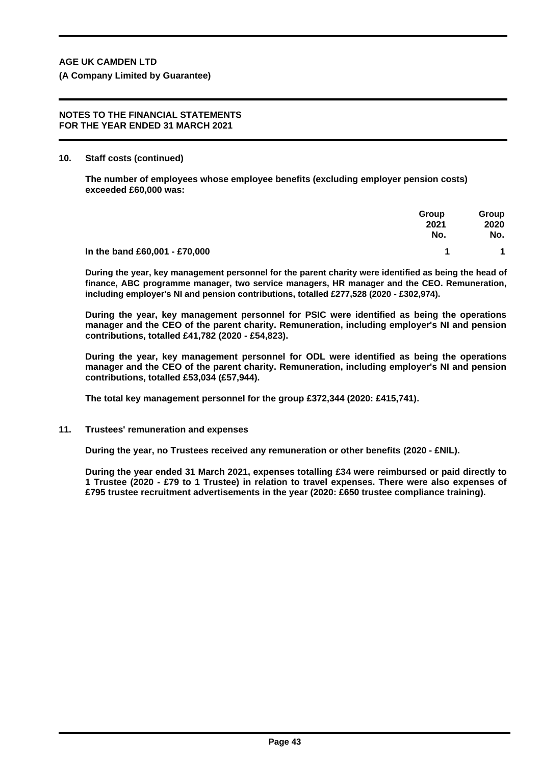**AGE UK CAMDEN LTD**

**(A Company Limited by Guarantee)**

**NOTES TO THE FINANCIAL STATEMENTS FOR THE YEAR ENDED 31 MARCH 2021**

**10. Staff costs (continued)**

**The number of employees whose employee benefits (excluding employer pension costs) exceeded £60,000 was:**

| | Group 2021 No. | Group 2020 No. |
|---|---|---|
| In the band £60,001 - £70,000 | 1 | 1 |

**During the year, key management personnel for the parent charity were identified as being the head of finance, ABC programme manager, two service managers, HR manager and the CEO. Remuneration, including employer's NI and pension contributions, totalled £277,528 (2020 - £302,974).**

**During the year, key management personnel for PSIC were identified as being the operations manager and the CEO of the parent charity. Remuneration, including employer's NI and pension contributions, totalled £41,782 (2020 - £54,823).**

**During the year, key management personnel for ODL were identified as being the operations manager and the CEO of the parent charity. Remuneration, including employer's NI and pension contributions, totalled £53,034 (£57,944).**

**The total key management personnel for the group £372,344 (2020: £415,741).**

**11. Trustees' remuneration and expenses**

**During the year, no Trustees received any remuneration or other benefits (2020 - £NIL).**

**During the year ended 31 March 2021, expenses totalling £34 were reimbursed or paid directly to 1 Trustee (2020 - £79 to 1 Trustee) in relation to travel expenses. There were also expenses of £795 trustee recruitment advertisements in the year (2020: £650 trustee compliance training).**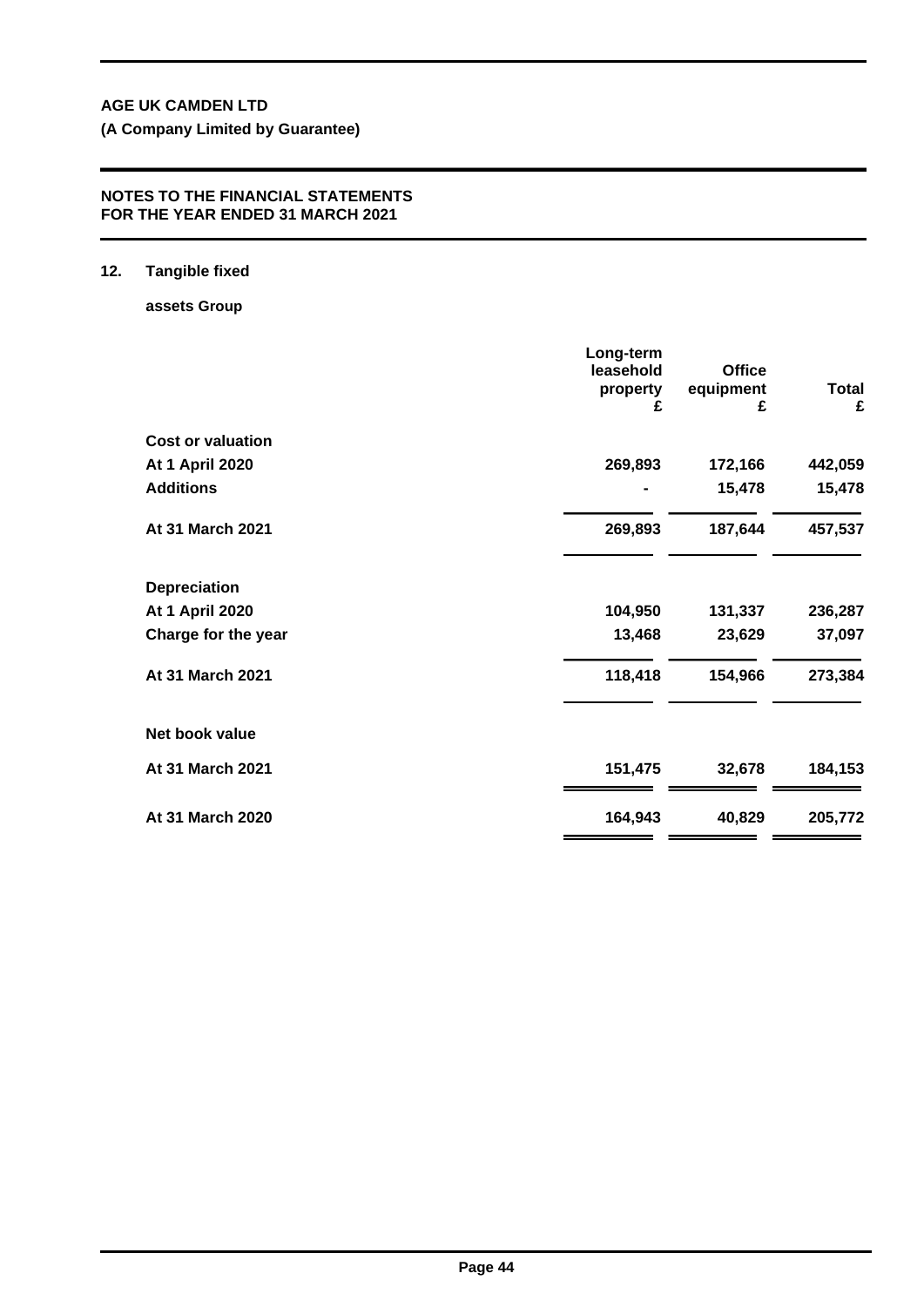**AGE UK CAMDEN LTD**

**(A Company Limited by Guarantee)**

**NOTES TO THE FINANCIAL STATEMENTS FOR THE YEAR ENDED 31 MARCH 2021**

## 12. Tangible fixed assets Group

| | Long-term leasehold property £ | Office equipment £ | Total £ |
|---|---|---|---|
| **Cost or valuation** | | | |
| At 1 April 2020 | 269,893 | 172,166 | 442,059 |
| Additions | - | 15,478 | 15,478 |
| At 31 March 2021 | 269,893 | 187,644 | 457,537 |
| **Depreciation** | | | |
| At 1 April 2020 | 104,950 | 131,337 | 236,287 |
| Charge for the year | 13,468 | 23,629 | 37,097 |
| At 31 March 2021 | 118,418 | 154,966 | 273,384 |
| **Net book value** | | | |
| At 31 March 2021 | 151,475 | 32,678 | 184,153 |
| At 31 March 2020 | 164,943 | 40,829 | 205,772 |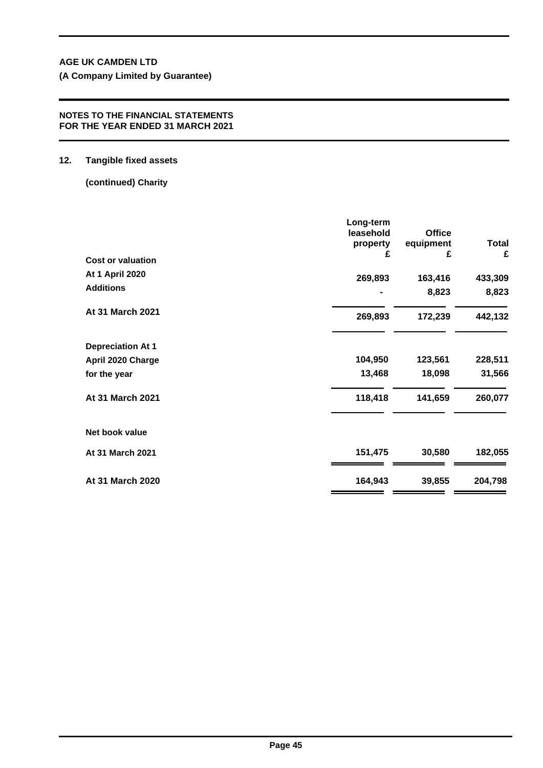**AGE UK CAMDEN LTD**

**(A Company Limited by Guarantee)**

**NOTES TO THE FINANCIAL STATEMENTS FOR THE YEAR ENDED 31 MARCH 2021**

## 12. Tangible fixed assets

**(continued) Charity**

| | Long-term leasehold property £ | Office equipment £ | Total £ |
|---|---|---|---|
| **Cost or valuation** | | | |
| **At 1 April 2020** | **269,893** | **163,416** | **433,309** |
| **Additions** | **-** | **8,823** | **8,823** |
| **At 31 March 2021** | **269,893** | **172,239** | **442,132** |
| **Depreciation At 1** | | | |
| **April 2020 Charge** | **104,950** | **123,561** | **228,511** |
| **for the year** | **13,468** | **18,098** | **31,566** |
| **At 31 March 2021** | **118,418** | **141,659** | **260,077** |
| **Net book value** | | | |
| **At 31 March 2021** | **151,475** | **30,580** | **182,055** |
| **At 31 March 2020** | **164,943** | **39,855** | **204,798** |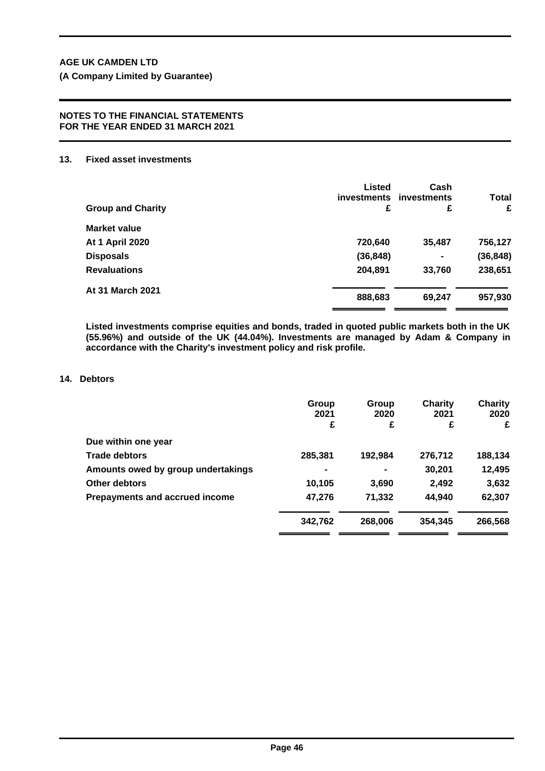**AGE UK CAMDEN LTD**

**(A Company Limited by Guarantee)**

**NOTES TO THE FINANCIAL STATEMENTS FOR THE YEAR ENDED 31 MARCH 2021**

## 13. Fixed asset investments

| Group and Charity | Listed investments £ | Cash investments £ | Total £ |
|---|---|---|---|
| **Market value** | | | |
| At 1 April 2020 | 720,640 | 35,487 | 756,127 |
| Disposals | (36,848) | - | (36,848) |
| Revaluations | 204,891 | 33,760 | 238,651 |
| At 31 March 2021 | 888,683 | 69,247 | 957,930 |

Listed investments comprise equities and bonds, traded in quoted public markets both in the UK (55.96%) and outside of the UK (44.04%). Investments are managed by Adam & Company in accordance with the Charity's investment policy and risk profile.

## 14. Debtors

| | Group 2021 £ | Group 2020 £ | Charity 2021 £ | Charity 2020 £ |
|---|---|---|---|---|
| **Due within one year** | | | | |
| Trade debtors | 285,381 | 192,984 | 276,712 | 188,134 |
| Amounts owed by group undertakings | - | - | 30,201 | 12,495 |
| Other debtors | 10,105 | 3,690 | 2,492 | 3,632 |
| Prepayments and accrued income | 47,276 | 71,332 | 44,940 | 62,307 |
| | 342,762 | 268,006 | 354,345 | 266,568 |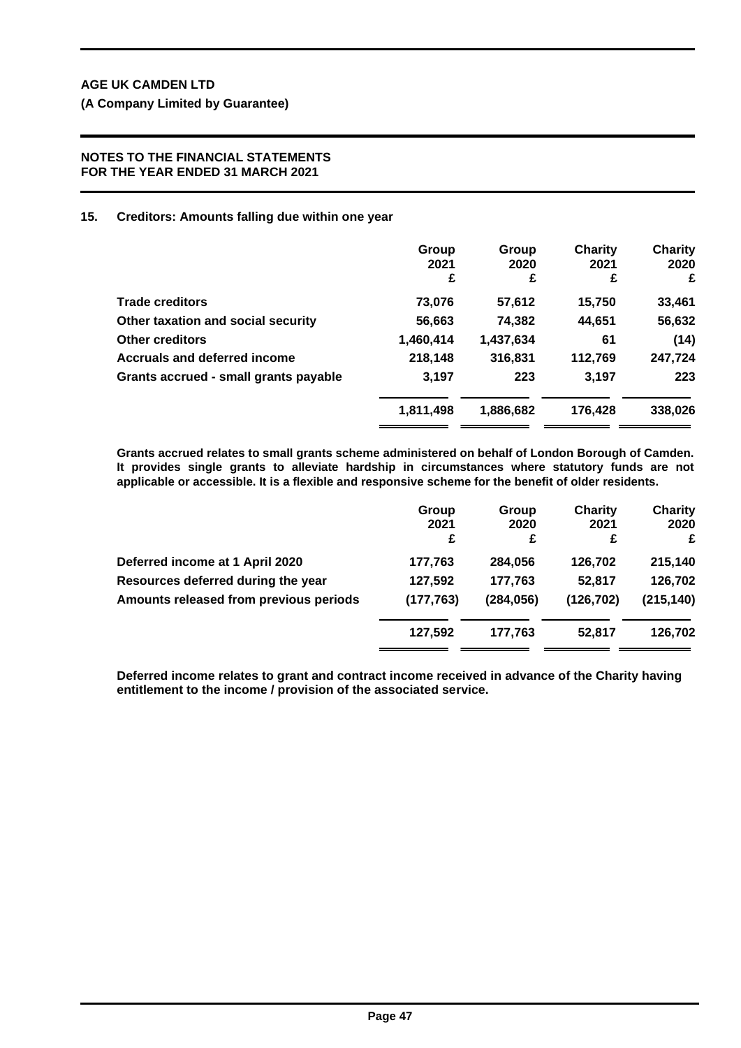**AGE UK CAMDEN LTD**

**(A Company Limited by Guarantee)**

**NOTES TO THE FINANCIAL STATEMENTS FOR THE YEAR ENDED 31 MARCH 2021**

## 15. Creditors: Amounts falling due within one year

| | Group 2021 £ | Group 2020 £ | Charity 2021 £ | Charity 2020 £ |
|---|---|---|---|---|
| Trade creditors | 73,076 | 57,612 | 15,750 | 33,461 |
| Other taxation and social security | 56,663 | 74,382 | 44,651 | 56,632 |
| Other creditors | 1,460,414 | 1,437,634 | 61 | (14) |
| Accruals and deferred income | 218,148 | 316,831 | 112,769 | 247,724 |
| Grants accrued - small grants payable | 3,197 | 223 | 3,197 | 223 |
| | 1,811,498 | 1,886,682 | 176,428 | 338,026 |

**Grants accrued relates to small grants scheme administered on behalf of London Borough of Camden. It provides single grants to alleviate hardship in circumstances where statutory funds are not applicable or accessible. It is a flexible and responsive scheme for the benefit of older residents.**

| | Group 2021 £ | Group 2020 £ | Charity 2021 £ | Charity 2020 £ |
|---|---|---|---|---|
| Deferred income at 1 April 2020 | 177,763 | 284,056 | 126,702 | 215,140 |
| Resources deferred during the year | 127,592 | 177,763 | 52,817 | 126,702 |
| Amounts released from previous periods | (177,763) | (284,056) | (126,702) | (215,140) |
| | 127,592 | 177,763 | 52,817 | 126,702 |

**Deferred income relates to grant and contract income received in advance of the Charity having entitlement to the income / provision of the associated service.**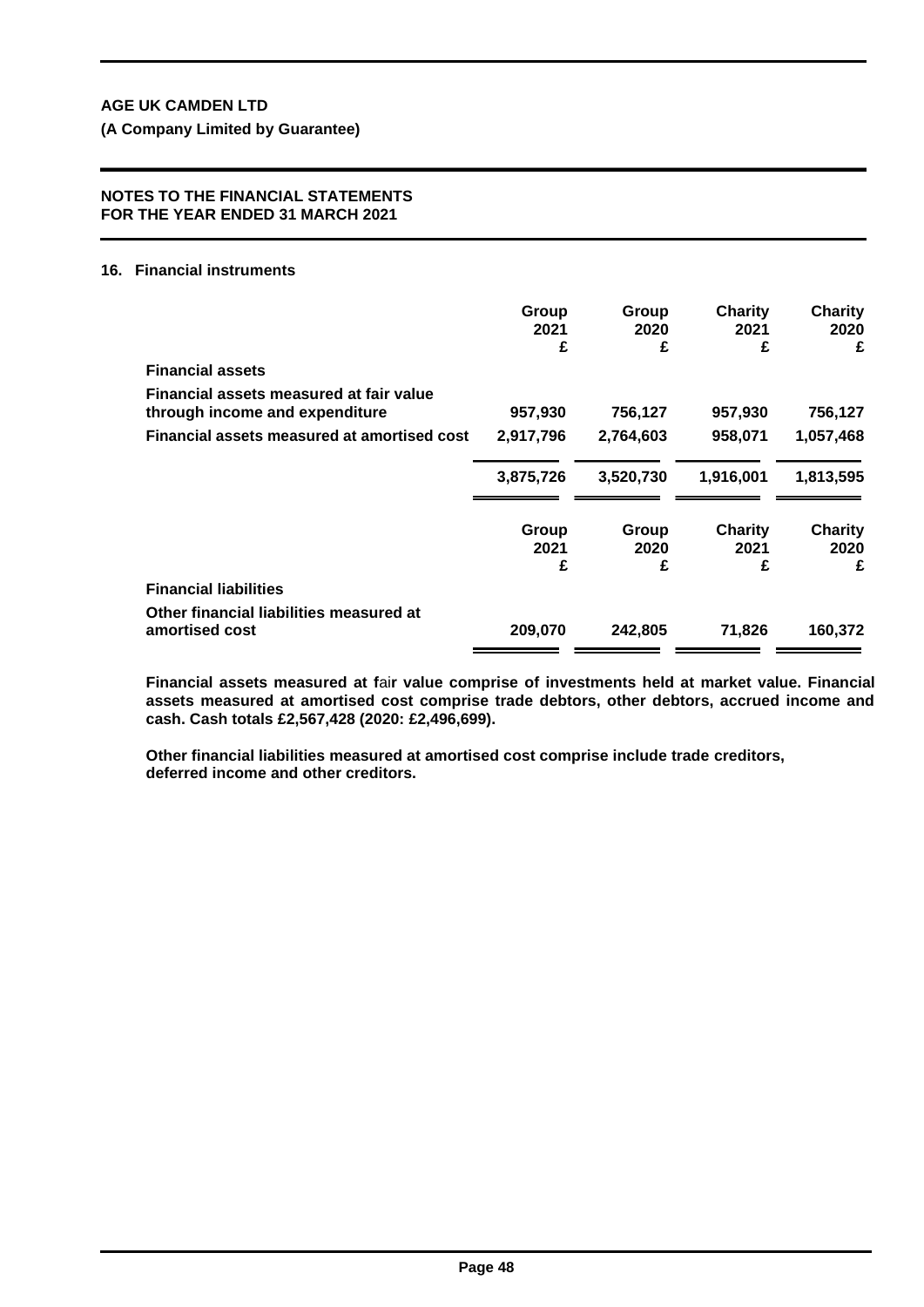**AGE UK CAMDEN LTD**

**(A Company Limited by Guarantee)**

**NOTES TO THE FINANCIAL STATEMENTS FOR THE YEAR ENDED 31 MARCH 2021**

## 16. Financial instruments

| | Group 2021 £ | Group 2020 £ | Charity 2021 £ | Charity 2020 £ |
|---|---|---|---|---|
| **Financial assets** | | | | |
| **Financial assets measured at fair value through income and expenditure** | 957,930 | 756,127 | 957,930 | 756,127 |
| **Financial assets measured at amortised cost** | 2,917,796 | 2,764,603 | 958,071 | 1,057,468 |
| | 3,875,726 | 3,520,730 | 1,916,001 | 1,813,595 |

| | Group 2021 £ | Group 2020 £ | Charity 2021 £ | Charity 2020 £ |
|---|---|---|---|---|
| **Financial liabilities** | | | | |
| **Other financial liabilities measured at amortised cost** | 209,070 | 242,805 | 71,826 | 160,372 |

**Financial assets measured at fair value comprise of investments held at market value. Financial assets measured at amortised cost comprise trade debtors, other debtors, accrued income and cash. Cash totals £2,567,428 (2020: £2,496,699).**

**Other financial liabilities measured at amortised cost comprise include trade creditors, deferred income and other creditors.**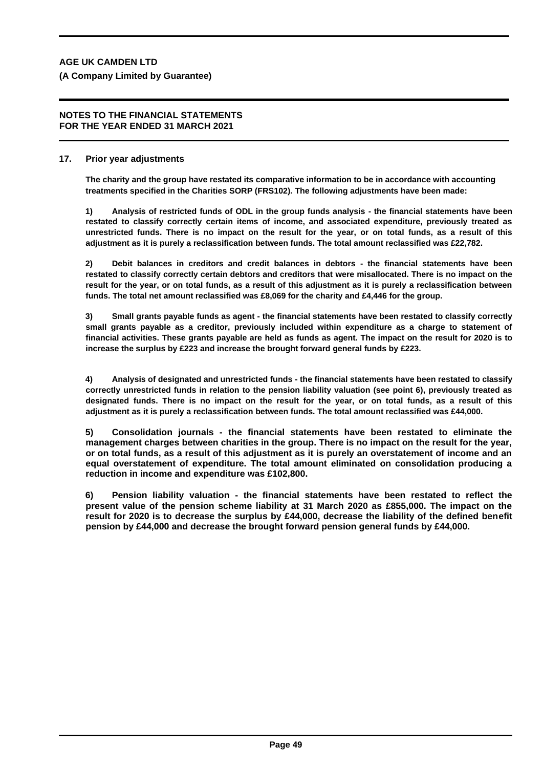## 17. Prior year adjustments

**The charity and the group have restated its comparative information to be in accordance with accounting treatments specified in the Charities SORP (FRS102). The following adjustments have been made:**

**1) Analysis of restricted funds of ODL in the group funds analysis - the financial statements have been restated to classify correctly certain items of income, and associated expenditure, previously treated as unrestricted funds. There is no impact on the result for the year, or on total funds, as a result of this adjustment as it is purely a reclassification between funds. The total amount reclassified was £22,782.**

**2) Debit balances in creditors and credit balances in debtors - the financial statements have been restated to classify correctly certain debtors and creditors that were misallocated. There is no impact on the result for the year, or on total funds, as a result of this adjustment as it is purely a reclassification between funds. The total net amount reclassified was £8,069 for the charity and £4,446 for the group.**

**3) Small grants payable funds as agent - the financial statements have been restated to classify correctly small grants payable as a creditor, previously included within expenditure as a charge to statement of financial activities. These grants payable are held as funds as agent. The impact on the result for 2020 is to increase the surplus by £223 and increase the brought forward general funds by £223.**

**4) Analysis of designated and unrestricted funds - the financial statements have been restated to classify correctly unrestricted funds in relation to the pension liability valuation (see point 6), previously treated as designated funds. There is no impact on the result for the year, or on total funds, as a result of this adjustment as it is purely a reclassification between funds. The total amount reclassified was £44,000.**

**5) Consolidation journals - the financial statements have been restated to eliminate the management charges between charities in the group. There is no impact on the result for the year, or on total funds, as a result of this adjustment as it is purely an overstatement of income and an equal overstatement of expenditure. The total amount eliminated on consolidation producing a reduction in income and expenditure was £102,800.**

**6) Pension liability valuation - the financial statements have been restated to reflect the present value of the pension scheme liability at 31 March 2020 as £855,000. The impact on the result for 2020 is to decrease the surplus by £44,000, decrease the liability of the defined benefit pension by £44,000 and decrease the brought forward pension general funds by £44,000.**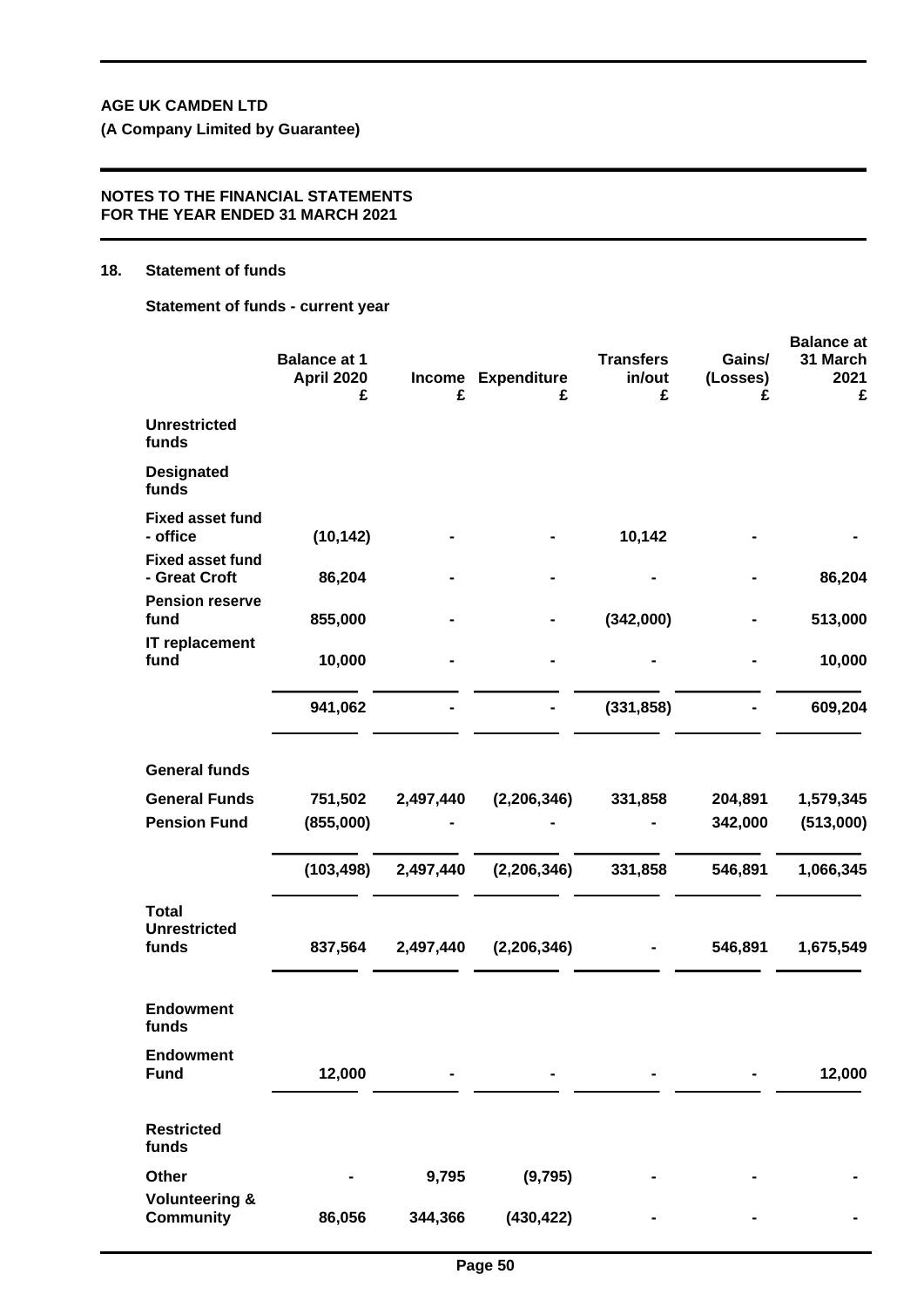**AGE UK CAMDEN LTD**

**(A Company Limited by Guarantee)**

**NOTES TO THE FINANCIAL STATEMENTS FOR THE YEAR ENDED 31 MARCH 2021**

## 18. Statement of funds

**Statement of funds - current year**

| | Balance at 1 April 2020 £ | Income £ | Expenditure £ | Transfers in/out £ | Gains/ (Losses) £ | Balance at 31 March 2021 £ |
|---|---|---|---|---|---|---|
| **Unrestricted funds** | | | | | | |
| **Designated funds** | | | | | | |
| **Fixed asset fund - office** | (10,142) | - | - | 10,142 | - | - |
| **Fixed asset fund - Great Croft** | 86,204 | - | - | - | - | 86,204 |
| **Pension reserve fund** | 855,000 | - | - | (342,000) | - | 513,000 |
| **IT replacement fund** | 10,000 | - | - | - | - | 10,000 |
| | 941,062 | - | - | (331,858) | - | 609,204 |
| **General funds** | | | | | | |
| **General Funds** | 751,502 | 2,497,440 | (2,206,346) | 331,858 | 204,891 | 1,579,345 |
| **Pension Fund** | (855,000) | - | - | - | 342,000 | (513,000) |
| | (103,498) | 2,497,440 | (2,206,346) | 331,858 | 546,891 | 1,066,345 |
| **Total Unrestricted funds** | 837,564 | 2,497,440 | (2,206,346) | - | 546,891 | 1,675,549 |
| **Endowment funds** | | | | | | |
| **Endowment Fund** | 12,000 | - | - | - | - | 12,000 |
| **Restricted funds** | | | | | | |
| **Other** | - | 9,795 | (9,795) | - | - | - |
| **Volunteering & Community** | 86,056 | 344,366 | (430,422) | - | - | - |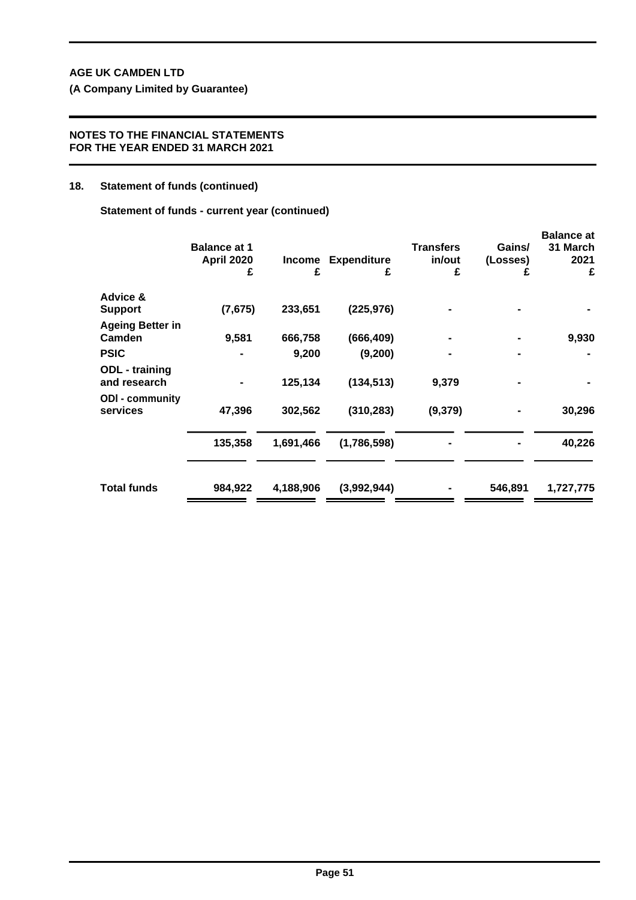**AGE UK CAMDEN LTD**

**(A Company Limited by Guarantee)**

**NOTES TO THE FINANCIAL STATEMENTS FOR THE YEAR ENDED 31 MARCH 2021**

## 18. Statement of funds (continued)

**Statement of funds - current year (continued)**

| | Balance at 1 April 2020 £ | Income £ | Expenditure £ | Transfers in/out £ | Gains/ (Losses) £ | Balance at 31 March 2021 £ |
|---|---|---|---|---|---|---|
| **Advice & Support** | (7,675) | 233,651 | (225,976) | - | - | - |
| **Ageing Better in Camden** | 9,581 | 666,758 | (666,409) | - | - | 9,930 |
| **PSIC** | - | 9,200 | (9,200) | - | - | - |
| **ODL - training and research** | - | 125,134 | (134,513) | 9,379 | - | - |
| **ODl - community services** | 47,396 | 302,562 | (310,283) | (9,379) | - | 30,296 |
| | 135,358 | 1,691,466 | (1,786,598) | - | - | 40,226 |
| **Total funds** | 984,922 | 4,188,906 | (3,992,944) | - | 546,891 | 1,727,775 |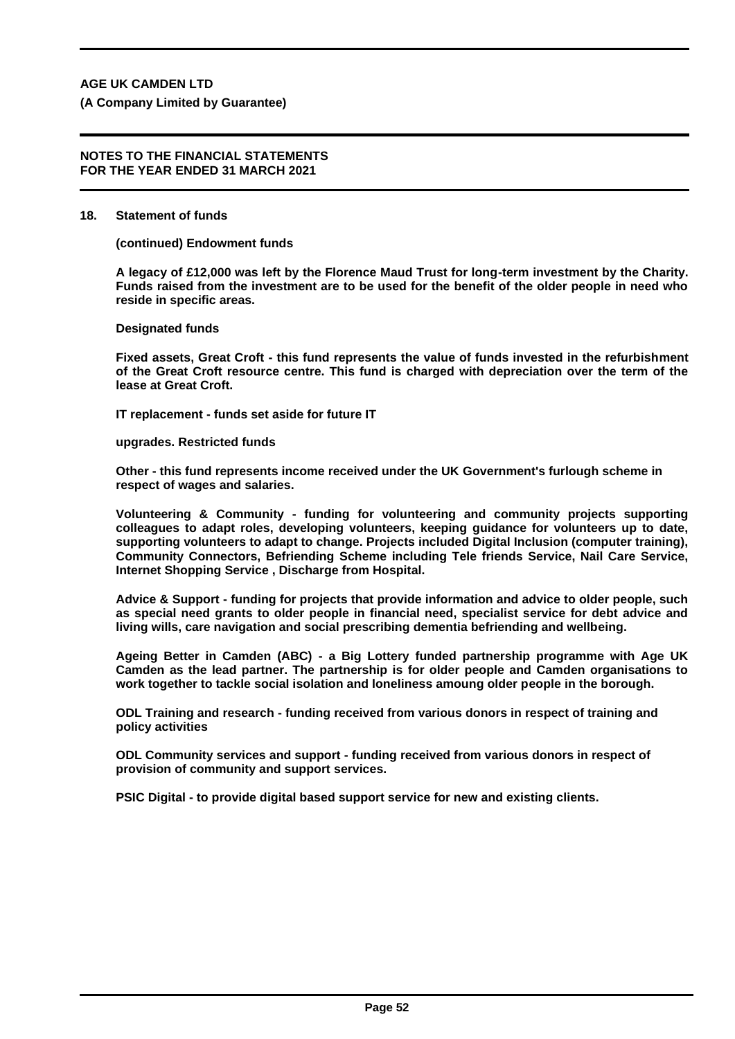**AGE UK CAMDEN LTD**

**(A Company Limited by Guarantee)**

**NOTES TO THE FINANCIAL STATEMENTS FOR THE YEAR ENDED 31 MARCH 2021**

## 18. Statement of funds

**(continued) Endowment funds**

**A legacy of £12,000 was left by the Florence Maud Trust for long-term investment by the Charity. Funds raised from the investment are to be used for the benefit of the older people in need who reside in specific areas.**

**Designated funds**

**Fixed assets, Great Croft - this fund represents the value of funds invested in the refurbishment of the Great Croft resource centre. This fund is charged with depreciation over the term of the lease at Great Croft.**

**IT replacement - funds set aside for future IT**

**upgrades. Restricted funds**

**Other - this fund represents income received under the UK Government's furlough scheme in respect of wages and salaries.**

**Volunteering & Community - funding for volunteering and community projects supporting colleagues to adapt roles, developing volunteers, keeping guidance for volunteers up to date, supporting volunteers to adapt to change. Projects included Digital Inclusion (computer training), Community Connectors, Befriending Scheme including Tele friends Service, Nail Care Service, Internet Shopping Service , Discharge from Hospital.**

**Advice & Support - funding for projects that provide information and advice to older people, such as special need grants to older people in financial need, specialist service for debt advice and living wills, care navigation and social prescribing dementia befriending and wellbeing.**

**Ageing Better in Camden (ABC) - a Big Lottery funded partnership programme with Age UK Camden as the lead partner. The partnership is for older people and Camden organisations to work together to tackle social isolation and loneliness amoung older people in the borough.**

**ODL Training and research - funding received from various donors in respect of training and policy activities**

**ODL Community services and support - funding received from various donors in respect of provision of community and support services.**

**PSIC Digital - to provide digital based support service for new and existing clients.**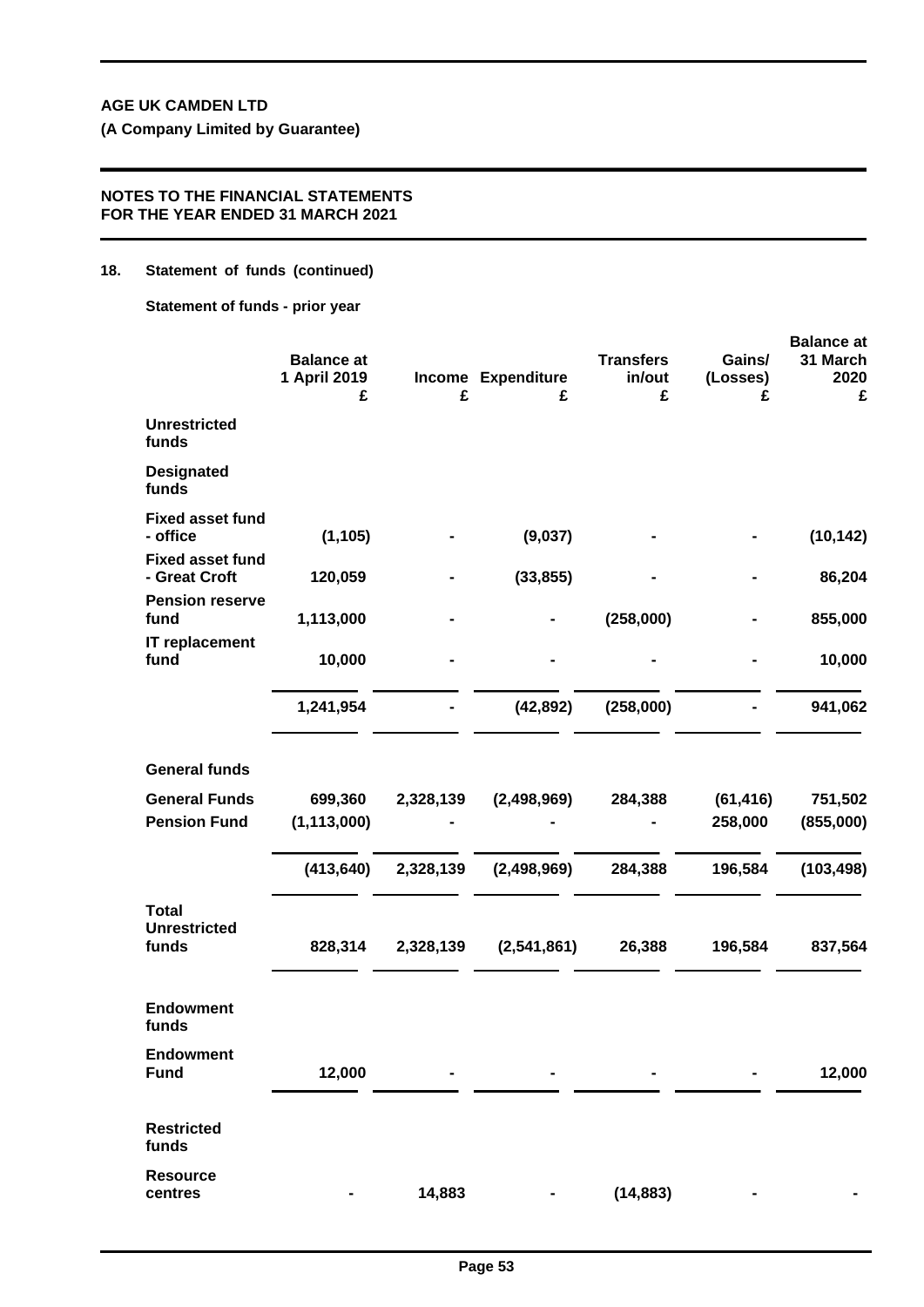**AGE UK CAMDEN LTD**

**(A Company Limited by Guarantee)**

**NOTES TO THE FINANCIAL STATEMENTS FOR THE YEAR ENDED 31 MARCH 2021**

## 18. Statement of funds (continued)

**Statement of funds - prior year**

| | Balance at 1 April 2019 £ | Income £ | Expenditure £ | Transfers in/out £ | Gains/ (Losses) £ | Balance at 31 March 2020 £ |
|---|---|---|---|---|---|---|
| **Unrestricted funds** | | | | | | |
| **Designated funds** | | | | | | |
| **Fixed asset fund - office** | (1,105) | - | (9,037) | - | - | (10,142) |
| **Fixed asset fund - Great Croft** | 120,059 | - | (33,855) | - | - | 86,204 |
| **Pension reserve fund** | 1,113,000 | - | - | (258,000) | - | 855,000 |
| **IT replacement fund** | 10,000 | - | - | - | - | 10,000 |
| | 1,241,954 | - | (42,892) | (258,000) | - | 941,062 |
| **General funds** | | | | | | |
| **General Funds** | 699,360 | 2,328,139 | (2,498,969) | 284,388 | (61,416) | 751,502 |
| **Pension Fund** | (1,113,000) | - | - | - | 258,000 | (855,000) |
| | (413,640) | 2,328,139 | (2,498,969) | 284,388 | 196,584 | (103,498) |
| **Total Unrestricted funds** | 828,314 | 2,328,139 | (2,541,861) | 26,388 | 196,584 | 837,564 |
| **Endowment funds** | | | | | | |
| **Endowment Fund** | 12,000 | - | - | - | - | 12,000 |
| **Restricted funds** | | | | | | |
| **Resource centres** | - | 14,883 | - | (14,883) | - | - |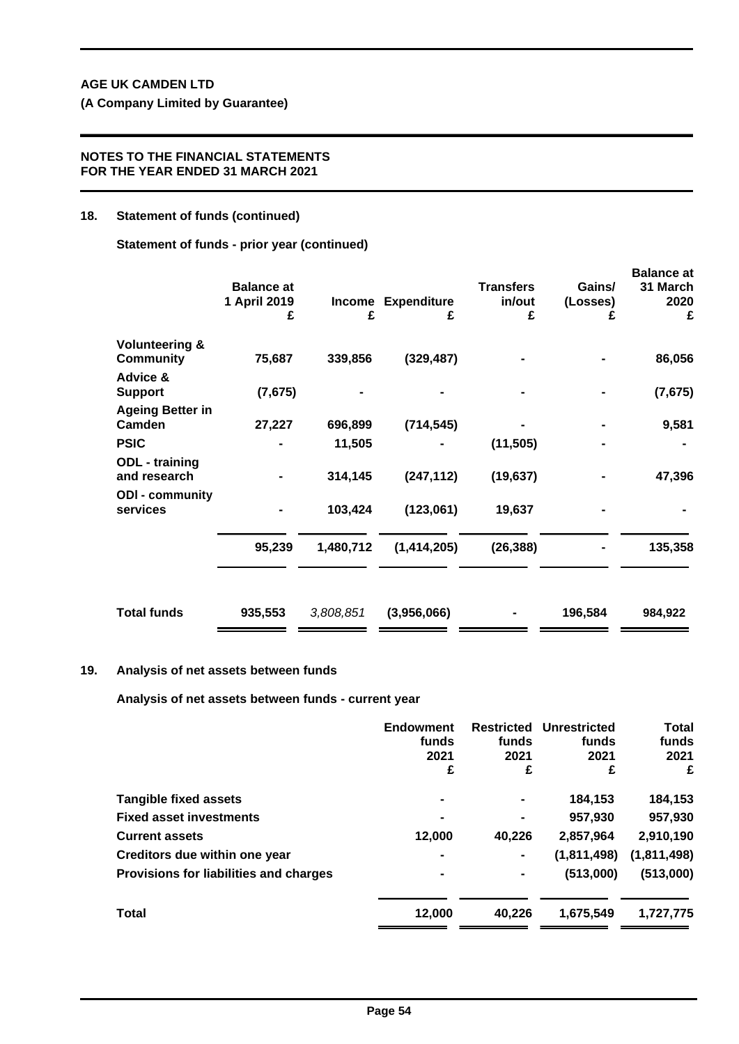**AGE UK CAMDEN LTD**

**(A Company Limited by Guarantee)**

**NOTES TO THE FINANCIAL STATEMENTS FOR THE YEAR ENDED 31 MARCH 2021**

## 18. Statement of funds (continued)

**Statement of funds - prior year (continued)**

| | Balance at 1 April 2019 £ | Income £ | Expenditure £ | Transfers in/out £ | Gains/ (Losses) £ | Balance at 31 March 2020 £ |
|---|---|---|---|---|---|---|
| **Volunteering & Community** | 75,687 | 339,856 | (329,487) | - | - | 86,056 |
| **Advice & Support** | (7,675) | - | - | - | - | (7,675) |
| **Ageing Better in Camden** | 27,227 | 696,899 | (714,545) | - | - | 9,581 |
| **PSIC** | - | 11,505 | - | (11,505) | - | - |
| **ODL - training and research** | - | 314,145 | (247,112) | (19,637) | - | 47,396 |
| **ODI - community services** | - | 103,424 | (123,061) | 19,637 | - | - |
| | 95,239 | 1,480,712 | (1,414,205) | (26,388) | - | 135,358 |
| **Total funds** | 935,553 | *3,808,851* | (3,956,066) | - | 196,584 | 984,922 |

## 19. Analysis of net assets between funds

**Analysis of net assets between funds - current year**

| | Endowment funds 2021 £ | Restricted funds 2021 £ | Unrestricted funds 2021 £ | Total funds 2021 £ |
|---|---|---|---|---|
| **Tangible fixed assets** | - | - | 184,153 | 184,153 |
| **Fixed asset investments** | - | - | 957,930 | 957,930 |
| **Current assets** | 12,000 | 40,226 | 2,857,964 | 2,910,190 |
| **Creditors due within one year** | - | - | (1,811,498) | (1,811,498) |
| **Provisions for liabilities and charges** | - | - | (513,000) | (513,000) |
| **Total** | 12,000 | 40,226 | 1,675,549 | 1,727,775 |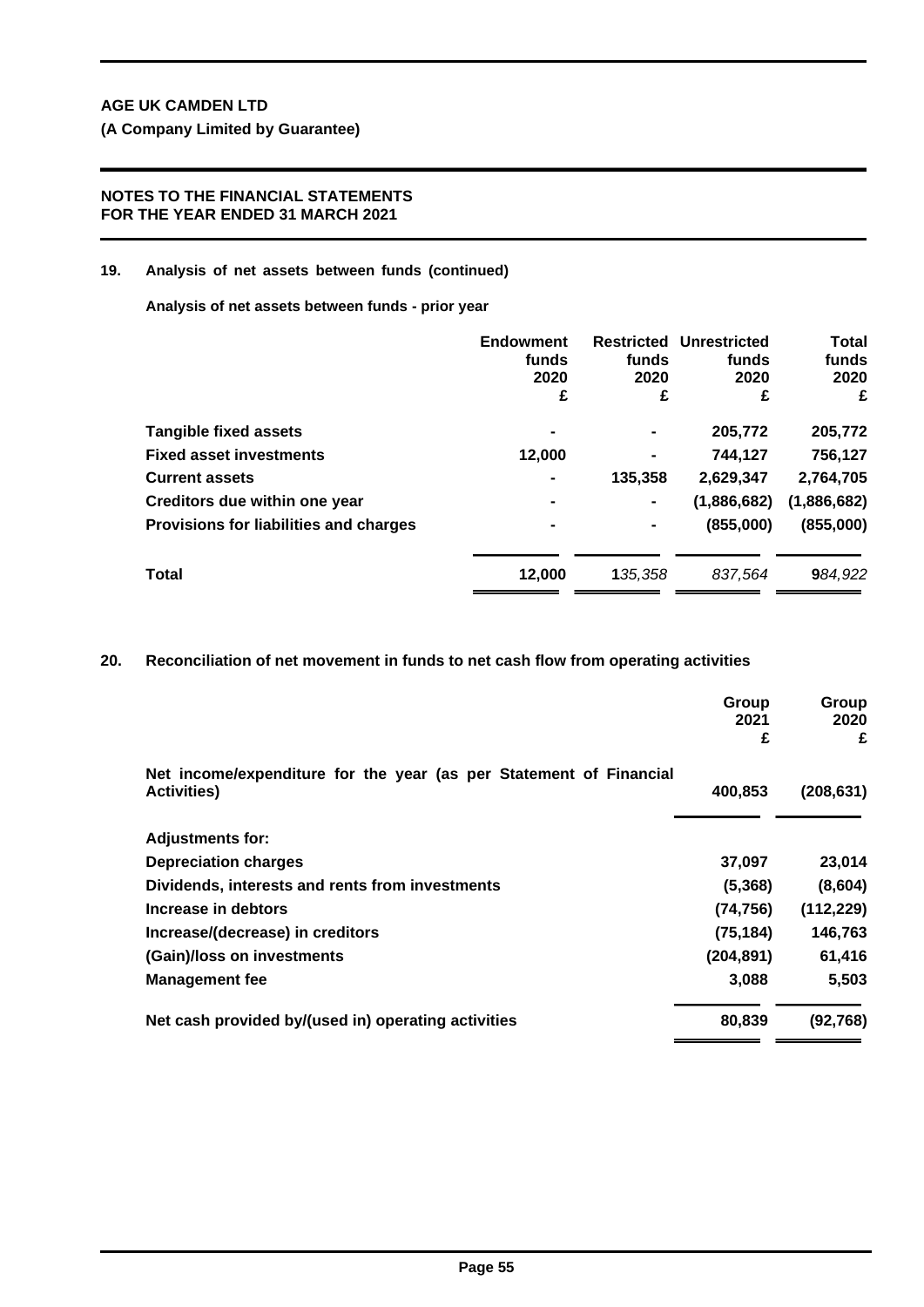**AGE UK CAMDEN LTD**

**(A Company Limited by Guarantee)**

**NOTES TO THE FINANCIAL STATEMENTS FOR THE YEAR ENDED 31 MARCH 2021**

## 19. Analysis of net assets between funds (continued)

**Analysis of net assets between funds - prior year**

| | Endowment funds 2020 £ | Restricted funds 2020 £ | Unrestricted funds 2020 £ | Total funds 2020 £ |
|---|---|---|---|---|
| **Tangible fixed assets** | - | - | 205,772 | 205,772 |
| **Fixed asset investments** | 12,000 | - | 744,127 | 756,127 |
| **Current assets** | - | 135,358 | 2,629,347 | 2,764,705 |
| **Creditors due within one year** | - | - | (1,886,682) | (1,886,682) |
| **Provisions for liabilities and charges** | - | - | (855,000) | (855,000) |
| **Total** | 12,000 | 135,358 | 837,564 | 984,922 |

## 20. Reconciliation of net movement in funds to net cash flow from operating activities

| | Group 2021 £ | Group 2020 £ |
|---|---|---|
| Net income/expenditure for the year (as per Statement of Financial Activities) | 400,853 | (208,631) |
| **Adjustments for:** | | |
| **Depreciation charges** | 37,097 | 23,014 |
| **Dividends, interests and rents from investments** | (5,368) | (8,604) |
| **Increase in debtors** | (74,756) | (112,229) |
| **Increase/(decrease) in creditors** | (75,184) | 146,763 |
| **(Gain)/loss on investments** | (204,891) | 61,416 |
| **Management fee** | 3,088 | 5,503 |
| **Net cash provided by/(used in) operating activities** | 80,839 | (92,768) |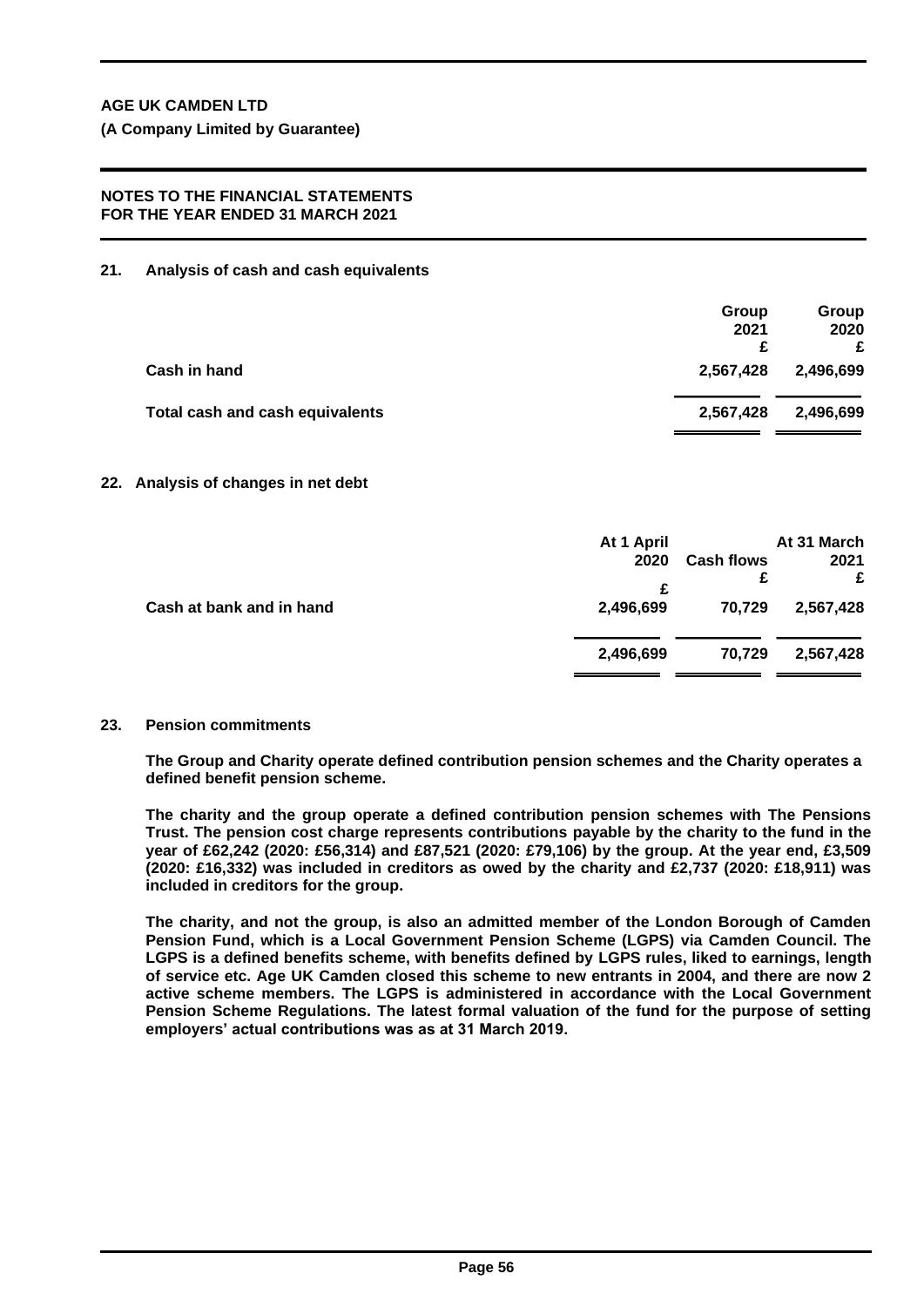**AGE UK CAMDEN LTD**

**(A Company Limited by Guarantee)**

**NOTES TO THE FINANCIAL STATEMENTS FOR THE YEAR ENDED 31 MARCH 2021**

## 21. Analysis of cash and cash equivalents

| | Group 2021 £ | Group 2020 £ |
|---|---|---|
| **Cash in hand** | 2,567,428 | 2,496,699 |
| **Total cash and cash equivalents** | 2,567,428 | 2,496,699 |

## 22. Analysis of changes in net debt

| | At 1 April 2020 £ | Cash flows £ | At 31 March 2021 £ |
|---|---|---|---|
| **Cash at bank and in hand** | 2,496,699 | 70,729 | 2,567,428 |
| | 2,496,699 | 70,729 | 2,567,428 |

## 23. Pension commitments

**The Group and Charity operate defined contribution pension schemes and the Charity operates a defined benefit pension scheme.**

**The charity and the group operate a defined contribution pension schemes with The Pensions Trust. The pension cost charge represents contributions payable by the charity to the fund in the year of £62,242 (2020: £56,314) and £87,521 (2020: £79,106) by the group. At the year end, £3,509 (2020: £16,332) was included in creditors as owed by the charity and £2,737 (2020: £18,911) was included in creditors for the group.**

**The charity, and not the group, is also an admitted member of the London Borough of Camden Pension Fund, which is a Local Government Pension Scheme (LGPS) via Camden Council. The LGPS is a defined benefits scheme, with benefits defined by LGPS rules, liked to earnings, length of service etc. Age UK Camden closed this scheme to new entrants in 2004, and there are now 2 active scheme members. The LGPS is administered in accordance with the Local Government Pension Scheme Regulations. The latest formal valuation of the fund for the purpose of setting employers' actual contributions was as at 31 March 2019.**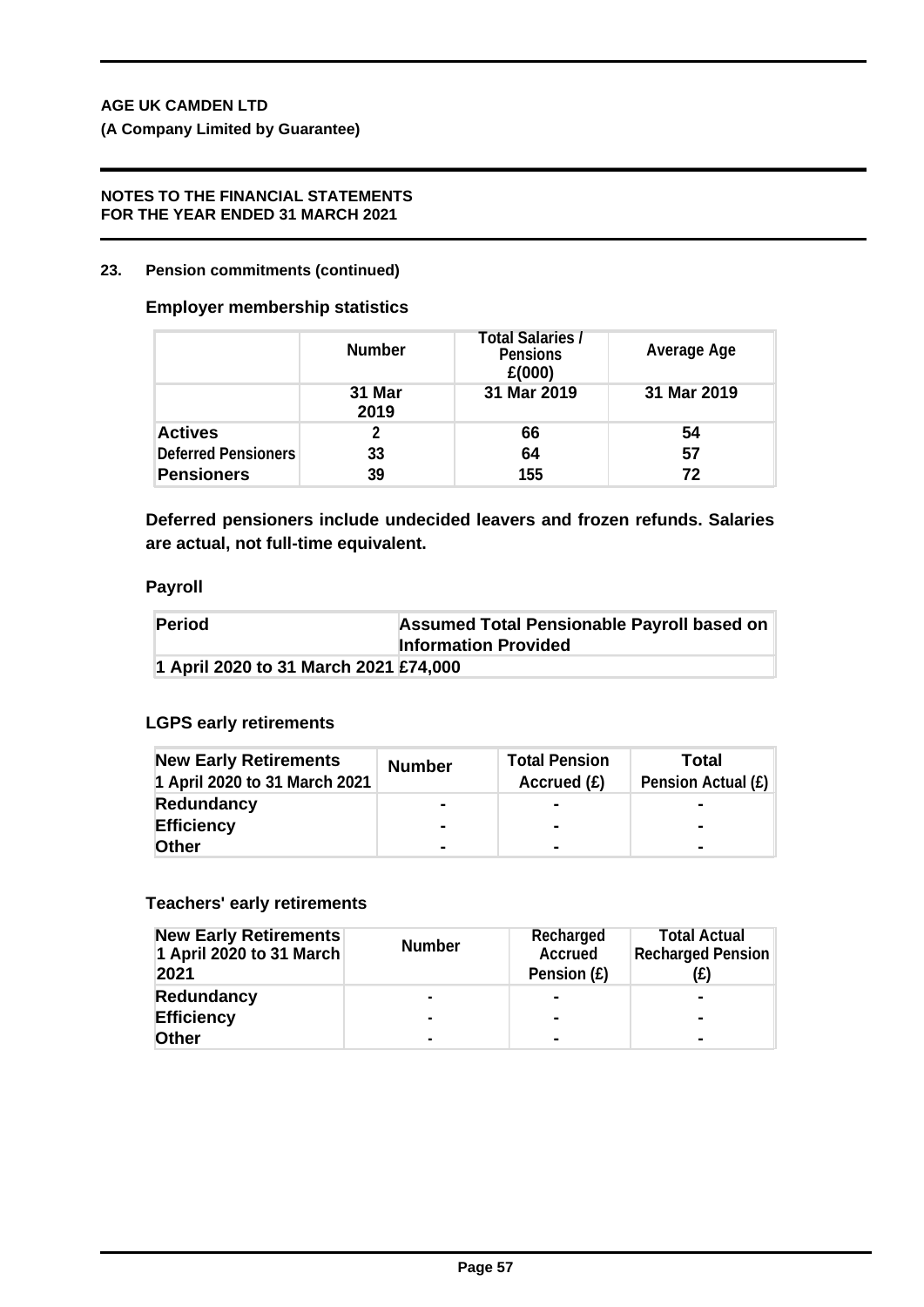**AGE UK CAMDEN LTD**

**(A Company Limited by Guarantee)**

**NOTES TO THE FINANCIAL STATEMENTS FOR THE YEAR ENDED 31 MARCH 2021**

**23. Pension commitments (continued)**

### Employer membership statistics

| | Number | Total Salaries / Pensions £(000) | Average Age |
|---|---|---|---|
| | 31 Mar 2019 | 31 Mar 2019 | 31 Mar 2019 |
| Actives | 2 | 66 | 54 |
| Deferred Pensioners | 33 | 64 | 57 |
| Pensioners | 39 | 155 | 72 |

**Deferred pensioners include undecided leavers and frozen refunds. Salaries are actual, not full-time equivalent.**

### Payroll

| Period | Assumed Total Pensionable Payroll based on Information Provided |
|---|---|
| 1 April 2020 to 31 March 2021 | £74,000 |

### LGPS early retirements

| New Early Retirements 1 April 2020 to 31 March 2021 | Number | Total Pension Accrued (£) | Total Pension Actual (£) |
|---|---|---|---|
| Redundancy | - | - | - |
| Efficiency | - | - | - |
| Other | - | - | - |

### Teachers' early retirements

| New Early Retirements 1 April 2020 to 31 March 2021 | Number | Recharged Accrued Pension (£) | Total Actual Recharged Pension (£) |
|---|---|---|---|
| Redundancy | - | - | - |
| Efficiency | - | - | - |
| Other | - | - | - |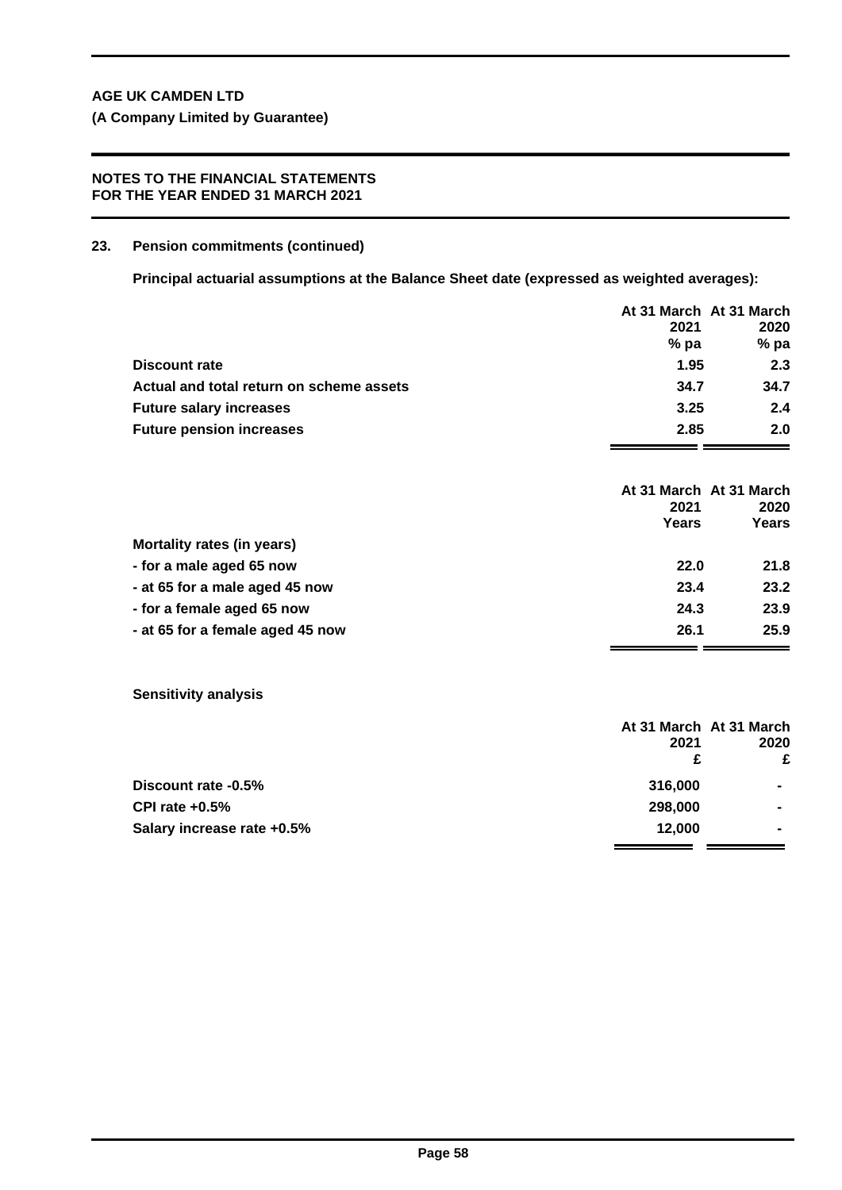**AGE UK CAMDEN LTD**

**(A Company Limited by Guarantee)**

**NOTES TO THE FINANCIAL STATEMENTS FOR THE YEAR ENDED 31 MARCH 2021**

## 23. Pension commitments (continued)

**Principal actuarial assumptions at the Balance Sheet date (expressed as weighted averages):**

| | At 31 March 2021 % pa | At 31 March 2020 % pa |
|---|---|---|
| **Discount rate** | **1.95** | **2.3** |
| **Actual and total return on scheme assets** | **34.7** | **34.7** |
| **Future salary increases** | **3.25** | **2.4** |
| **Future pension increases** | **2.85** | **2.0** |

| | At 31 March 2021 Years | At 31 March 2020 Years |
|---|---|---|
| **Mortality rates (in years)** | | |
| **- for a male aged 65 now** | **22.0** | **21.8** |
| **- at 65 for a male aged 45 now** | **23.4** | **23.2** |
| **- for a female aged 65 now** | **24.3** | **23.9** |
| **- at 65 for a female aged 45 now** | **26.1** | **25.9** |

**Sensitivity analysis**

| | At 31 March 2021 £ | At 31 March 2020 £ |
|---|---|---|
| **Discount rate -0.5%** | **316,000** | **-** |
| **CPI rate +0.5%** | **298,000** | **-** |
| **Salary increase rate +0.5%** | **12,000** | **-** |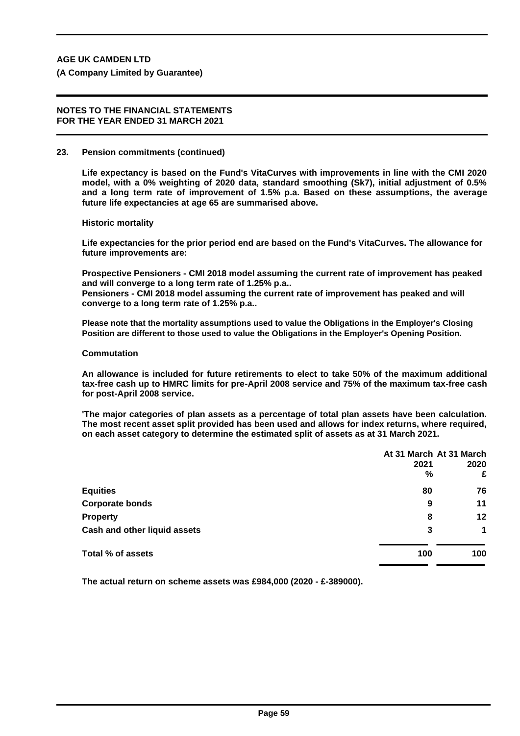**AGE UK CAMDEN LTD**

**(A Company Limited by Guarantee)**

**NOTES TO THE FINANCIAL STATEMENTS**
**FOR THE YEAR ENDED 31 MARCH 2021**

**23. Pension commitments (continued)**

**Life expectancy is based on the Fund's VitaCurves with improvements in line with the CMI 2020 model, with a 0% weighting of 2020 data, standard smoothing (Sk7), initial adjustment of 0.5% and a long term rate of improvement of 1.5% p.a. Based on these assumptions, the average future life expectancies at age 65 are summarised above.**

**Historic mortality**

**Life expectancies for the prior period end are based on the Fund's VitaCurves. The allowance for future improvements are:**

**Prospective Pensioners - CMI 2018 model assuming the current rate of improvement has peaked and will converge to a long term rate of 1.25% p.a..**
**Pensioners - CMI 2018 model assuming the current rate of improvement has peaked and will converge to a long term rate of 1.25% p.a..**

**Please note that the mortality assumptions used to value the Obligations in the Employer's Closing Position are different to those used to value the Obligations in the Employer's Opening Position.**

**Commutation**

**An allowance is included for future retirements to elect to take 50% of the maximum additional tax-free cash up to HMRC limits for pre-April 2008 service and 75% of the maximum tax-free cash for post-April 2008 service.**

**'The major categories of plan assets as a percentage of total plan assets have been calculation. The most recent asset split provided has been used and allows for index returns, where required, on each asset category to determine the estimated split of assets as at 31 March 2021.**

| | At 31 March 2021 % | At 31 March 2020 £ |
|---|---|---|
| **Equities** | **80** | **76** |
| **Corporate bonds** | **9** | **11** |
| **Property** | **8** | **12** |
| **Cash and other liquid assets** | **3** | **1** |
| **Total % of assets** | **100** | **100** |

**The actual return on scheme assets was £984,000 (2020 - £-389000).**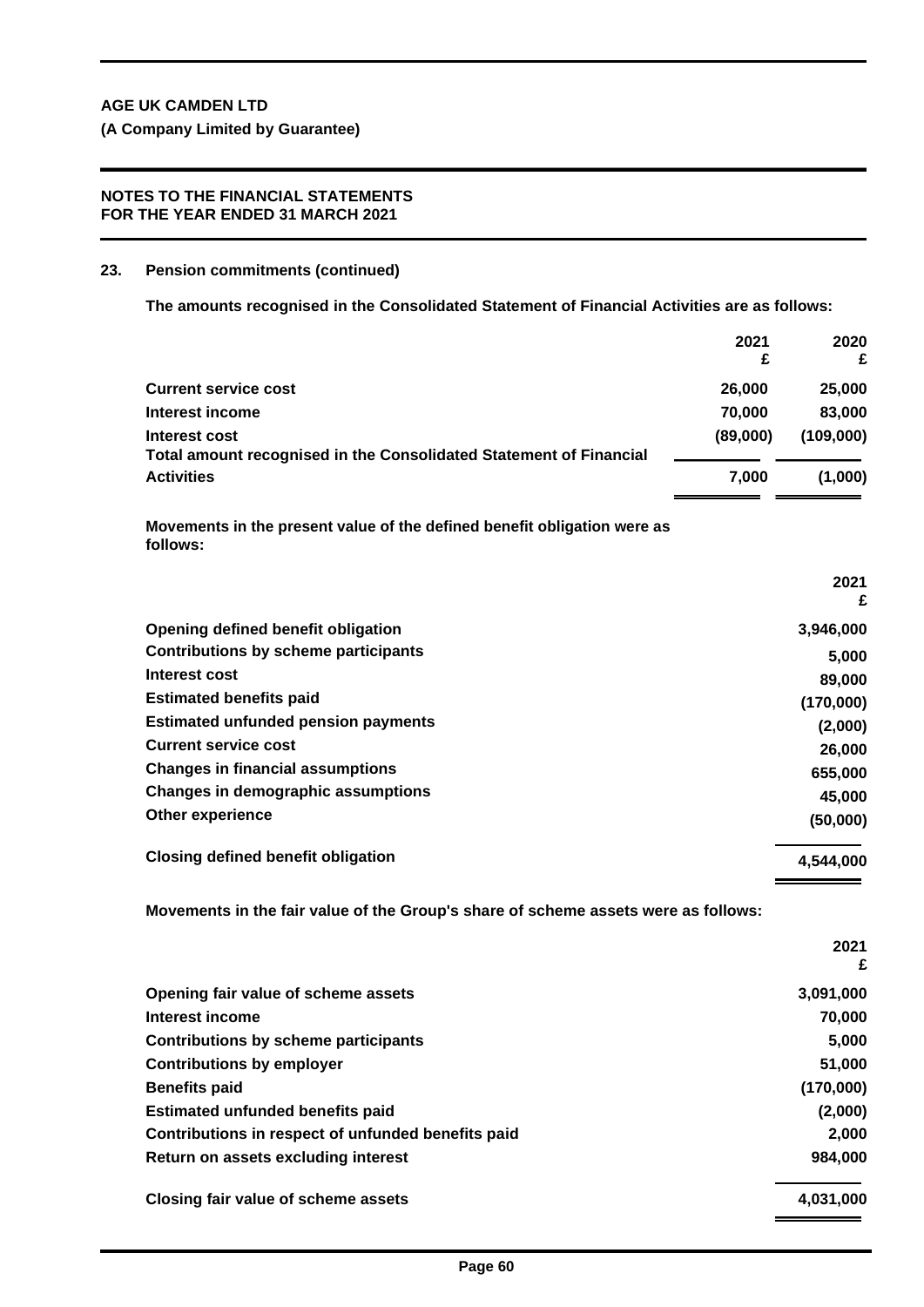**AGE UK CAMDEN LTD**

**(A Company Limited by Guarantee)**

**NOTES TO THE FINANCIAL STATEMENTS FOR THE YEAR ENDED 31 MARCH 2021**

## 23. Pension commitments (continued)

**The amounts recognised in the Consolidated Statement of Financial Activities are as follows:**

| | 2021 £ | 2020 £ |
|---|---|---|
| **Current service cost** | 26,000 | 25,000 |
| **Interest income** | 70,000 | 83,000 |
| **Interest cost** | (89,000) | (109,000) |
| **Total amount recognised in the Consolidated Statement of Financial Activities** | 7,000 | (1,000) |

**Movements in the present value of the defined benefit obligation were as follows:**

| | 2021 £ |
|---|---|
| **Opening defined benefit obligation** | 3,946,000 |
| **Contributions by scheme participants** | 5,000 |
| **Interest cost** | 89,000 |
| **Estimated benefits paid** | (170,000) |
| **Estimated unfunded pension payments** | (2,000) |
| **Current service cost** | 26,000 |
| **Changes in financial assumptions** | 655,000 |
| **Changes in demographic assumptions** | 45,000 |
| **Other experience** | (50,000) |
| **Closing defined benefit obligation** | 4,544,000 |

**Movements in the fair value of the Group's share of scheme assets were as follows:**

| | 2021 £ |
|---|---|
| **Opening fair value of scheme assets** | 3,091,000 |
| **Interest income** | 70,000 |
| **Contributions by scheme participants** | 5,000 |
| **Contributions by employer** | 51,000 |
| **Benefits paid** | (170,000) |
| **Estimated unfunded benefits paid** | (2,000) |
| **Contributions in respect of unfunded benefits paid** | 2,000 |
| **Return on assets excluding interest** | 984,000 |
| **Closing fair value of scheme assets** | 4,031,000 |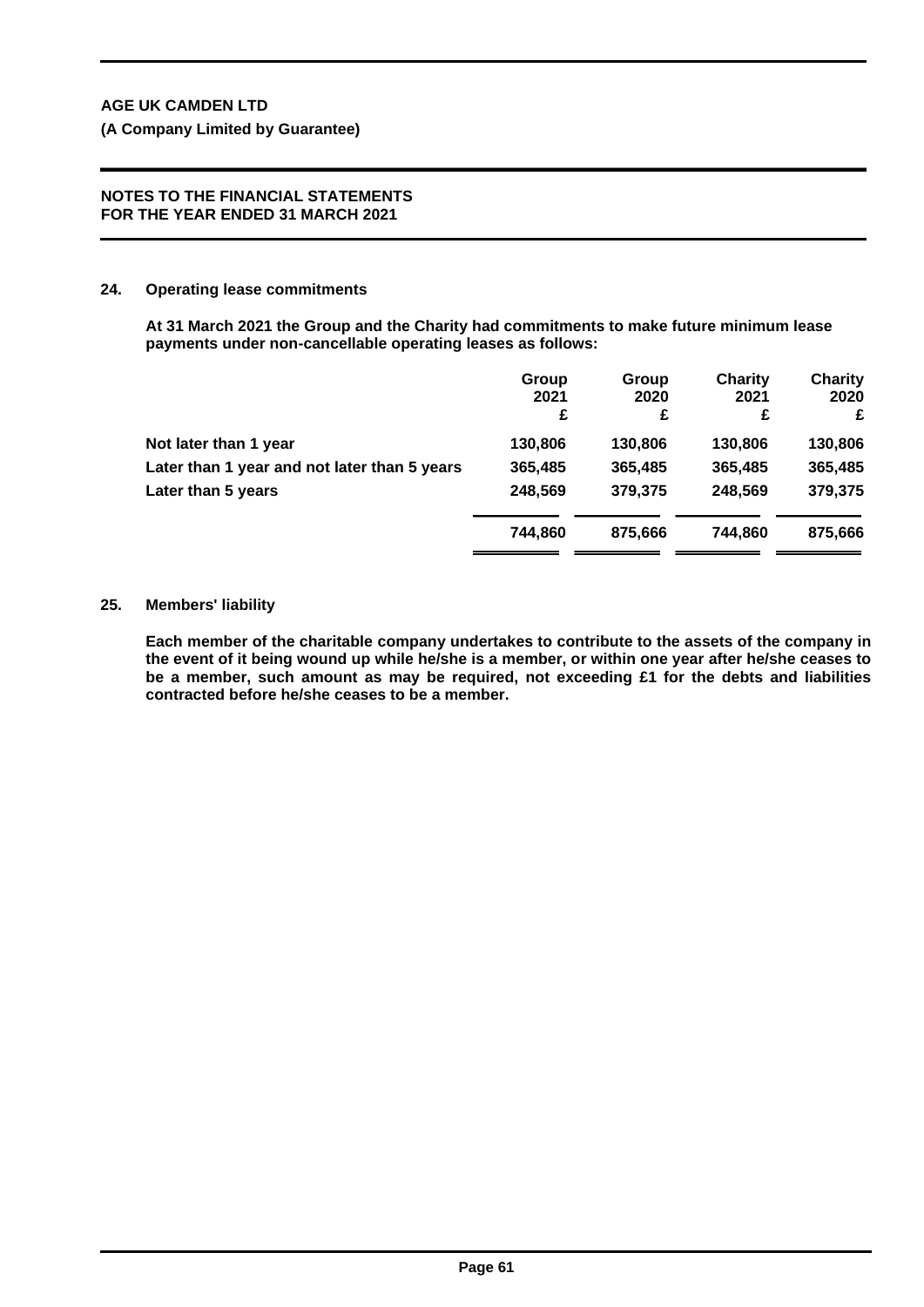**AGE UK CAMDEN LTD**

**(A Company Limited by Guarantee)**

**NOTES TO THE FINANCIAL STATEMENTS FOR THE YEAR ENDED 31 MARCH 2021**

## 24. Operating lease commitments

**At 31 March 2021 the Group and the Charity had commitments to make future minimum lease payments under non-cancellable operating leases as follows:**

| | Group 2021 £ | Group 2020 £ | Charity 2021 £ | Charity 2020 £ |
|---|---|---|---|---|
| Not later than 1 year | 130,806 | 130,806 | 130,806 | 130,806 |
| Later than 1 year and not later than 5 years | 365,485 | 365,485 | 365,485 | 365,485 |
| Later than 5 years | 248,569 | 379,375 | 248,569 | 379,375 |
| | 744,860 | 875,666 | 744,860 | 875,666 |

## 25. Members' liability

**Each member of the charitable company undertakes to contribute to the assets of the company in the event of it being wound up while he/she is a member, or within one year after he/she ceases to be a member, such amount as may be required, not exceeding £1 for the debts and liabilities contracted before he/she ceases to be a member.**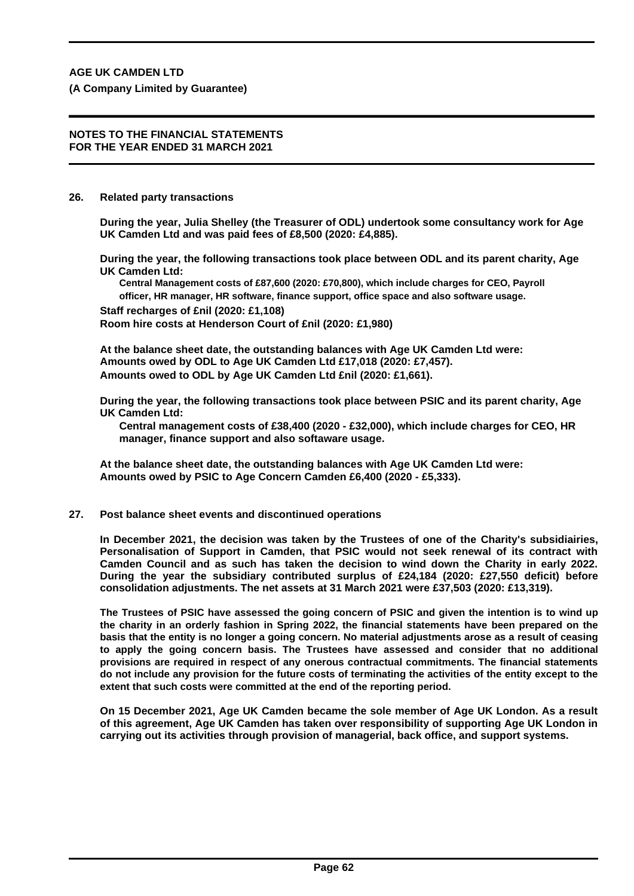**AGE UK CAMDEN LTD**

**(A Company Limited by Guarantee)**

**NOTES TO THE FINANCIAL STATEMENTS FOR THE YEAR ENDED 31 MARCH 2021**

## 26. Related party transactions

**During the year, Julia Shelley (the Treasurer of ODL) undertook some consultancy work for Age UK Camden Ltd and was paid fees of £8,500 (2020: £4,885).**

**During the year, the following transactions took place between ODL and its parent charity, Age UK Camden Ltd:**

**Central Management costs of £87,600 (2020: £70,800), which include charges for CEO, Payroll officer, HR manager, HR software, finance support, office space and also software usage.**

**Staff recharges of £nil (2020: £1,108)**

**Room hire costs at Henderson Court of £nil (2020: £1,980)**

**At the balance sheet date, the outstanding balances with Age UK Camden Ltd were:**

**Amounts owed by ODL to Age UK Camden Ltd £17,018 (2020: £7,457).**

**Amounts owed to ODL by Age UK Camden Ltd £nil (2020: £1,661).**

**During the year, the following transactions took place between PSIC and its parent charity, Age UK Camden Ltd:**

**Central management costs of £38,400 (2020 - £32,000), which include charges for CEO, HR manager, finance support and also softaware usage.**

**At the balance sheet date, the outstanding balances with Age UK Camden Ltd were:**

**Amounts owed by PSIC to Age Concern Camden £6,400 (2020 - £5,333).**

## 27. Post balance sheet events and discontinued operations

**In December 2021, the decision was taken by the Trustees of one of the Charity's subsidiairies, Personalisation of Support in Camden, that PSIC would not seek renewal of its contract with Camden Council and as such has taken the decision to wind down the Charity in early 2022. During the year the subsidiary contributed surplus of £24,184 (2020: £27,550 deficit) before consolidation adjustments. The net assets at 31 March 2021 were £37,503 (2020: £13,319).**

**The Trustees of PSIC have assessed the going concern of PSIC and given the intention is to wind up the charity in an orderly fashion in Spring 2022, the financial statements have been prepared on the basis that the entity is no longer a going concern. No material adjustments arose as a result of ceasing to apply the going concern basis. The Trustees have assessed and consider that no additional provisions are required in respect of any onerous contractual commitments. The financial statements do not include any provision for the future costs of terminating the activities of the entity except to the extent that such costs were committed at the end of the reporting period.**

**On 15 December 2021, Age UK Camden became the sole member of Age UK London. As a result of this agreement, Age UK Camden has taken over responsibility of supporting Age UK London in carrying out its activities through provision of managerial, back office, and support systems.**